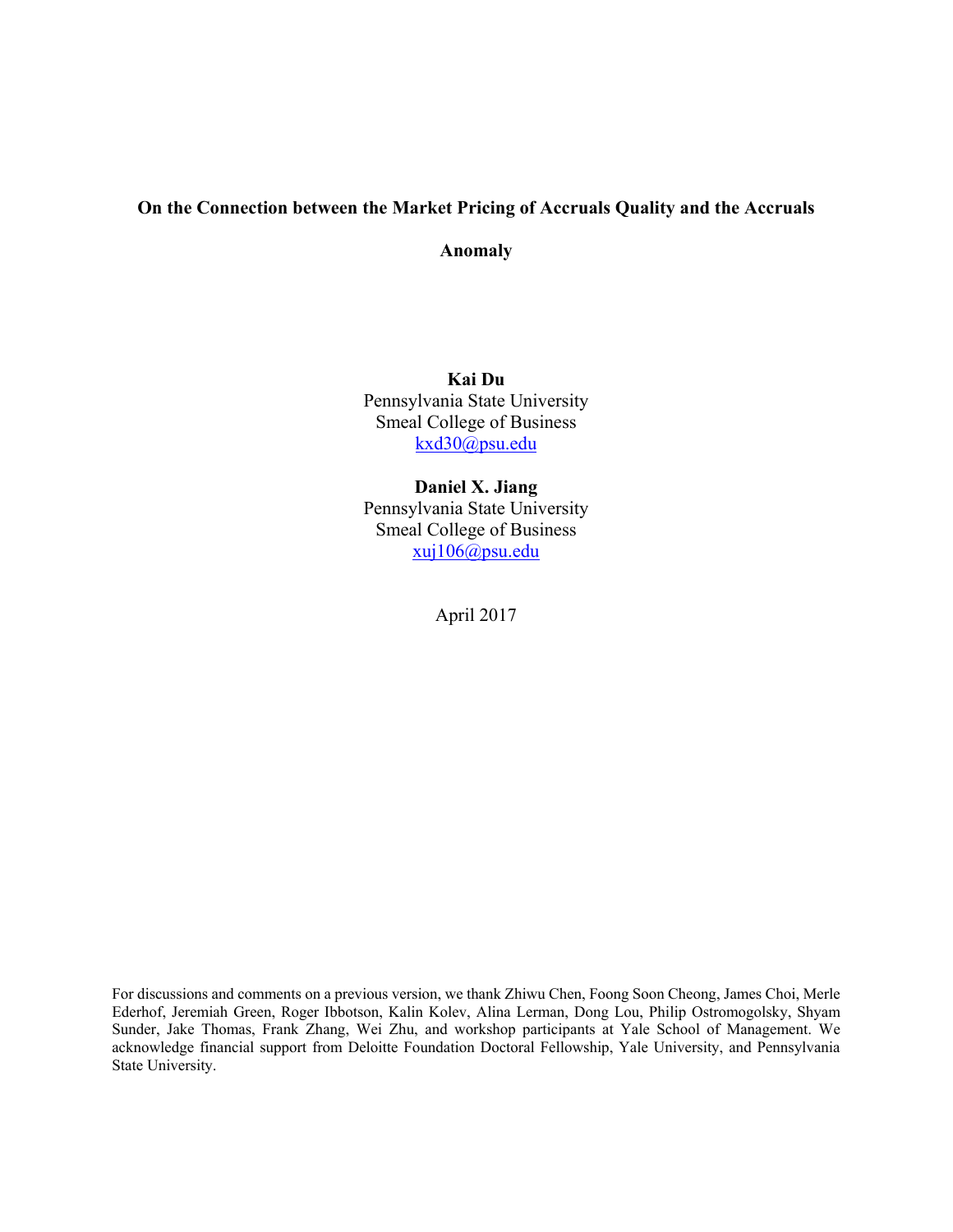# On the Connection between the Market Pricing of Accruals Quality and the Accruals Anomaly

**Kai Du**
Pennsylvania State University
Smeal College of Business
kxd30@psu.edu

**Daniel X. Jiang**
Pennsylvania State University
Smeal College of Business
xuj106@psu.edu

April 2017

For discussions and comments on a previous version, we thank Zhiwu Chen, Foong Soon Cheong, James Choi, Merle Ederhof, Jeremiah Green, Roger Ibbotson, Kalin Kolev, Alina Lerman, Dong Lou, Philip Ostromogolsky, Shyam Sunder, Jake Thomas, Frank Zhang, Wei Zhu, and workshop participants at Yale School of Management. We acknowledge financial support from Deloitte Foundation Doctoral Fellowship, Yale University, and Pennsylvania State University.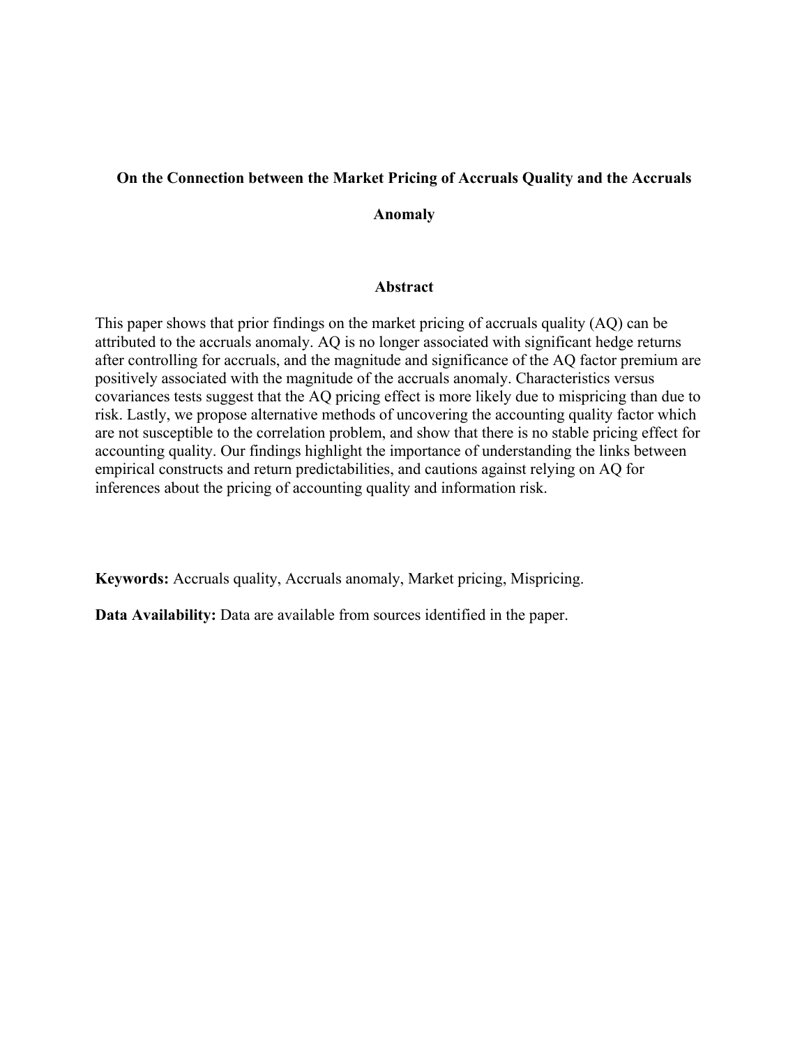# On the Connection between the Market Pricing of Accruals Quality and the Accruals Anomaly

## Abstract

This paper shows that prior findings on the market pricing of accruals quality (AQ) can be attributed to the accruals anomaly. AQ is no longer associated with significant hedge returns after controlling for accruals, and the magnitude and significance of the AQ factor premium are positively associated with the magnitude of the accruals anomaly. Characteristics versus covariances tests suggest that the AQ pricing effect is more likely due to mispricing than due to risk. Lastly, we propose alternative methods of uncovering the accounting quality factor which are not susceptible to the correlation problem, and show that there is no stable pricing effect for accounting quality. Our findings highlight the importance of understanding the links between empirical constructs and return predictabilities, and cautions against relying on AQ for inferences about the pricing of accounting quality and information risk.

**Keywords:** Accruals quality, Accruals anomaly, Market pricing, Mispricing.

**Data Availability:** Data are available from sources identified in the paper.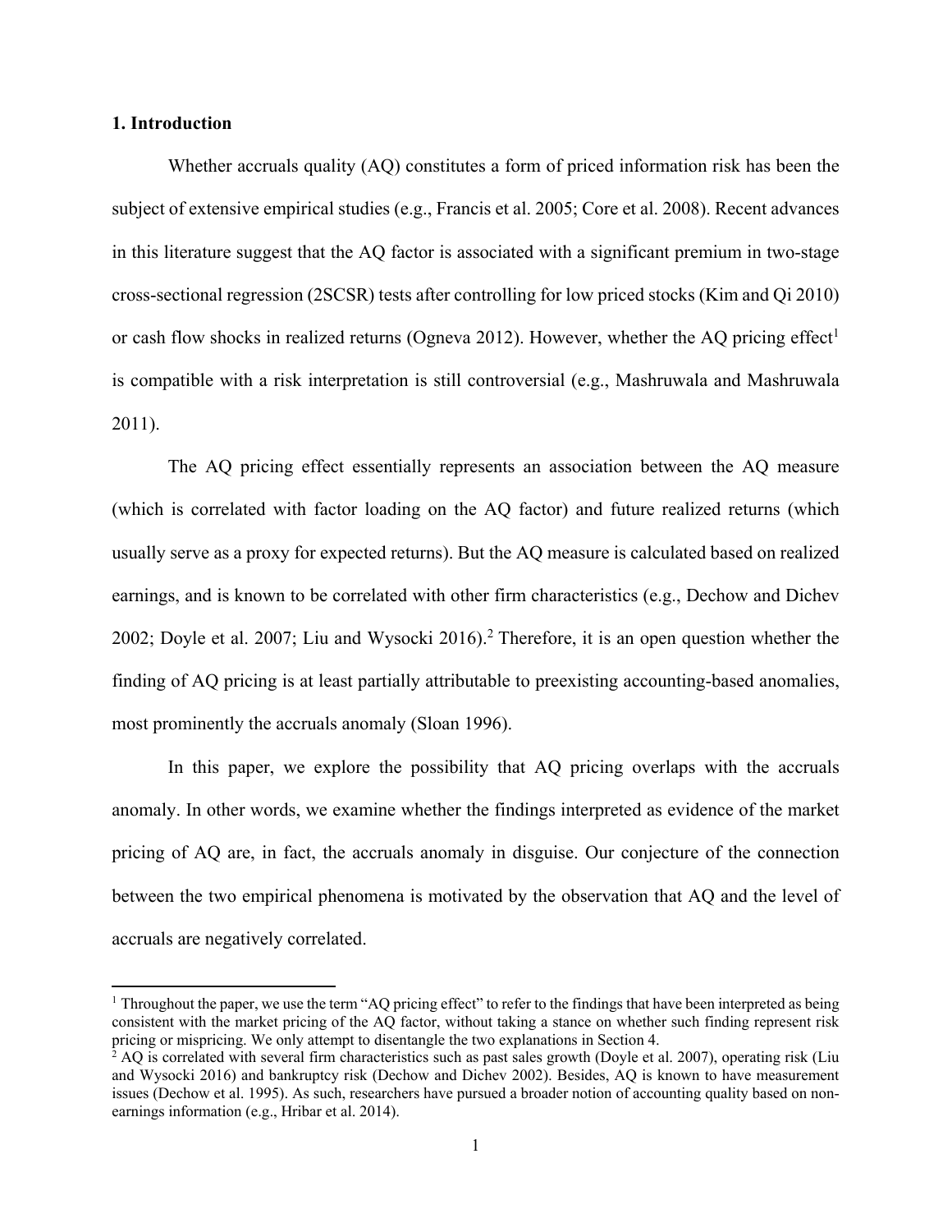## 1. Introduction

Whether accruals quality (AQ) constitutes a form of priced information risk has been the subject of extensive empirical studies (e.g., Francis et al. 2005; Core et al. 2008). Recent advances in this literature suggest that the AQ factor is associated with a significant premium in two-stage cross-sectional regression (2SCSR) tests after controlling for low priced stocks (Kim and Qi 2010) or cash flow shocks in realized returns (Ogneva 2012). However, whether the AQ pricing effect[1] is compatible with a risk interpretation is still controversial (e.g., Mashruwala and Mashruwala 2011).

The AQ pricing effect essentially represents an association between the AQ measure (which is correlated with factor loading on the AQ factor) and future realized returns (which usually serve as a proxy for expected returns). But the AQ measure is calculated based on realized earnings, and is known to be correlated with other firm characteristics (e.g., Dechow and Dichev 2002; Doyle et al. 2007; Liu and Wysocki 2016).[2] Therefore, it is an open question whether the finding of AQ pricing is at least partially attributable to preexisting accounting-based anomalies, most prominently the accruals anomaly (Sloan 1996).

In this paper, we explore the possibility that AQ pricing overlaps with the accruals anomaly. In other words, we examine whether the findings interpreted as evidence of the market pricing of AQ are, in fact, the accruals anomaly in disguise. Our conjecture of the connection between the two empirical phenomena is motivated by the observation that AQ and the level of accruals are negatively correlated.

[1] Throughout the paper, we use the term "AQ pricing effect" to refer to the findings that have been interpreted as being consistent with the market pricing of the AQ factor, without taking a stance on whether such finding represent risk pricing or mispricing. We only attempt to disentangle the two explanations in Section 4.

[2] AQ is correlated with several firm characteristics such as past sales growth (Doyle et al. 2007), operating risk (Liu and Wysocki 2016) and bankruptcy risk (Dechow and Dichev 2002). Besides, AQ is known to have measurement issues (Dechow et al. 1995). As such, researchers have pursued a broader notion of accounting quality based on non-earnings information (e.g., Hribar et al. 2014).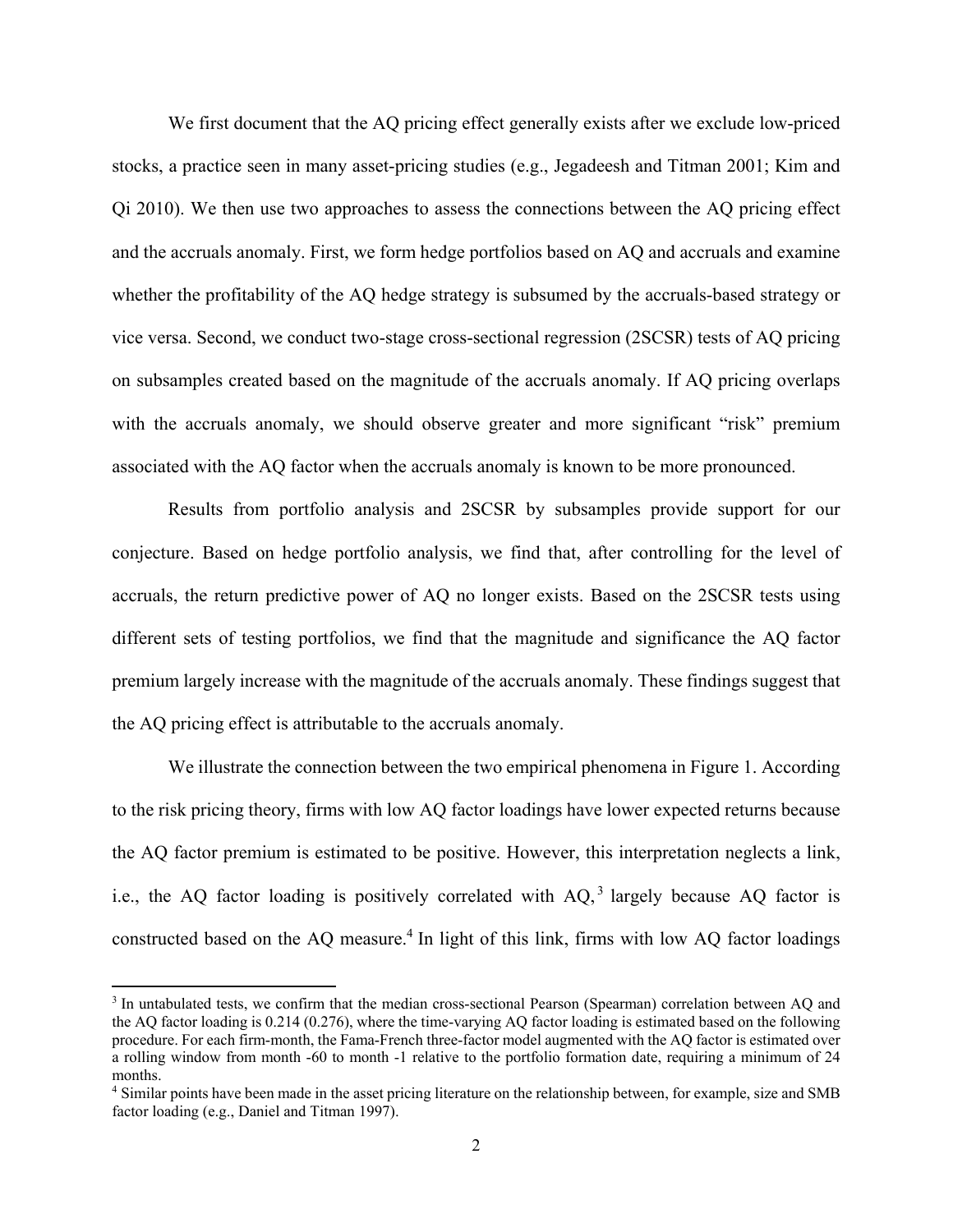We first document that the AQ pricing effect generally exists after we exclude low-priced stocks, a practice seen in many asset-pricing studies (e.g., Jegadeesh and Titman 2001; Kim and Qi 2010). We then use two approaches to assess the connections between the AQ pricing effect and the accruals anomaly. First, we form hedge portfolios based on AQ and accruals and examine whether the profitability of the AQ hedge strategy is subsumed by the accruals-based strategy or vice versa. Second, we conduct two-stage cross-sectional regression (2SCSR) tests of AQ pricing on subsamples created based on the magnitude of the accruals anomaly. If AQ pricing overlaps with the accruals anomaly, we should observe greater and more significant "risk" premium associated with the AQ factor when the accruals anomaly is known to be more pronounced.

Results from portfolio analysis and 2SCSR by subsamples provide support for our conjecture. Based on hedge portfolio analysis, we find that, after controlling for the level of accruals, the return predictive power of AQ no longer exists. Based on the 2SCSR tests using different sets of testing portfolios, we find that the magnitude and significance the AQ factor premium largely increase with the magnitude of the accruals anomaly. These findings suggest that the AQ pricing effect is attributable to the accruals anomaly.

We illustrate the connection between the two empirical phenomena in Figure 1. According to the risk pricing theory, firms with low AQ factor loadings have lower expected returns because the AQ factor premium is estimated to be positive. However, this interpretation neglects a link, i.e., the AQ factor loading is positively correlated with AQ,[3] largely because AQ factor is constructed based on the AQ measure.[4] In light of this link, firms with low AQ factor loadings

[3] In untabulated tests, we confirm that the median cross-sectional Pearson (Spearman) correlation between AQ and the AQ factor loading is 0.214 (0.276), where the time-varying AQ factor loading is estimated based on the following procedure. For each firm-month, the Fama-French three-factor model augmented with the AQ factor is estimated over a rolling window from month -60 to month -1 relative to the portfolio formation date, requiring a minimum of 24 months.

[4] Similar points have been made in the asset pricing literature on the relationship between, for example, size and SMB factor loading (e.g., Daniel and Titman 1997).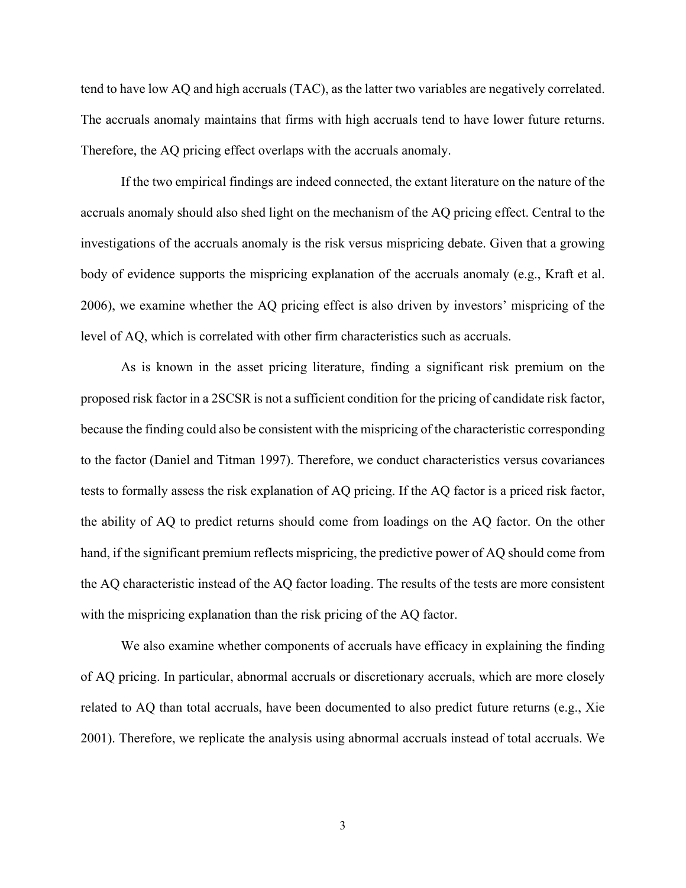tend to have low AQ and high accruals (TAC), as the latter two variables are negatively correlated. The accruals anomaly maintains that firms with high accruals tend to have lower future returns. Therefore, the AQ pricing effect overlaps with the accruals anomaly.

If the two empirical findings are indeed connected, the extant literature on the nature of the accruals anomaly should also shed light on the mechanism of the AQ pricing effect. Central to the investigations of the accruals anomaly is the risk versus mispricing debate. Given that a growing body of evidence supports the mispricing explanation of the accruals anomaly (e.g., Kraft et al. 2006), we examine whether the AQ pricing effect is also driven by investors' mispricing of the level of AQ, which is correlated with other firm characteristics such as accruals.

As is known in the asset pricing literature, finding a significant risk premium on the proposed risk factor in a 2SCSR is not a sufficient condition for the pricing of candidate risk factor, because the finding could also be consistent with the mispricing of the characteristic corresponding to the factor (Daniel and Titman 1997). Therefore, we conduct characteristics versus covariances tests to formally assess the risk explanation of AQ pricing. If the AQ factor is a priced risk factor, the ability of AQ to predict returns should come from loadings on the AQ factor. On the other hand, if the significant premium reflects mispricing, the predictive power of AQ should come from the AQ characteristic instead of the AQ factor loading. The results of the tests are more consistent with the mispricing explanation than the risk pricing of the AQ factor.

We also examine whether components of accruals have efficacy in explaining the finding of AQ pricing. In particular, abnormal accruals or discretionary accruals, which are more closely related to AQ than total accruals, have been documented to also predict future returns (e.g., Xie 2001). Therefore, we replicate the analysis using abnormal accruals instead of total accruals. We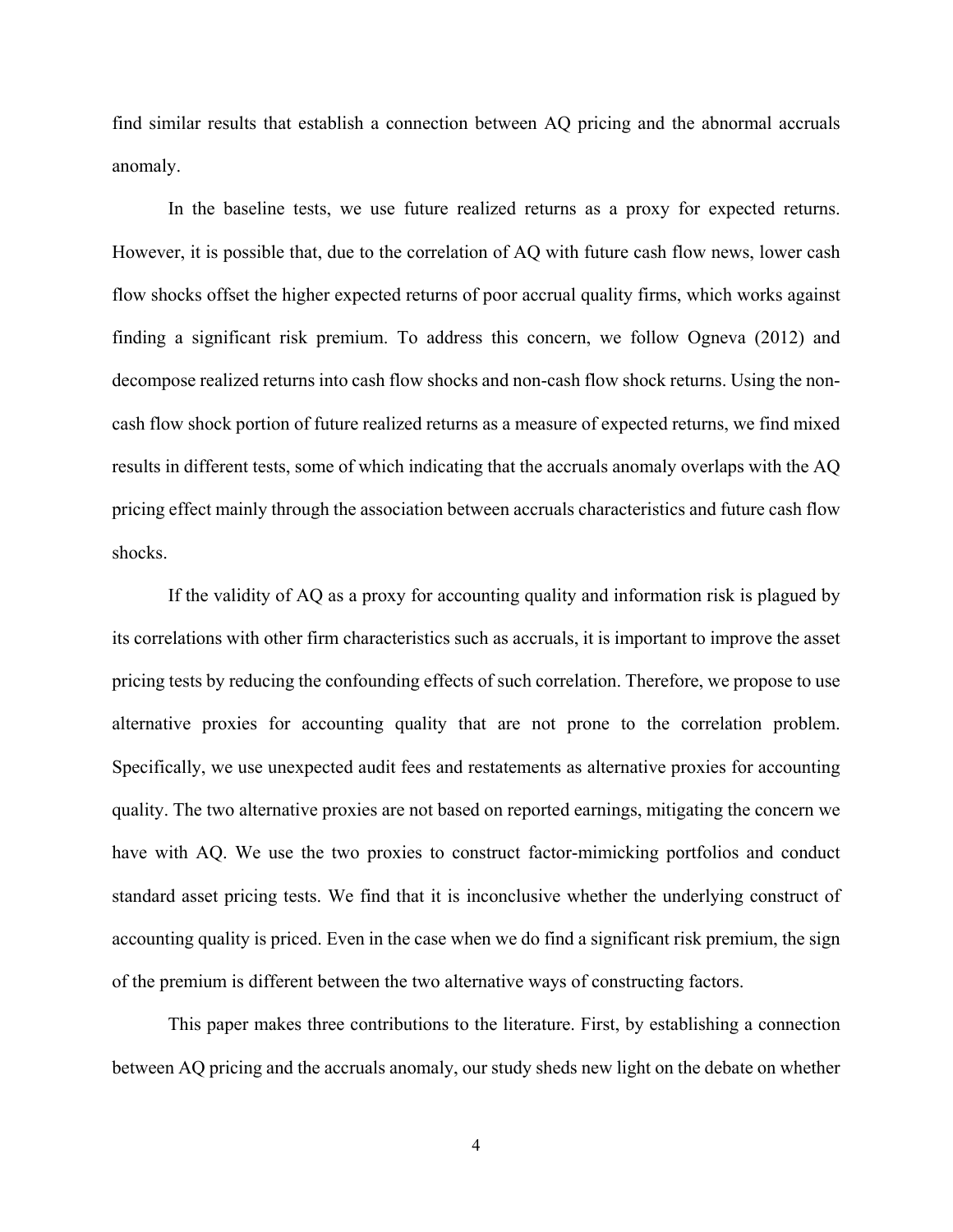find similar results that establish a connection between AQ pricing and the abnormal accruals anomaly.

In the baseline tests, we use future realized returns as a proxy for expected returns. However, it is possible that, due to the correlation of AQ with future cash flow news, lower cash flow shocks offset the higher expected returns of poor accrual quality firms, which works against finding a significant risk premium. To address this concern, we follow Ogneva (2012) and decompose realized returns into cash flow shocks and non-cash flow shock returns. Using the non-cash flow shock portion of future realized returns as a measure of expected returns, we find mixed results in different tests, some of which indicating that the accruals anomaly overlaps with the AQ pricing effect mainly through the association between accruals characteristics and future cash flow shocks.

If the validity of AQ as a proxy for accounting quality and information risk is plagued by its correlations with other firm characteristics such as accruals, it is important to improve the asset pricing tests by reducing the confounding effects of such correlation. Therefore, we propose to use alternative proxies for accounting quality that are not prone to the correlation problem. Specifically, we use unexpected audit fees and restatements as alternative proxies for accounting quality. The two alternative proxies are not based on reported earnings, mitigating the concern we have with AQ. We use the two proxies to construct factor-mimicking portfolios and conduct standard asset pricing tests. We find that it is inconclusive whether the underlying construct of accounting quality is priced. Even in the case when we do find a significant risk premium, the sign of the premium is different between the two alternative ways of constructing factors.

This paper makes three contributions to the literature. First, by establishing a connection between AQ pricing and the accruals anomaly, our study sheds new light on the debate on whether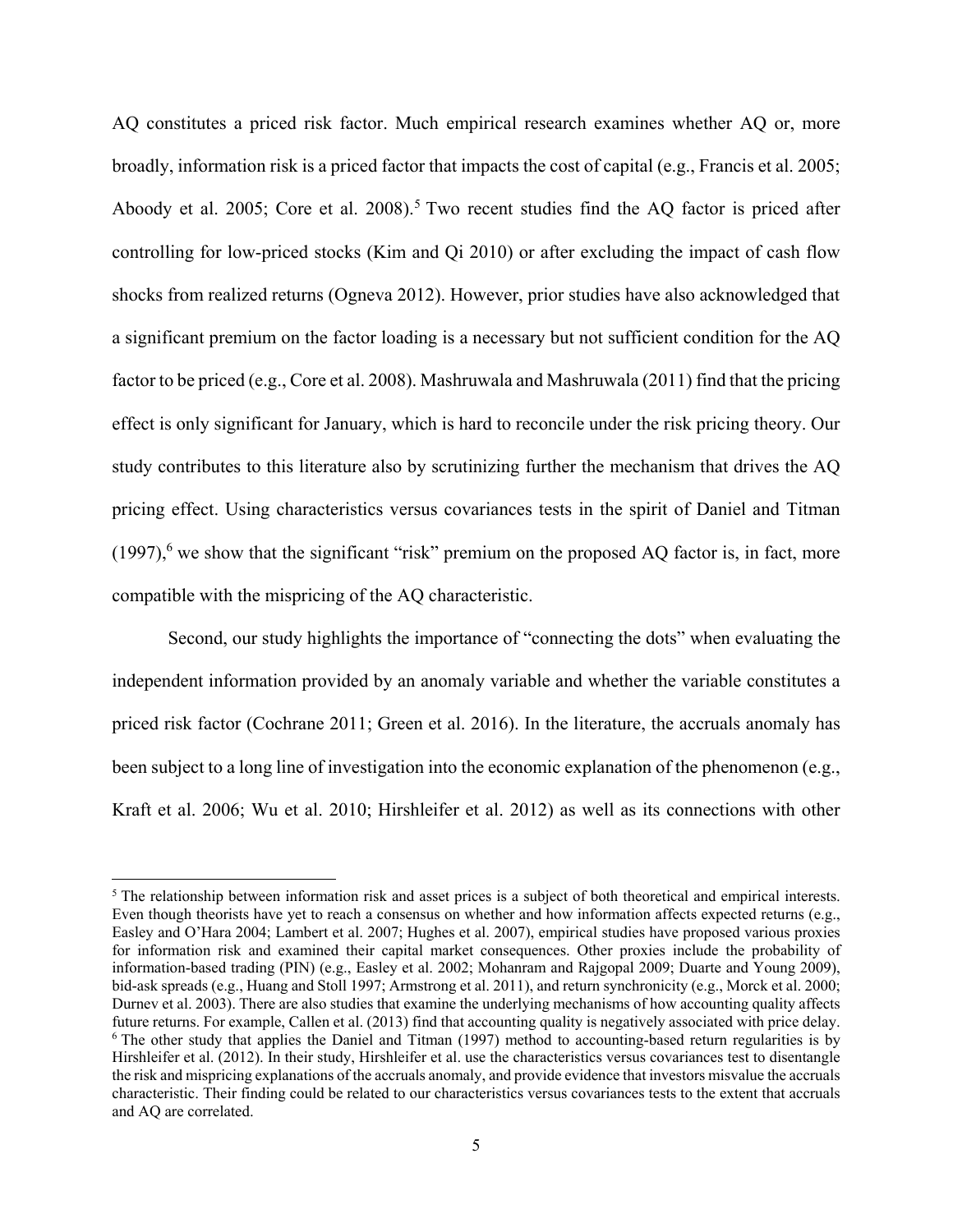AQ constitutes a priced risk factor. Much empirical research examines whether AQ or, more broadly, information risk is a priced factor that impacts the cost of capital (e.g., Francis et al. 2005; Aboody et al. 2005; Core et al. 2008).[5] Two recent studies find the AQ factor is priced after controlling for low-priced stocks (Kim and Qi 2010) or after excluding the impact of cash flow shocks from realized returns (Ogneva 2012). However, prior studies have also acknowledged that a significant premium on the factor loading is a necessary but not sufficient condition for the AQ factor to be priced (e.g., Core et al. 2008). Mashruwala and Mashruwala (2011) find that the pricing effect is only significant for January, which is hard to reconcile under the risk pricing theory. Our study contributes to this literature also by scrutinizing further the mechanism that drives the AQ pricing effect. Using characteristics versus covariances tests in the spirit of Daniel and Titman (1997),[6] we show that the significant "risk" premium on the proposed AQ factor is, in fact, more compatible with the mispricing of the AQ characteristic.

Second, our study highlights the importance of "connecting the dots" when evaluating the independent information provided by an anomaly variable and whether the variable constitutes a priced risk factor (Cochrane 2011; Green et al. 2016). In the literature, the accruals anomaly has been subject to a long line of investigation into the economic explanation of the phenomenon (e.g., Kraft et al. 2006; Wu et al. 2010; Hirshleifer et al. 2012) as well as its connections with other

[5] The relationship between information risk and asset prices is a subject of both theoretical and empirical interests. Even though theorists have yet to reach a consensus on whether and how information affects expected returns (e.g., Easley and O'Hara 2004; Lambert et al. 2007; Hughes et al. 2007), empirical studies have proposed various proxies for information risk and examined their capital market consequences. Other proxies include the probability of information-based trading (PIN) (e.g., Easley et al. 2002; Mohanram and Rajgopal 2009; Duarte and Young 2009), bid-ask spreads (e.g., Huang and Stoll 1997; Armstrong et al. 2011), and return synchronicity (e.g., Morck et al. 2000; Durnev et al. 2003). There are also studies that examine the underlying mechanisms of how accounting quality affects future returns. For example, Callen et al. (2013) find that accounting quality is negatively associated with price delay.

[6] The other study that applies the Daniel and Titman (1997) method to accounting-based return regularities is by Hirshleifer et al. (2012). In their study, Hirshleifer et al. use the characteristics versus covariances test to disentangle the risk and mispricing explanations of the accruals anomaly, and provide evidence that investors misvalue the accruals characteristic. Their finding could be related to our characteristics versus covariances tests to the extent that accruals and AQ are correlated.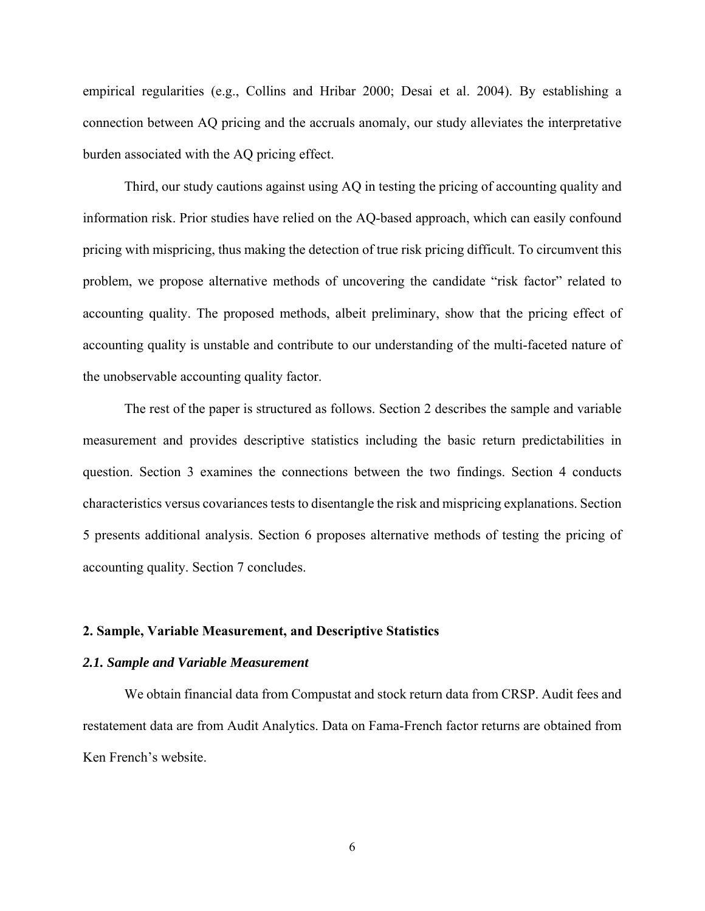empirical regularities (e.g., Collins and Hribar 2000; Desai et al. 2004). By establishing a connection between AQ pricing and the accruals anomaly, our study alleviates the interpretative burden associated with the AQ pricing effect.

Third, our study cautions against using AQ in testing the pricing of accounting quality and information risk. Prior studies have relied on the AQ-based approach, which can easily confound pricing with mispricing, thus making the detection of true risk pricing difficult. To circumvent this problem, we propose alternative methods of uncovering the candidate "risk factor" related to accounting quality. The proposed methods, albeit preliminary, show that the pricing effect of accounting quality is unstable and contribute to our understanding of the multi-faceted nature of the unobservable accounting quality factor.

The rest of the paper is structured as follows. Section 2 describes the sample and variable measurement and provides descriptive statistics including the basic return predictabilities in question. Section 3 examines the connections between the two findings. Section 4 conducts characteristics versus covariances tests to disentangle the risk and mispricing explanations. Section 5 presents additional analysis. Section 6 proposes alternative methods of testing the pricing of accounting quality. Section 7 concludes.

## 2. Sample, Variable Measurement, and Descriptive Statistics

### *2.1. Sample and Variable Measurement*

We obtain financial data from Compustat and stock return data from CRSP. Audit fees and restatement data are from Audit Analytics. Data on Fama-French factor returns are obtained from Ken French's website.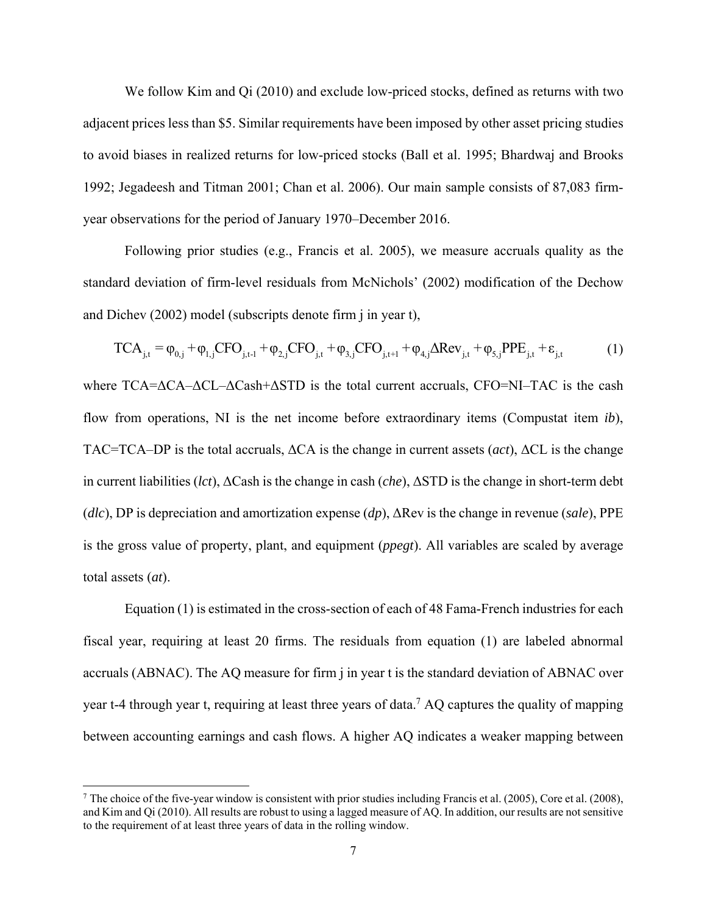We follow Kim and Qi (2010) and exclude low-priced stocks, defined as returns with two adjacent prices less than \$5. Similar requirements have been imposed by other asset pricing studies to avoid biases in realized returns for low-priced stocks (Ball et al. 1995; Bhardwaj and Brooks 1992; Jegadeesh and Titman 2001; Chan et al. 2006). Our main sample consists of 87,083 firm-year observations for the period of January 1970–December 2016.

Following prior studies (e.g., Francis et al. 2005), we measure accruals quality as the standard deviation of firm-level residuals from McNichols' (2002) modification of the Dechow and Dichev (2002) model (subscripts denote firm j in year t),

$$TCA_{j,t} = \varphi_{0,j} + \varphi_{1,j}CFO_{j,t-1} + \varphi_{2,j}CFO_{j,t} + \varphi_{3,j}CFO_{j,t+1} + \varphi_{4,j}\Delta Rev_{j,t} + \varphi_{5,j}PPE_{j,t} + \varepsilon_{j,t} \tag{1}$$

where TCA=ΔCA–ΔCL–ΔCash+ΔSTD is the total current accruals, CFO=NI–TAC is the cash flow from operations, NI is the net income before extraordinary items (Compustat item *ib*), TAC=TCA–DP is the total accruals, ΔCA is the change in current assets (*act*), ΔCL is the change in current liabilities (*lct*), ΔCash is the change in cash (*che*), ΔSTD is the change in short-term debt (*dlc*), DP is depreciation and amortization expense (*dp*), ΔRev is the change in revenue (*sale*), PPE is the gross value of property, plant, and equipment (*ppegt*). All variables are scaled by average total assets (*at*).

Equation (1) is estimated in the cross-section of each of 48 Fama-French industries for each fiscal year, requiring at least 20 firms. The residuals from equation (1) are labeled abnormal accruals (ABNAC). The AQ measure for firm j in year t is the standard deviation of ABNAC over year t-4 through year t, requiring at least three years of data.[7] AQ captures the quality of mapping between accounting earnings and cash flows. A higher AQ indicates a weaker mapping between

[7] The choice of the five-year window is consistent with prior studies including Francis et al. (2005), Core et al. (2008), and Kim and Qi (2010). All results are robust to using a lagged measure of AQ. In addition, our results are not sensitive to the requirement of at least three years of data in the rolling window.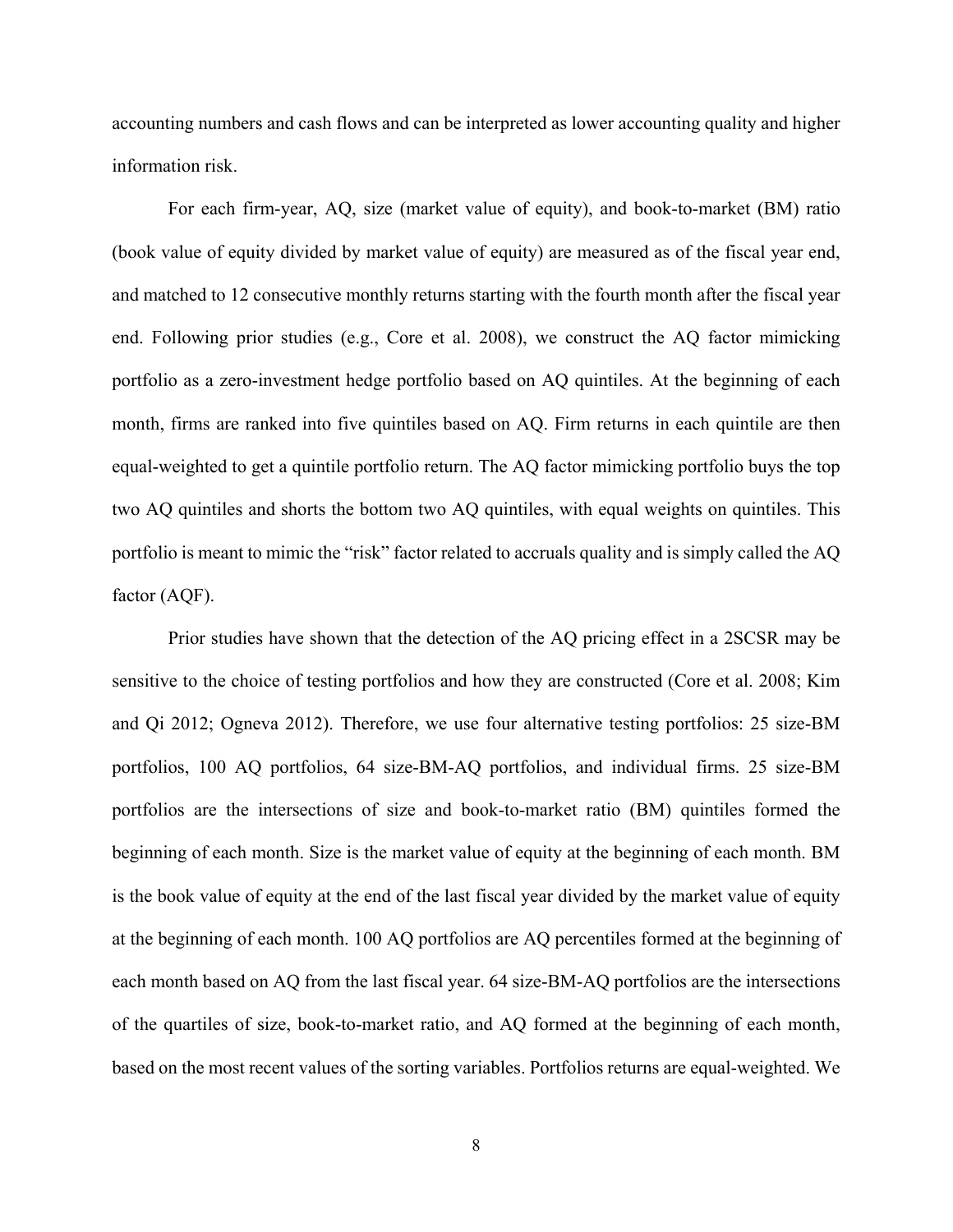accounting numbers and cash flows and can be interpreted as lower accounting quality and higher information risk.

For each firm-year, AQ, size (market value of equity), and book-to-market (BM) ratio (book value of equity divided by market value of equity) are measured as of the fiscal year end, and matched to 12 consecutive monthly returns starting with the fourth month after the fiscal year end. Following prior studies (e.g., Core et al. 2008), we construct the AQ factor mimicking portfolio as a zero-investment hedge portfolio based on AQ quintiles. At the beginning of each month, firms are ranked into five quintiles based on AQ. Firm returns in each quintile are then equal-weighted to get a quintile portfolio return. The AQ factor mimicking portfolio buys the top two AQ quintiles and shorts the bottom two AQ quintiles, with equal weights on quintiles. This portfolio is meant to mimic the "risk" factor related to accruals quality and is simply called the AQ factor (AQF).

Prior studies have shown that the detection of the AQ pricing effect in a 2SCSR may be sensitive to the choice of testing portfolios and how they are constructed (Core et al. 2008; Kim and Qi 2012; Ogneva 2012). Therefore, we use four alternative testing portfolios: 25 size-BM portfolios, 100 AQ portfolios, 64 size-BM-AQ portfolios, and individual firms. 25 size-BM portfolios are the intersections of size and book-to-market ratio (BM) quintiles formed the beginning of each month. Size is the market value of equity at the beginning of each month. BM is the book value of equity at the end of the last fiscal year divided by the market value of equity at the beginning of each month. 100 AQ portfolios are AQ percentiles formed at the beginning of each month based on AQ from the last fiscal year. 64 size-BM-AQ portfolios are the intersections of the quartiles of size, book-to-market ratio, and AQ formed at the beginning of each month, based on the most recent values of the sorting variables. Portfolios returns are equal-weighted. We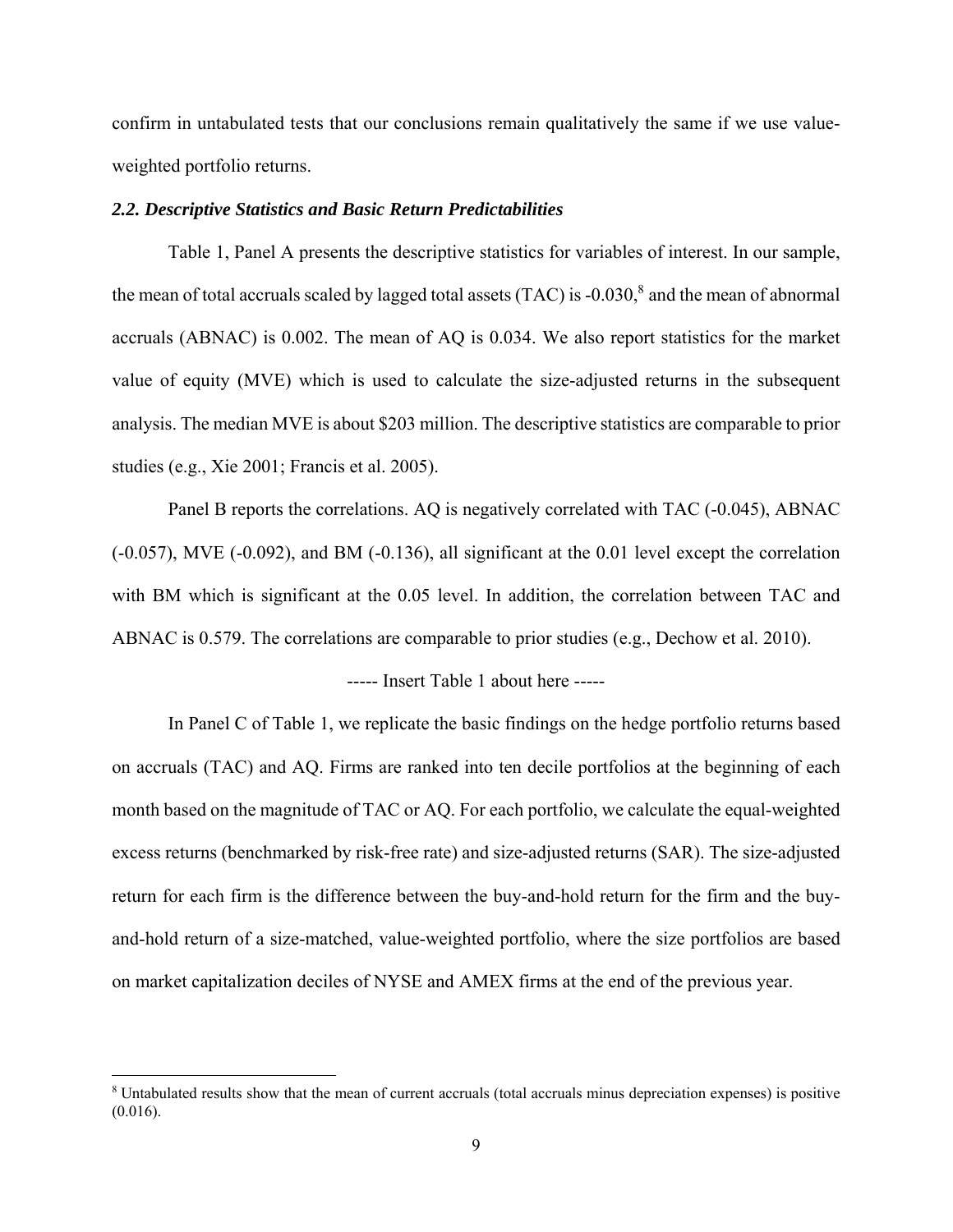confirm in untabulated tests that our conclusions remain qualitatively the same if we use value-weighted portfolio returns.

### *2.2. Descriptive Statistics and Basic Return Predictabilities*

Table 1, Panel A presents the descriptive statistics for variables of interest. In our sample, the mean of total accruals scaled by lagged total assets (TAC) is -0.030,[8] and the mean of abnormal accruals (ABNAC) is 0.002. The mean of AQ is 0.034. We also report statistics for the market value of equity (MVE) which is used to calculate the size-adjusted returns in the subsequent analysis. The median MVE is about $203 million. The descriptive statistics are comparable to prior studies (e.g., Xie 2001; Francis et al. 2005).

Panel B reports the correlations. AQ is negatively correlated with TAC (-0.045), ABNAC (-0.057), MVE (-0.092), and BM (-0.136), all significant at the 0.01 level except the correlation with BM which is significant at the 0.05 level. In addition, the correlation between TAC and ABNAC is 0.579. The correlations are comparable to prior studies (e.g., Dechow et al. 2010).

----- Insert Table 1 about here -----

In Panel C of Table 1, we replicate the basic findings on the hedge portfolio returns based on accruals (TAC) and AQ. Firms are ranked into ten decile portfolios at the beginning of each month based on the magnitude of TAC or AQ. For each portfolio, we calculate the equal-weighted excess returns (benchmarked by risk-free rate) and size-adjusted returns (SAR). The size-adjusted return for each firm is the difference between the buy-and-hold return for the firm and the buy-and-hold return of a size-matched, value-weighted portfolio, where the size portfolios are based on market capitalization deciles of NYSE and AMEX firms at the end of the previous year.

[8] Untabulated results show that the mean of current accruals (total accruals minus depreciation expenses) is positive (0.016).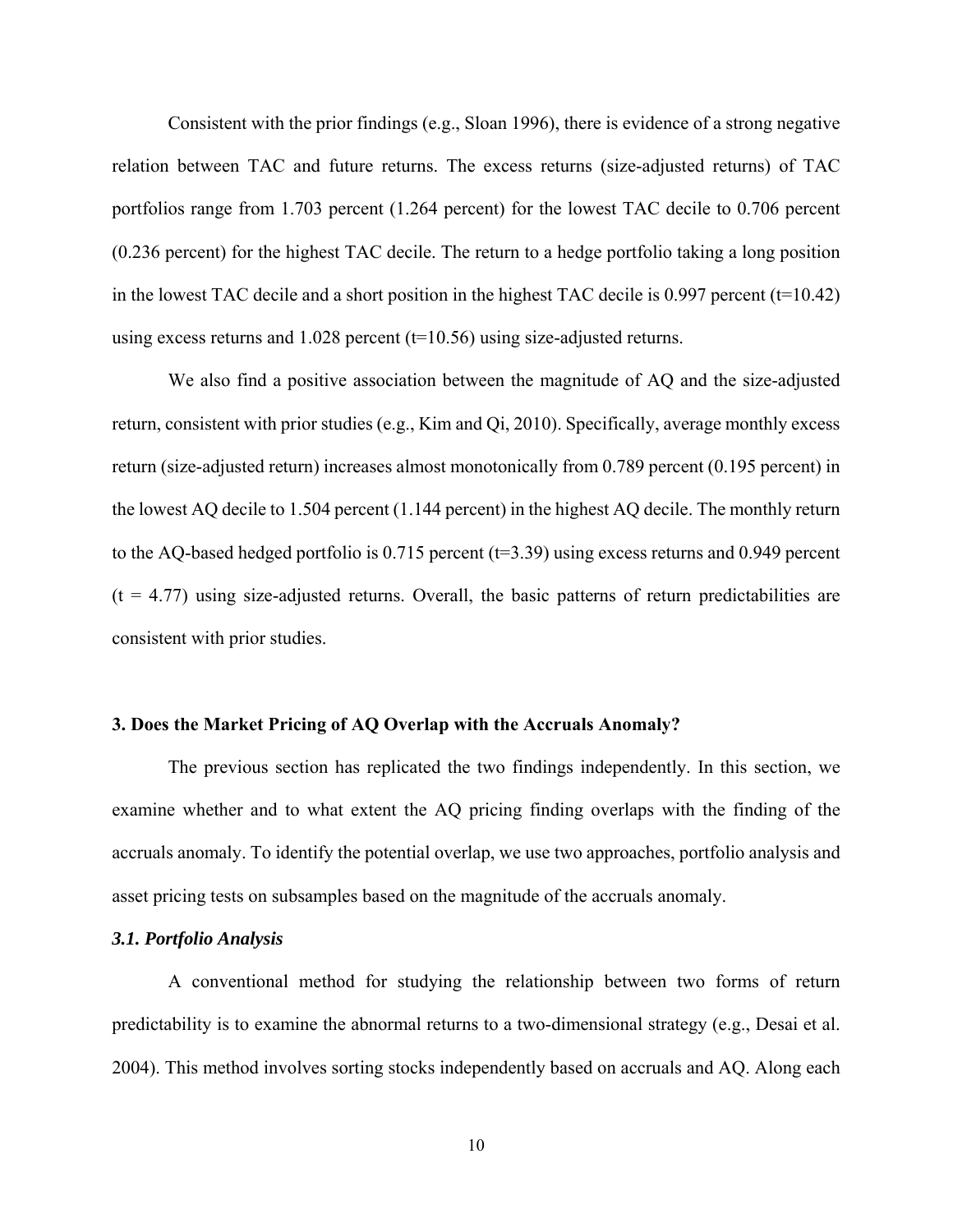Consistent with the prior findings (e.g., Sloan 1996), there is evidence of a strong negative relation between TAC and future returns. The excess returns (size-adjusted returns) of TAC portfolios range from 1.703 percent (1.264 percent) for the lowest TAC decile to 0.706 percent (0.236 percent) for the highest TAC decile. The return to a hedge portfolio taking a long position in the lowest TAC decile and a short position in the highest TAC decile is 0.997 percent (t=10.42) using excess returns and 1.028 percent (t=10.56) using size-adjusted returns.

We also find a positive association between the magnitude of AQ and the size-adjusted return, consistent with prior studies (e.g., Kim and Qi, 2010). Specifically, average monthly excess return (size-adjusted return) increases almost monotonically from 0.789 percent (0.195 percent) in the lowest AQ decile to 1.504 percent (1.144 percent) in the highest AQ decile. The monthly return to the AQ-based hedged portfolio is 0.715 percent (t=3.39) using excess returns and 0.949 percent (t = 4.77) using size-adjusted returns. Overall, the basic patterns of return predictabilities are consistent with prior studies.

## 3. Does the Market Pricing of AQ Overlap with the Accruals Anomaly?

The previous section has replicated the two findings independently. In this section, we examine whether and to what extent the AQ pricing finding overlaps with the finding of the accruals anomaly. To identify the potential overlap, we use two approaches, portfolio analysis and asset pricing tests on subsamples based on the magnitude of the accruals anomaly.

### *3.1. Portfolio Analysis*

A conventional method for studying the relationship between two forms of return predictability is to examine the abnormal returns to a two-dimensional strategy (e.g., Desai et al. 2004). This method involves sorting stocks independently based on accruals and AQ. Along each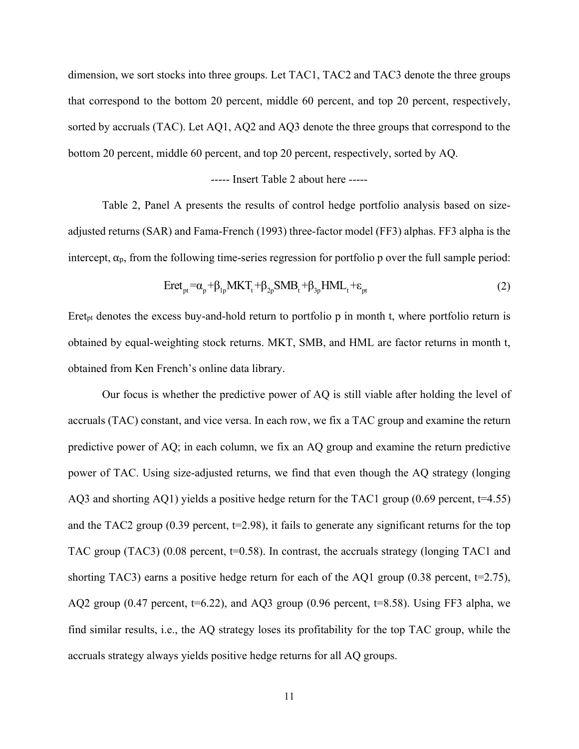dimension, we sort stocks into three groups. Let TAC1, TAC2 and TAC3 denote the three groups that correspond to the bottom 20 percent, middle 60 percent, and top 20 percent, respectively, sorted by accruals (TAC). Let AQ1, AQ2 and AQ3 denote the three groups that correspond to the bottom 20 percent, middle 60 percent, and top 20 percent, respectively, sorted by AQ.

----- Insert Table 2 about here -----

Table 2, Panel A presents the results of control hedge portfolio analysis based on size-adjusted returns (SAR) and Fama-French (1993) three-factor model (FF3) alphas. FF3 alpha is the intercept, $\alpha_p$, from the following time-series regression for portfolio p over the full sample period:

$$Eret_{pt} = \alpha_p + \beta_{1p} MKT_t + \beta_{2p} SMB_t + \beta_{3p} HML_t + \varepsilon_{pt} \tag{2}$$

$Eret_{pt}$ denotes the excess buy-and-hold return to portfolio p in month t, where portfolio return is obtained by equal-weighting stock returns. MKT, SMB, and HML are factor returns in month t, obtained from Ken French's online data library.

Our focus is whether the predictive power of AQ is still viable after holding the level of accruals (TAC) constant, and vice versa. In each row, we fix a TAC group and examine the return predictive power of AQ; in each column, we fix an AQ group and examine the return predictive power of TAC. Using size-adjusted returns, we find that even though the AQ strategy (longing AQ3 and shorting AQ1) yields a positive hedge return for the TAC1 group (0.69 percent, t=4.55) and the TAC2 group (0.39 percent, t=2.98), it fails to generate any significant returns for the top TAC group (TAC3) (0.08 percent, t=0.58). In contrast, the accruals strategy (longing TAC1 and shorting TAC3) earns a positive hedge return for each of the AQ1 group (0.38 percent, t=2.75), AQ2 group (0.47 percent, t=6.22), and AQ3 group (0.96 percent, t=8.58). Using FF3 alpha, we find similar results, i.e., the AQ strategy loses its profitability for the top TAC group, while the accruals strategy always yields positive hedge returns for all AQ groups.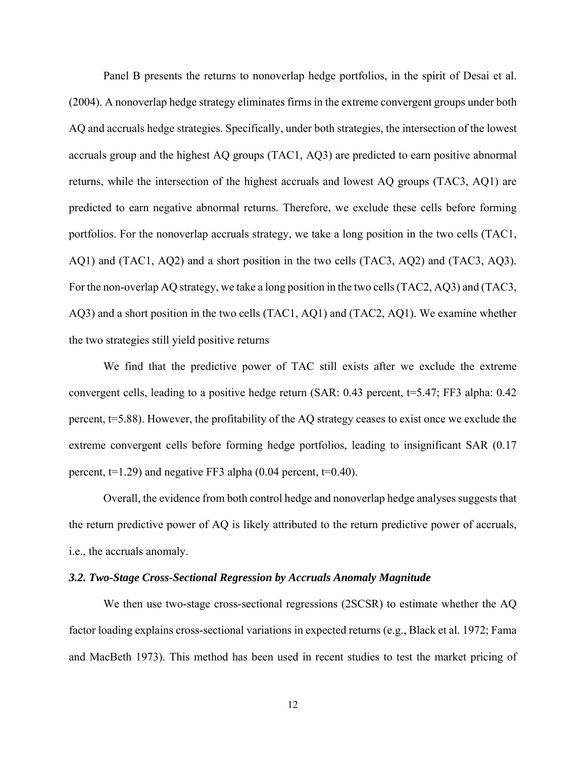Panel B presents the returns to nonoverlap hedge portfolios, in the spirit of Desai et al. (2004). A nonoverlap hedge strategy eliminates firms in the extreme convergent groups under both AQ and accruals hedge strategies. Specifically, under both strategies, the intersection of the lowest accruals group and the highest AQ groups (TAC1, AQ3) are predicted to earn positive abnormal returns, while the intersection of the highest accruals and lowest AQ groups (TAC3, AQ1) are predicted to earn negative abnormal returns. Therefore, we exclude these cells before forming portfolios. For the nonoverlap accruals strategy, we take a long position in the two cells (TAC1, AQ1) and (TAC1, AQ2) and a short position in the two cells (TAC3, AQ2) and (TAC3, AQ3). For the non-overlap AQ strategy, we take a long position in the two cells (TAC2, AQ3) and (TAC3, AQ3) and a short position in the two cells (TAC1, AQ1) and (TAC2, AQ1). We examine whether the two strategies still yield positive returns

We find that the predictive power of TAC still exists after we exclude the extreme convergent cells, leading to a positive hedge return (SAR: 0.43 percent, t=5.47; FF3 alpha: 0.42 percent, t=5.88). However, the profitability of the AQ strategy ceases to exist once we exclude the extreme convergent cells before forming hedge portfolios, leading to insignificant SAR (0.17 percent, t=1.29) and negative FF3 alpha (0.04 percent, t=0.40).

Overall, the evidence from both control hedge and nonoverlap hedge analyses suggests that the return predictive power of AQ is likely attributed to the return predictive power of accruals, i.e., the accruals anomaly.

### *3.2. Two-Stage Cross-Sectional Regression by Accruals Anomaly Magnitude*

We then use two-stage cross-sectional regressions (2SCSR) to estimate whether the AQ factor loading explains cross-sectional variations in expected returns (e.g., Black et al. 1972; Fama and MacBeth 1973). This method has been used in recent studies to test the market pricing of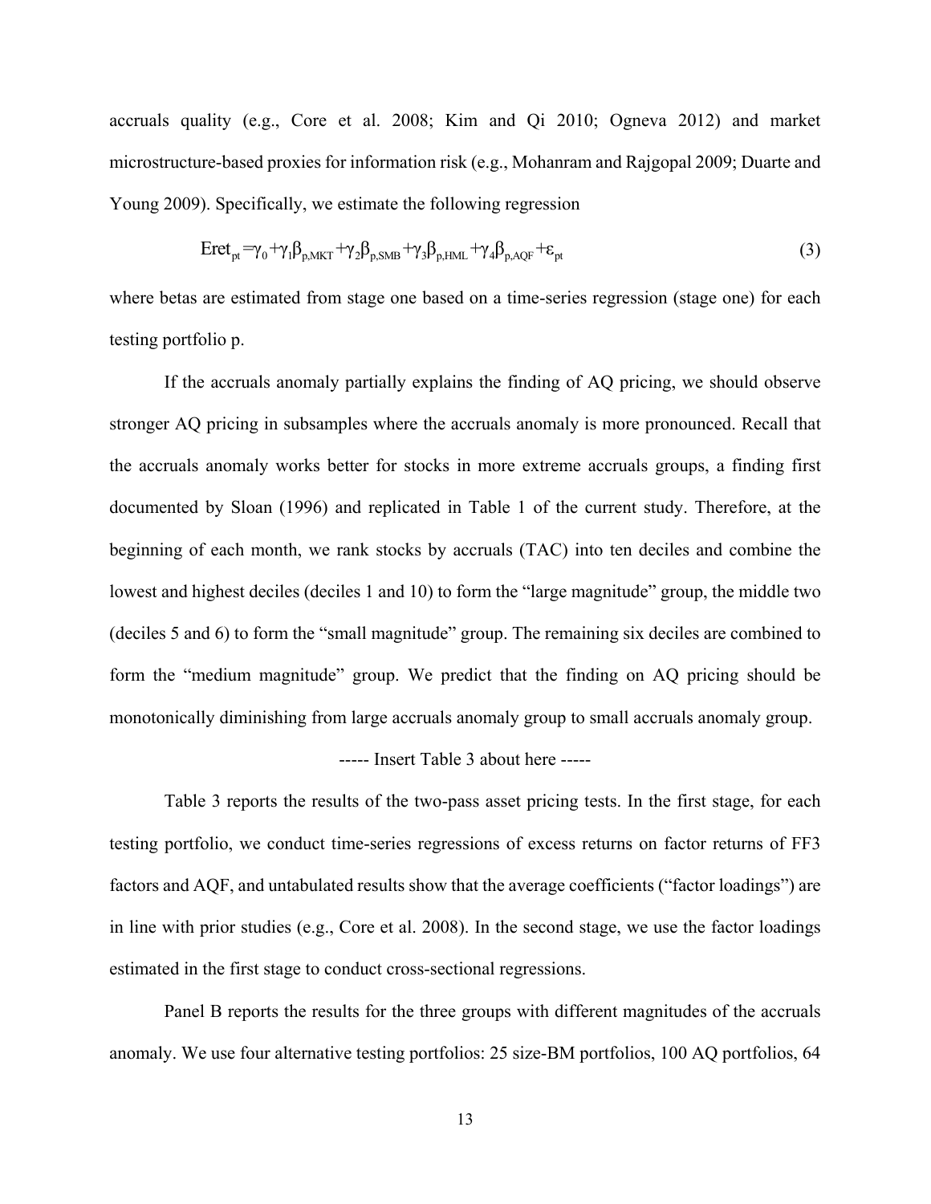accruals quality (e.g., Core et al. 2008; Kim and Qi 2010; Ogneva 2012) and market microstructure-based proxies for information risk (e.g., Mohanram and Rajgopal 2009; Duarte and Young 2009). Specifically, we estimate the following regression

$$Eret_{pt} = \gamma_0 + \gamma_1 \beta_{p,MKT} + \gamma_2 \beta_{p,SMB} + \gamma_3 \beta_{p,HML} + \gamma_4 \beta_{p,AQF} + \varepsilon_{pt} \tag{3}$$

where betas are estimated from stage one based on a time-series regression (stage one) for each testing portfolio p.

If the accruals anomaly partially explains the finding of AQ pricing, we should observe stronger AQ pricing in subsamples where the accruals anomaly is more pronounced. Recall that the accruals anomaly works better for stocks in more extreme accruals groups, a finding first documented by Sloan (1996) and replicated in Table 1 of the current study. Therefore, at the beginning of each month, we rank stocks by accruals (TAC) into ten deciles and combine the lowest and highest deciles (deciles 1 and 10) to form the "large magnitude" group, the middle two (deciles 5 and 6) to form the "small magnitude" group. The remaining six deciles are combined to form the "medium magnitude" group. We predict that the finding on AQ pricing should be monotonically diminishing from large accruals anomaly group to small accruals anomaly group.

----- Insert Table 3 about here -----

Table 3 reports the results of the two-pass asset pricing tests. In the first stage, for each testing portfolio, we conduct time-series regressions of excess returns on factor returns of FF3 factors and AQF, and untabulated results show that the average coefficients ("factor loadings") are in line with prior studies (e.g., Core et al. 2008). In the second stage, we use the factor loadings estimated in the first stage to conduct cross-sectional regressions.

Panel B reports the results for the three groups with different magnitudes of the accruals anomaly. We use four alternative testing portfolios: 25 size-BM portfolios, 100 AQ portfolios, 64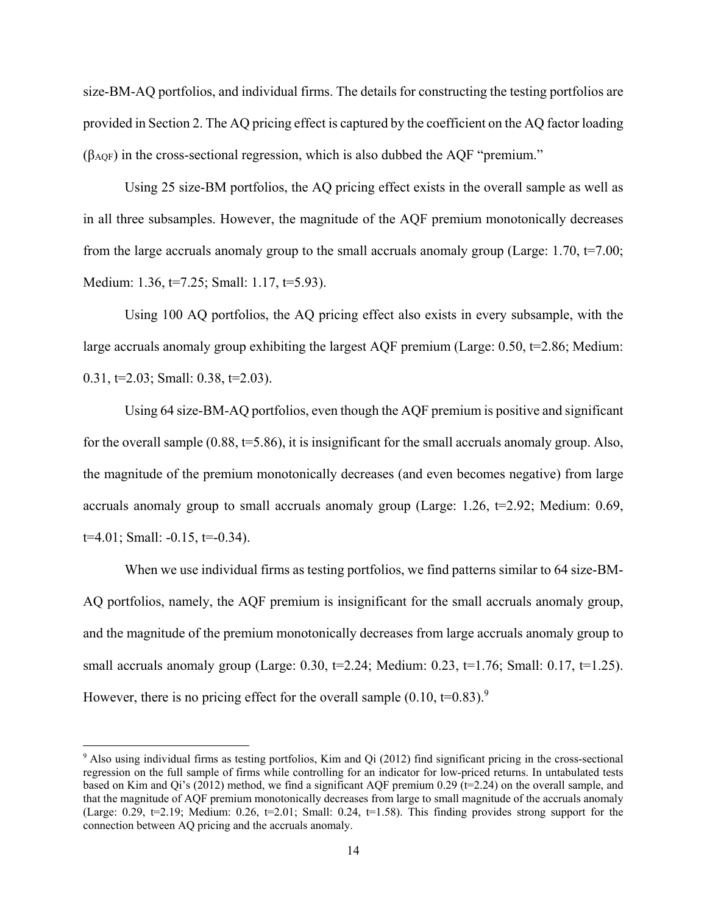size-BM-AQ portfolios, and individual firms. The details for constructing the testing portfolios are provided in Section 2. The AQ pricing effect is captured by the coefficient on the AQ factor loading ($\beta_{AQF}$) in the cross-sectional regression, which is also dubbed the AQF "premium."

Using 25 size-BM portfolios, the AQ pricing effect exists in the overall sample as well as in all three subsamples. However, the magnitude of the AQF premium monotonically decreases from the large accruals anomaly group to the small accruals anomaly group (Large: 1.70, t=7.00; Medium: 1.36, t=7.25; Small: 1.17, t=5.93).

Using 100 AQ portfolios, the AQ pricing effect also exists in every subsample, with the large accruals anomaly group exhibiting the largest AQF premium (Large: 0.50, t=2.86; Medium: 0.31, t=2.03; Small: 0.38, t=2.03).

Using 64 size-BM-AQ portfolios, even though the AQF premium is positive and significant for the overall sample (0.88, t=5.86), it is insignificant for the small accruals anomaly group. Also, the magnitude of the premium monotonically decreases (and even becomes negative) from large accruals anomaly group to small accruals anomaly group (Large: 1.26, t=2.92; Medium: 0.69, t=4.01; Small: -0.15, t=-0.34).

When we use individual firms as testing portfolios, we find patterns similar to 64 size-BM-AQ portfolios, namely, the AQF premium is insignificant for the small accruals anomaly group, and the magnitude of the premium monotonically decreases from large accruals anomaly group to small accruals anomaly group (Large: 0.30, t=2.24; Medium: 0.23, t=1.76; Small: 0.17, t=1.25). However, there is no pricing effect for the overall sample (0.10, t=0.83).[9]

[9] Also using individual firms as testing portfolios, Kim and Qi (2012) find significant pricing in the cross-sectional regression on the full sample of firms while controlling for an indicator for low-priced returns. In untabulated tests based on Kim and Qi's (2012) method, we find a significant AQF premium 0.29 (t=2.24) on the overall sample, and that the magnitude of AQF premium monotonically decreases from large to small magnitude of the accruals anomaly (Large: 0.29, t=2.19; Medium: 0.26, t=2.01; Small: 0.24, t=1.58). This finding provides strong support for the connection between AQ pricing and the accruals anomaly.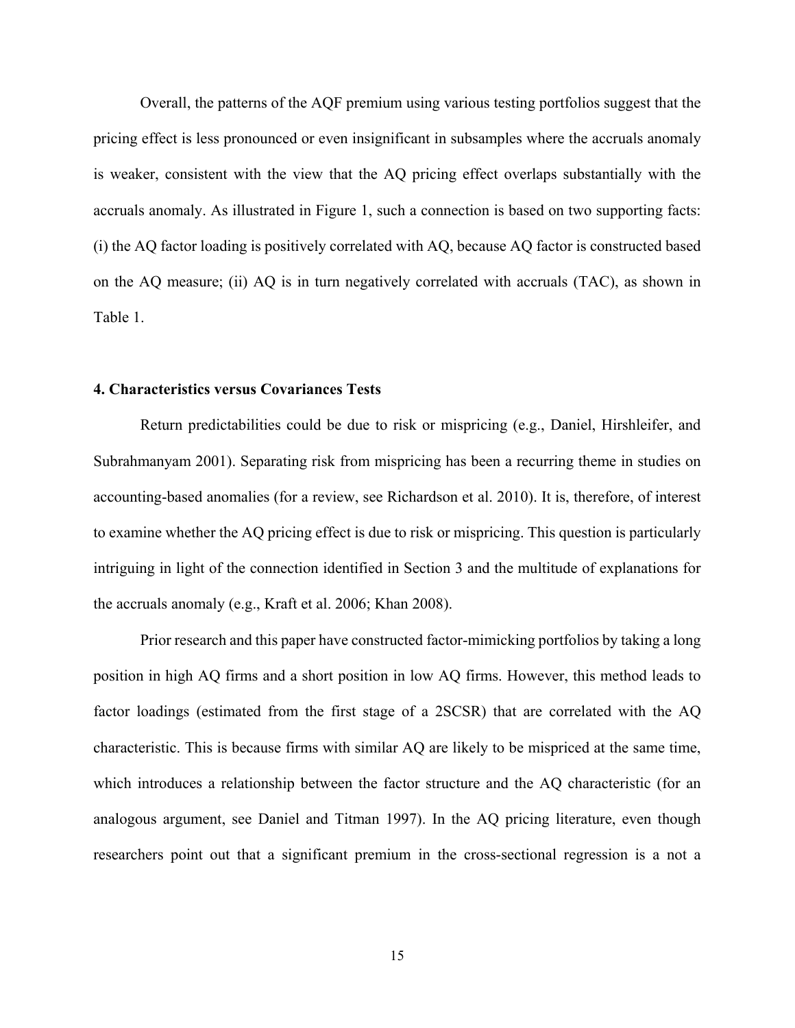Overall, the patterns of the AQF premium using various testing portfolios suggest that the pricing effect is less pronounced or even insignificant in subsamples where the accruals anomaly is weaker, consistent with the view that the AQ pricing effect overlaps substantially with the accruals anomaly. As illustrated in Figure 1, such a connection is based on two supporting facts: (i) the AQ factor loading is positively correlated with AQ, because AQ factor is constructed based on the AQ measure; (ii) AQ is in turn negatively correlated with accruals (TAC), as shown in Table 1.

### 4. Characteristics versus Covariances Tests

Return predictabilities could be due to risk or mispricing (e.g., Daniel, Hirshleifer, and Subrahmanyam 2001). Separating risk from mispricing has been a recurring theme in studies on accounting-based anomalies (for a review, see Richardson et al. 2010). It is, therefore, of interest to examine whether the AQ pricing effect is due to risk or mispricing. This question is particularly intriguing in light of the connection identified in Section 3 and the multitude of explanations for the accruals anomaly (e.g., Kraft et al. 2006; Khan 2008).

Prior research and this paper have constructed factor-mimicking portfolios by taking a long position in high AQ firms and a short position in low AQ firms. However, this method leads to factor loadings (estimated from the first stage of a 2SCSR) that are correlated with the AQ characteristic. This is because firms with similar AQ are likely to be mispriced at the same time, which introduces a relationship between the factor structure and the AQ characteristic (for an analogous argument, see Daniel and Titman 1997). In the AQ pricing literature, even though researchers point out that a significant premium in the cross-sectional regression is a not a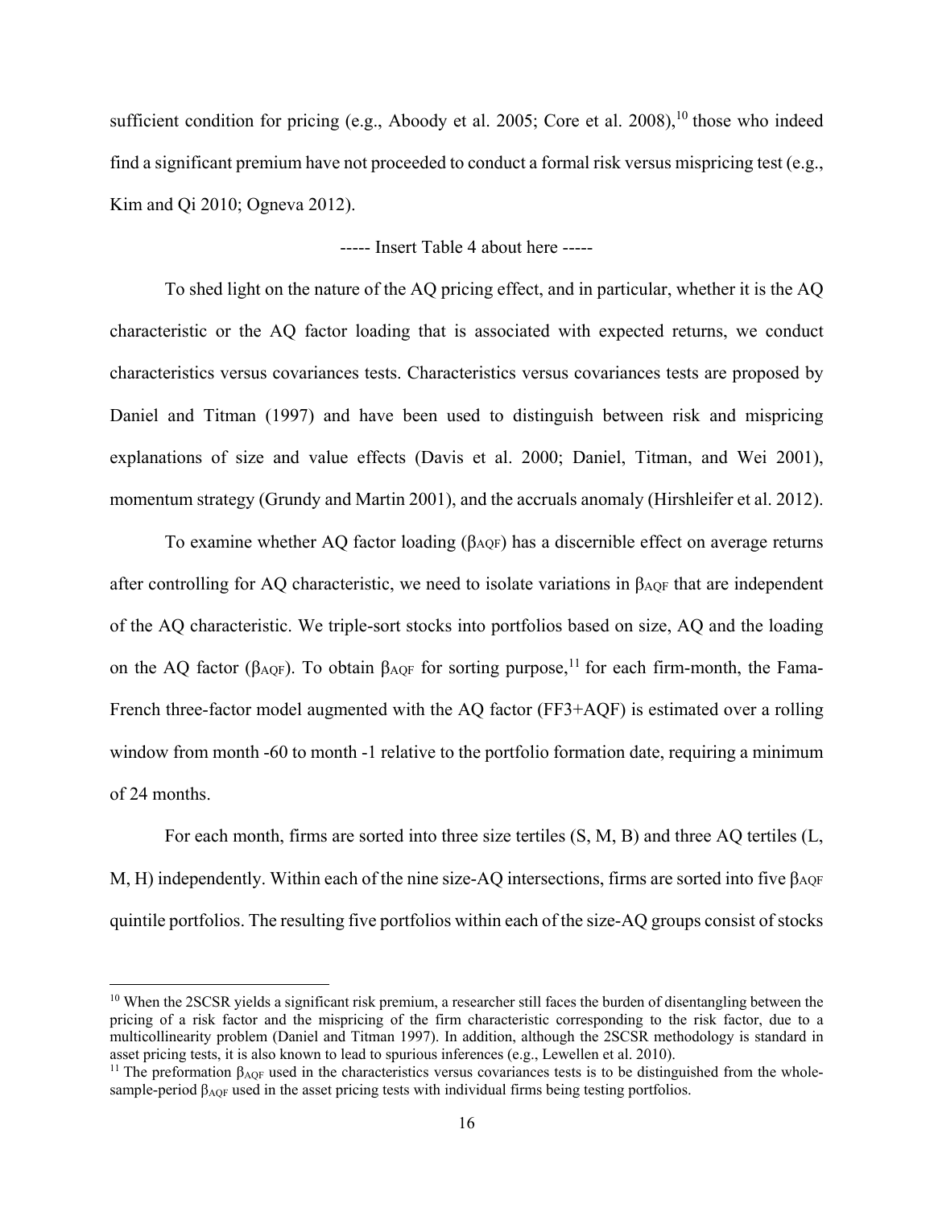sufficient condition for pricing (e.g., Aboody et al. 2005; Core et al. 2008),[10] those who indeed find a significant premium have not proceeded to conduct a formal risk versus mispricing test (e.g., Kim and Qi 2010; Ogneva 2012).

----- Insert Table 4 about here -----

To shed light on the nature of the AQ pricing effect, and in particular, whether it is the AQ characteristic or the AQ factor loading that is associated with expected returns, we conduct characteristics versus covariances tests. Characteristics versus covariances tests are proposed by Daniel and Titman (1997) and have been used to distinguish between risk and mispricing explanations of size and value effects (Davis et al. 2000; Daniel, Titman, and Wei 2001), momentum strategy (Grundy and Martin 2001), and the accruals anomaly (Hirshleifer et al. 2012).

To examine whether AQ factor loading ($\beta_{AQF}$) has a discernible effect on average returns after controlling for AQ characteristic, we need to isolate variations in $\beta_{AQF}$ that are independent of the AQ characteristic. We triple-sort stocks into portfolios based on size, AQ and the loading on the AQ factor ($\beta_{AQF}$). To obtain $\beta_{AQF}$ for sorting purpose,[11] for each firm-month, the Fama-French three-factor model augmented with the AQ factor (FF3+AQF) is estimated over a rolling window from month -60 to month -1 relative to the portfolio formation date, requiring a minimum of 24 months.

For each month, firms are sorted into three size tertiles (S, M, B) and three AQ tertiles (L, M, H) independently. Within each of the nine size-AQ intersections, firms are sorted into five $\beta_{AQF}$ quintile portfolios. The resulting five portfolios within each of the size-AQ groups consist of stocks

[10] When the 2SCSR yields a significant risk premium, a researcher still faces the burden of disentangling between the pricing of a risk factor and the mispricing of the firm characteristic corresponding to the risk factor, due to a multicollinearity problem (Daniel and Titman 1997). In addition, although the 2SCSR methodology is standard in asset pricing tests, it is also known to lead to spurious inferences (e.g., Lewellen et al. 2010).

[11] The preformation $\beta_{AQF}$ used in the characteristics versus covariances tests is to be distinguished from the whole-sample-period $\beta_{AQF}$ used in the asset pricing tests with individual firms being testing portfolios.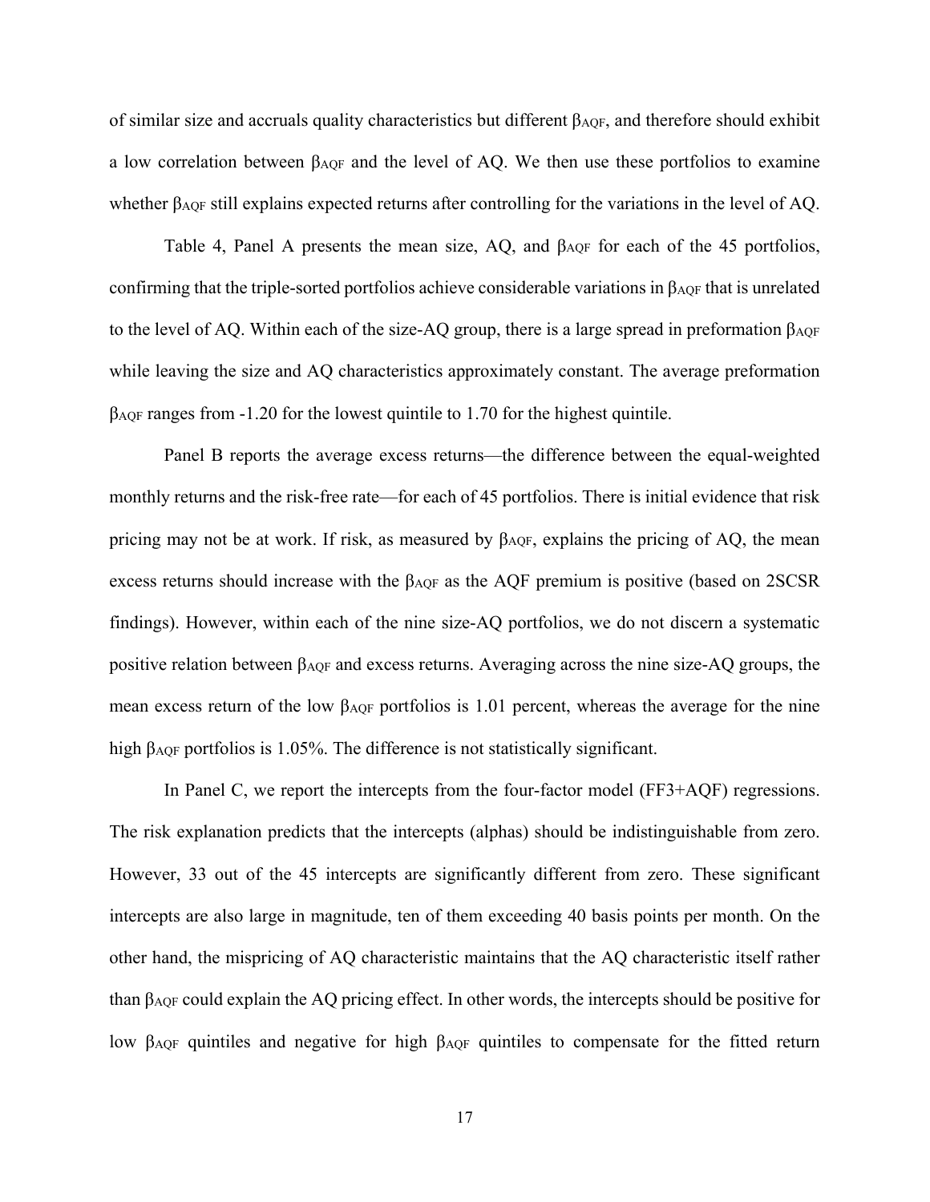of similar size and accruals quality characteristics but different $\beta_{AQF}$, and therefore should exhibit a low correlation between $\beta_{AQF}$ and the level of AQ. We then use these portfolios to examine whether $\beta_{AQF}$ still explains expected returns after controlling for the variations in the level of AQ.

Table 4, Panel A presents the mean size, AQ, and $\beta_{AQF}$ for each of the 45 portfolios, confirming that the triple-sorted portfolios achieve considerable variations in $\beta_{AQF}$ that is unrelated to the level of AQ. Within each of the size-AQ group, there is a large spread in preformation $\beta_{AQF}$ while leaving the size and AQ characteristics approximately constant. The average preformation $\beta_{AQF}$ ranges from -1.20 for the lowest quintile to 1.70 for the highest quintile.

Panel B reports the average excess returns—the difference between the equal-weighted monthly returns and the risk-free rate—for each of 45 portfolios. There is initial evidence that risk pricing may not be at work. If risk, as measured by $\beta_{AQF}$, explains the pricing of AQ, the mean excess returns should increase with the $\beta_{AQF}$ as the AQF premium is positive (based on 2SCSR findings). However, within each of the nine size-AQ portfolios, we do not discern a systematic positive relation between $\beta_{AQF}$ and excess returns. Averaging across the nine size-AQ groups, the mean excess return of the low $\beta_{AQF}$ portfolios is 1.01 percent, whereas the average for the nine high $\beta_{AQF}$ portfolios is 1.05%. The difference is not statistically significant.

In Panel C, we report the intercepts from the four-factor model (FF3+AQF) regressions. The risk explanation predicts that the intercepts (alphas) should be indistinguishable from zero. However, 33 out of the 45 intercepts are significantly different from zero. These significant intercepts are also large in magnitude, ten of them exceeding 40 basis points per month. On the other hand, the mispricing of AQ characteristic maintains that the AQ characteristic itself rather than $\beta_{AQF}$ could explain the AQ pricing effect. In other words, the intercepts should be positive for low $\beta_{AQF}$ quintiles and negative for high $\beta_{AQF}$ quintiles to compensate for the fitted return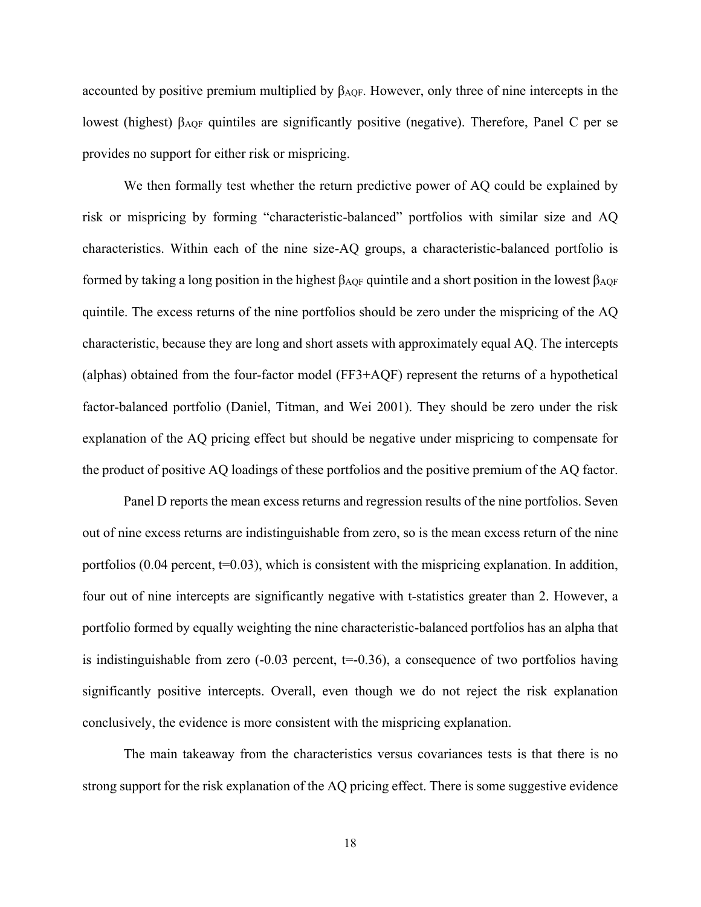accounted by positive premium multiplied by $\beta_{AQF}$. However, only three of nine intercepts in the lowest (highest) $\beta_{AQF}$ quintiles are significantly positive (negative). Therefore, Panel C per se provides no support for either risk or mispricing.

We then formally test whether the return predictive power of AQ could be explained by risk or mispricing by forming "characteristic-balanced" portfolios with similar size and AQ characteristics. Within each of the nine size-AQ groups, a characteristic-balanced portfolio is formed by taking a long position in the highest $\beta_{AQF}$ quintile and a short position in the lowest $\beta_{AQF}$ quintile. The excess returns of the nine portfolios should be zero under the mispricing of the AQ characteristic, because they are long and short assets with approximately equal AQ. The intercepts (alphas) obtained from the four-factor model (FF3+AQF) represent the returns of a hypothetical factor-balanced portfolio (Daniel, Titman, and Wei 2001). They should be zero under the risk explanation of the AQ pricing effect but should be negative under mispricing to compensate for the product of positive AQ loadings of these portfolios and the positive premium of the AQ factor.

Panel D reports the mean excess returns and regression results of the nine portfolios. Seven out of nine excess returns are indistinguishable from zero, so is the mean excess return of the nine portfolios (0.04 percent, t=0.03), which is consistent with the mispricing explanation. In addition, four out of nine intercepts are significantly negative with t-statistics greater than 2. However, a portfolio formed by equally weighting the nine characteristic-balanced portfolios has an alpha that is indistinguishable from zero (-0.03 percent, t=-0.36), a consequence of two portfolios having significantly positive intercepts. Overall, even though we do not reject the risk explanation conclusively, the evidence is more consistent with the mispricing explanation.

The main takeaway from the characteristics versus covariances tests is that there is no strong support for the risk explanation of the AQ pricing effect. There is some suggestive evidence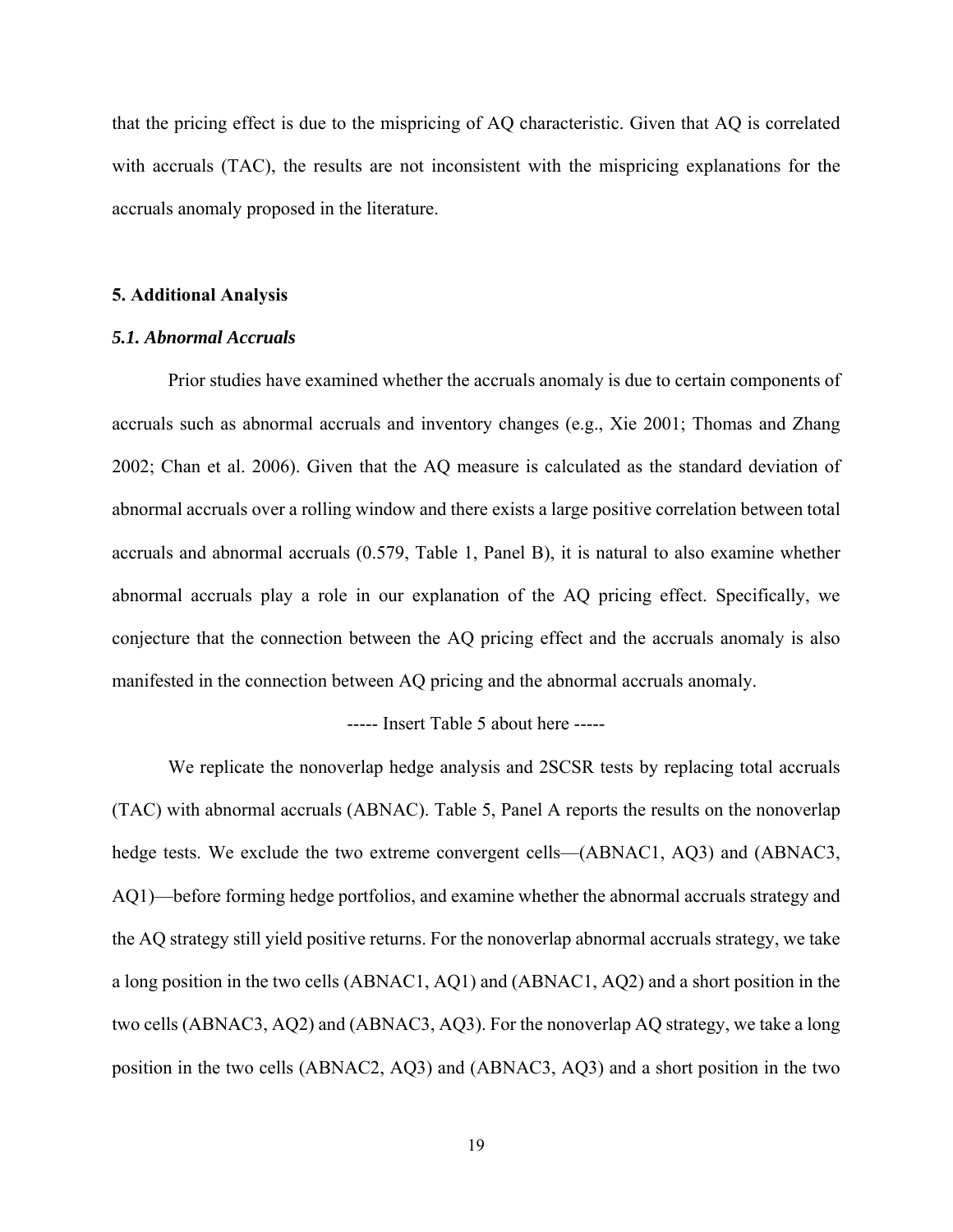that the pricing effect is due to the mispricing of AQ characteristic. Given that AQ is correlated with accruals (TAC), the results are not inconsistent with the mispricing explanations for the accruals anomaly proposed in the literature.

## 5. Additional Analysis

### *5.1. Abnormal Accruals*

Prior studies have examined whether the accruals anomaly is due to certain components of accruals such as abnormal accruals and inventory changes (e.g., Xie 2001; Thomas and Zhang 2002; Chan et al. 2006). Given that the AQ measure is calculated as the standard deviation of abnormal accruals over a rolling window and there exists a large positive correlation between total accruals and abnormal accruals (0.579, Table 1, Panel B), it is natural to also examine whether abnormal accruals play a role in our explanation of the AQ pricing effect. Specifically, we conjecture that the connection between the AQ pricing effect and the accruals anomaly is also manifested in the connection between AQ pricing and the abnormal accruals anomaly.

----- Insert Table 5 about here -----

We replicate the nonoverlap hedge analysis and 2SCSR tests by replacing total accruals (TAC) with abnormal accruals (ABNAC). Table 5, Panel A reports the results on the nonoverlap hedge tests. We exclude the two extreme convergent cells—(ABNAC1, AQ3) and (ABNAC3, AQ1)—before forming hedge portfolios, and examine whether the abnormal accruals strategy and the AQ strategy still yield positive returns. For the nonoverlap abnormal accruals strategy, we take a long position in the two cells (ABNAC1, AQ1) and (ABNAC1, AQ2) and a short position in the two cells (ABNAC3, AQ2) and (ABNAC3, AQ3). For the nonoverlap AQ strategy, we take a long position in the two cells (ABNAC2, AQ3) and (ABNAC3, AQ3) and a short position in the two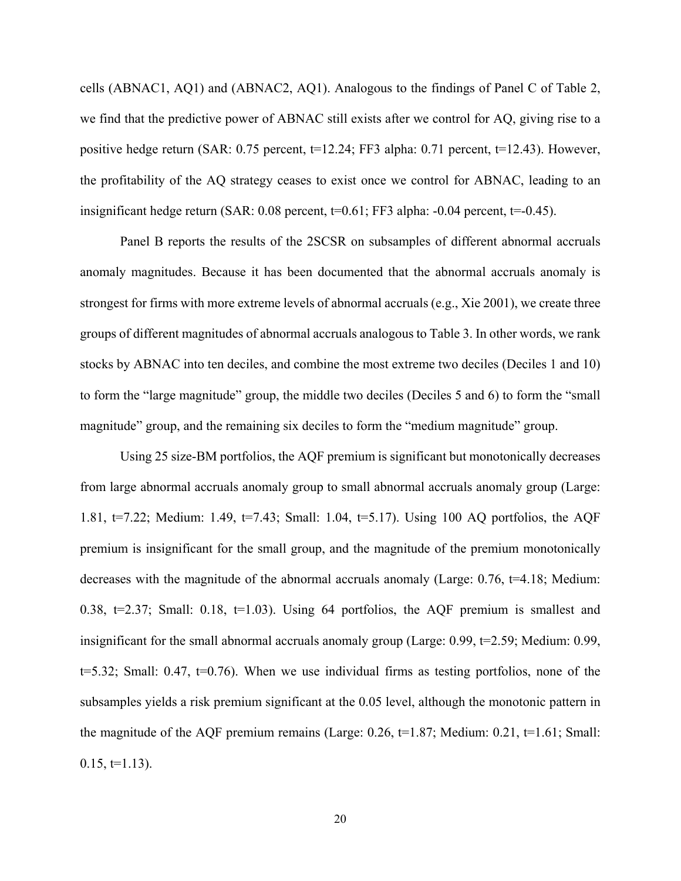cells (ABNAC1, AQ1) and (ABNAC2, AQ1). Analogous to the findings of Panel C of Table 2, we find that the predictive power of ABNAC still exists after we control for AQ, giving rise to a positive hedge return (SAR: 0.75 percent, t=12.24; FF3 alpha: 0.71 percent, t=12.43). However, the profitability of the AQ strategy ceases to exist once we control for ABNAC, leading to an insignificant hedge return (SAR: 0.08 percent, t=0.61; FF3 alpha: -0.04 percent, t=-0.45).

Panel B reports the results of the 2SCSR on subsamples of different abnormal accruals anomaly magnitudes. Because it has been documented that the abnormal accruals anomaly is strongest for firms with more extreme levels of abnormal accruals (e.g., Xie 2001), we create three groups of different magnitudes of abnormal accruals analogous to Table 3. In other words, we rank stocks by ABNAC into ten deciles, and combine the most extreme two deciles (Deciles 1 and 10) to form the "large magnitude" group, the middle two deciles (Deciles 5 and 6) to form the "small magnitude" group, and the remaining six deciles to form the "medium magnitude" group.

Using 25 size-BM portfolios, the AQF premium is significant but monotonically decreases from large abnormal accruals anomaly group to small abnormal accruals anomaly group (Large: 1.81, t=7.22; Medium: 1.49, t=7.43; Small: 1.04, t=5.17). Using 100 AQ portfolios, the AQF premium is insignificant for the small group, and the magnitude of the premium monotonically decreases with the magnitude of the abnormal accruals anomaly (Large: 0.76, t=4.18; Medium: 0.38, t=2.37; Small: 0.18, t=1.03). Using 64 portfolios, the AQF premium is smallest and insignificant for the small abnormal accruals anomaly group (Large: 0.99, t=2.59; Medium: 0.99, t=5.32; Small: 0.47, t=0.76). When we use individual firms as testing portfolios, none of the subsamples yields a risk premium significant at the 0.05 level, although the monotonic pattern in the magnitude of the AQF premium remains (Large: 0.26, t=1.87; Medium: 0.21, t=1.61; Small: 0.15, t=1.13).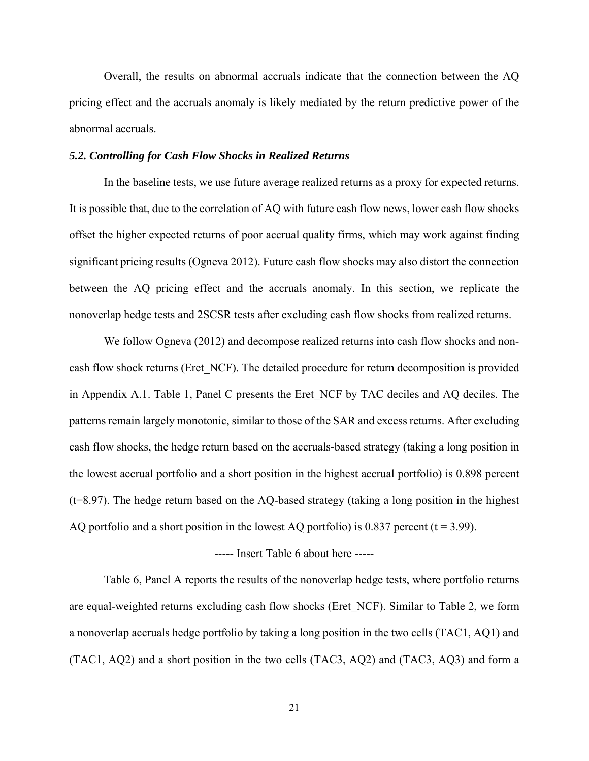Overall, the results on abnormal accruals indicate that the connection between the AQ pricing effect and the accruals anomaly is likely mediated by the return predictive power of the abnormal accruals.

### *5.2. Controlling for Cash Flow Shocks in Realized Returns*

In the baseline tests, we use future average realized returns as a proxy for expected returns. It is possible that, due to the correlation of AQ with future cash flow news, lower cash flow shocks offset the higher expected returns of poor accrual quality firms, which may work against finding significant pricing results (Ogneva 2012). Future cash flow shocks may also distort the connection between the AQ pricing effect and the accruals anomaly. In this section, we replicate the nonoverlap hedge tests and 2SCSR tests after excluding cash flow shocks from realized returns.

We follow Ogneva (2012) and decompose realized returns into cash flow shocks and non-cash flow shock returns (Eret_NCF). The detailed procedure for return decomposition is provided in Appendix A.1. Table 1, Panel C presents the Eret_NCF by TAC deciles and AQ deciles. The patterns remain largely monotonic, similar to those of the SAR and excess returns. After excluding cash flow shocks, the hedge return based on the accruals-based strategy (taking a long position in the lowest accrual portfolio and a short position in the highest accrual portfolio) is 0.898 percent (t=8.97). The hedge return based on the AQ-based strategy (taking a long position in the highest AQ portfolio and a short position in the lowest AQ portfolio) is 0.837 percent (t = 3.99).

----- Insert Table 6 about here -----

Table 6, Panel A reports the results of the nonoverlap hedge tests, where portfolio returns are equal-weighted returns excluding cash flow shocks (Eret_NCF). Similar to Table 2, we form a nonoverlap accruals hedge portfolio by taking a long position in the two cells (TAC1, AQ1) and (TAC1, AQ2) and a short position in the two cells (TAC3, AQ2) and (TAC3, AQ3) and form a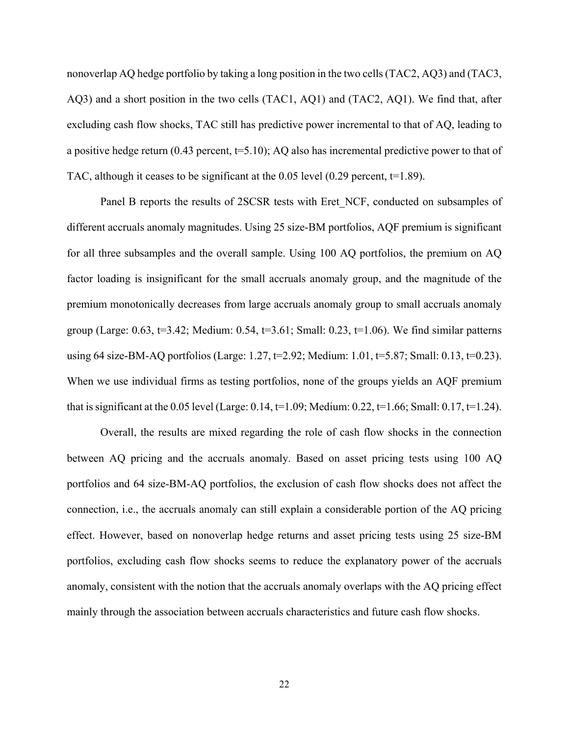nonoverlap AQ hedge portfolio by taking a long position in the two cells (TAC2, AQ3) and (TAC3, AQ3) and a short position in the two cells (TAC1, AQ1) and (TAC2, AQ1). We find that, after excluding cash flow shocks, TAC still has predictive power incremental to that of AQ, leading to a positive hedge return (0.43 percent, t=5.10); AQ also has incremental predictive power to that of TAC, although it ceases to be significant at the 0.05 level (0.29 percent, t=1.89).

Panel B reports the results of 2SCSR tests with Eret_NCF, conducted on subsamples of different accruals anomaly magnitudes. Using 25 size-BM portfolios, AQF premium is significant for all three subsamples and the overall sample. Using 100 AQ portfolios, the premium on AQ factor loading is insignificant for the small accruals anomaly group, and the magnitude of the premium monotonically decreases from large accruals anomaly group to small accruals anomaly group (Large: 0.63, t=3.42; Medium: 0.54, t=3.61; Small: 0.23, t=1.06). We find similar patterns using 64 size-BM-AQ portfolios (Large: 1.27, t=2.92; Medium: 1.01, t=5.87; Small: 0.13, t=0.23). When we use individual firms as testing portfolios, none of the groups yields an AQF premium that is significant at the 0.05 level (Large: 0.14, t=1.09; Medium: 0.22, t=1.66; Small: 0.17, t=1.24).

Overall, the results are mixed regarding the role of cash flow shocks in the connection between AQ pricing and the accruals anomaly. Based on asset pricing tests using 100 AQ portfolios and 64 size-BM-AQ portfolios, the exclusion of cash flow shocks does not affect the connection, i.e., the accruals anomaly can still explain a considerable portion of the AQ pricing effect. However, based on nonoverlap hedge returns and asset pricing tests using 25 size-BM portfolios, excluding cash flow shocks seems to reduce the explanatory power of the accruals anomaly, consistent with the notion that the accruals anomaly overlaps with the AQ pricing effect mainly through the association between accruals characteristics and future cash flow shocks.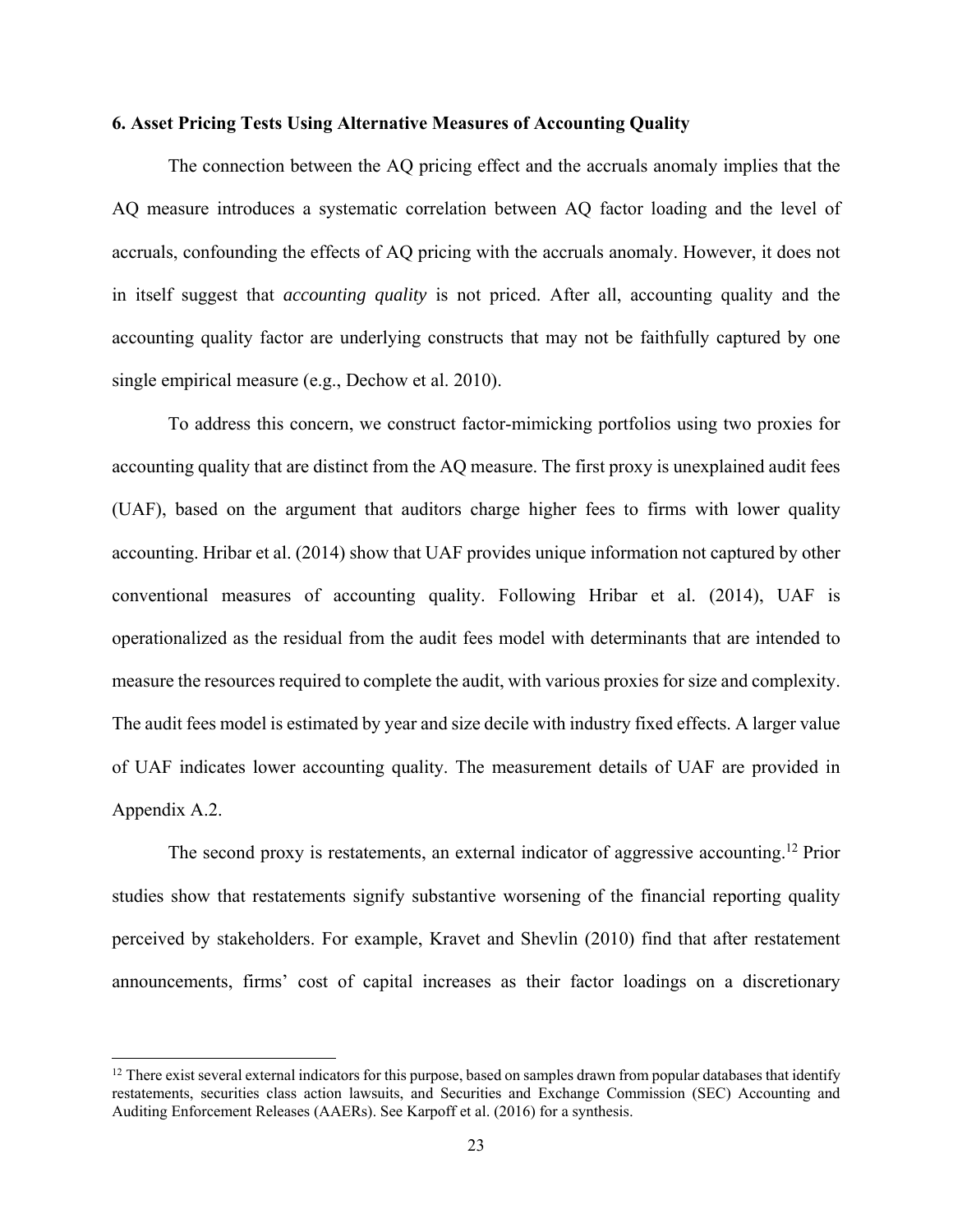## 6. Asset Pricing Tests Using Alternative Measures of Accounting Quality

The connection between the AQ pricing effect and the accruals anomaly implies that the AQ measure introduces a systematic correlation between AQ factor loading and the level of accruals, confounding the effects of AQ pricing with the accruals anomaly. However, it does not in itself suggest that *accounting quality* is not priced. After all, accounting quality and the accounting quality factor are underlying constructs that may not be faithfully captured by one single empirical measure (e.g., Dechow et al. 2010).

To address this concern, we construct factor-mimicking portfolios using two proxies for accounting quality that are distinct from the AQ measure. The first proxy is unexplained audit fees (UAF), based on the argument that auditors charge higher fees to firms with lower quality accounting. Hribar et al. (2014) show that UAF provides unique information not captured by other conventional measures of accounting quality. Following Hribar et al. (2014), UAF is operationalized as the residual from the audit fees model with determinants that are intended to measure the resources required to complete the audit, with various proxies for size and complexity. The audit fees model is estimated by year and size decile with industry fixed effects. A larger value of UAF indicates lower accounting quality. The measurement details of UAF are provided in Appendix A.2.

The second proxy is restatements, an external indicator of aggressive accounting.[12] Prior studies show that restatements signify substantive worsening of the financial reporting quality perceived by stakeholders. For example, Kravet and Shevlin (2010) find that after restatement announcements, firms' cost of capital increases as their factor loadings on a discretionary

[12] There exist several external indicators for this purpose, based on samples drawn from popular databases that identify restatements, securities class action lawsuits, and Securities and Exchange Commission (SEC) Accounting and Auditing Enforcement Releases (AAERs). See Karpoff et al. (2016) for a synthesis.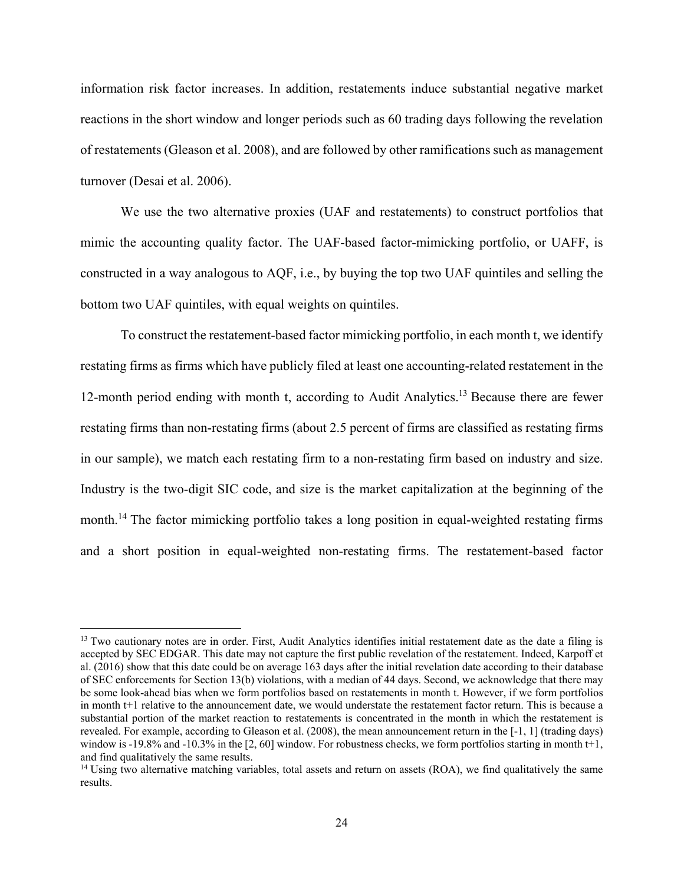information risk factor increases. In addition, restatements induce substantial negative market reactions in the short window and longer periods such as 60 trading days following the revelation of restatements (Gleason et al. 2008), and are followed by other ramifications such as management turnover (Desai et al. 2006).

We use the two alternative proxies (UAF and restatements) to construct portfolios that mimic the accounting quality factor. The UAF-based factor-mimicking portfolio, or UAFF, is constructed in a way analogous to AQF, i.e., by buying the top two UAF quintiles and selling the bottom two UAF quintiles, with equal weights on quintiles.

To construct the restatement-based factor mimicking portfolio, in each month t, we identify restating firms as firms which have publicly filed at least one accounting-related restatement in the 12-month period ending with month t, according to Audit Analytics.[13] Because there are fewer restating firms than non-restating firms (about 2.5 percent of firms are classified as restating firms in our sample), we match each restating firm to a non-restating firm based on industry and size. Industry is the two-digit SIC code, and size is the market capitalization at the beginning of the month.[14] The factor mimicking portfolio takes a long position in equal-weighted restating firms and a short position in equal-weighted non-restating firms. The restatement-based factor

---

[13] Two cautionary notes are in order. First, Audit Analytics identifies initial restatement date as the date a filing is accepted by SEC EDGAR. This date may not capture the first public revelation of the restatement. Indeed, Karpoff et al. (2016) show that this date could be on average 163 days after the initial revelation date according to their database of SEC enforcements for Section 13(b) violations, with a median of 44 days. Second, we acknowledge that there may be some look-ahead bias when we form portfolios based on restatements in month t. However, if we form portfolios in month t+1 relative to the announcement date, we would understate the restatement factor return. This is because a substantial portion of the market reaction to restatements is concentrated in the month in which the restatement is revealed. For example, according to Gleason et al. (2008), the mean announcement return in the [-1, 1] (trading days) window is -19.8% and -10.3% in the [2, 60] window. For robustness checks, we form portfolios starting in month t+1, and find qualitatively the same results.

[14] Using two alternative matching variables, total assets and return on assets (ROA), we find qualitatively the same results.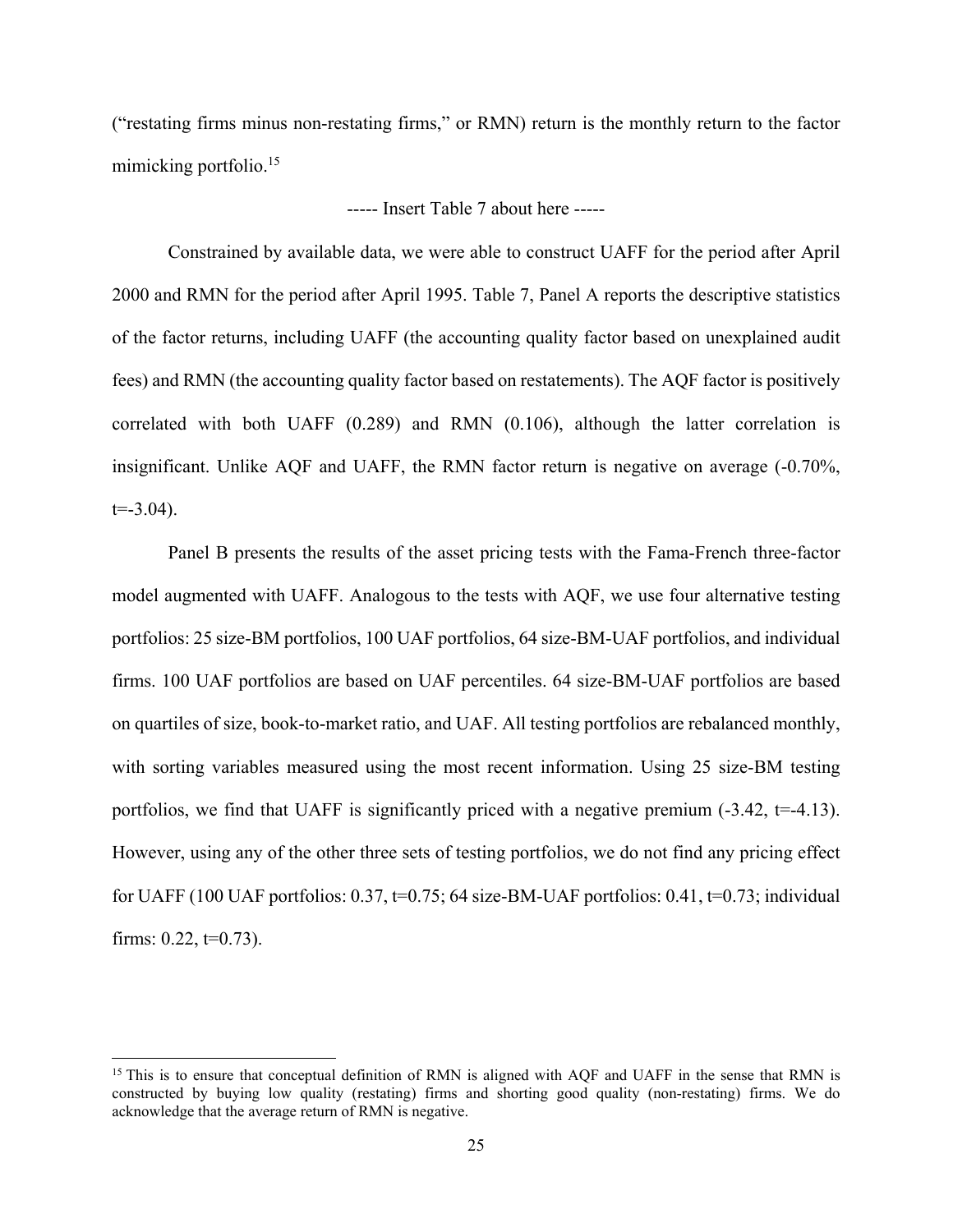("restating firms minus non-restating firms," or RMN) return is the monthly return to the factor mimicking portfolio.[15]

----- Insert Table 7 about here -----

Constrained by available data, we were able to construct UAFF for the period after April 2000 and RMN for the period after April 1995. Table 7, Panel A reports the descriptive statistics of the factor returns, including UAFF (the accounting quality factor based on unexplained audit fees) and RMN (the accounting quality factor based on restatements). The AQF factor is positively correlated with both UAFF (0.289) and RMN (0.106), although the latter correlation is insignificant. Unlike AQF and UAFF, the RMN factor return is negative on average (-0.70%, t=-3.04).

Panel B presents the results of the asset pricing tests with the Fama-French three-factor model augmented with UAFF. Analogous to the tests with AQF, we use four alternative testing portfolios: 25 size-BM portfolios, 100 UAF portfolios, 64 size-BM-UAF portfolios, and individual firms. 100 UAF portfolios are based on UAF percentiles. 64 size-BM-UAF portfolios are based on quartiles of size, book-to-market ratio, and UAF. All testing portfolios are rebalanced monthly, with sorting variables measured using the most recent information. Using 25 size-BM testing portfolios, we find that UAFF is significantly priced with a negative premium (-3.42, t=-4.13). However, using any of the other three sets of testing portfolios, we do not find any pricing effect for UAFF (100 UAF portfolios: 0.37, t=0.75; 64 size-BM-UAF portfolios: 0.41, t=0.73; individual firms: 0.22, t=0.73).

[15] This is to ensure that conceptual definition of RMN is aligned with AQF and UAFF in the sense that RMN is constructed by buying low quality (restating) firms and shorting good quality (non-restating) firms. We do acknowledge that the average return of RMN is negative.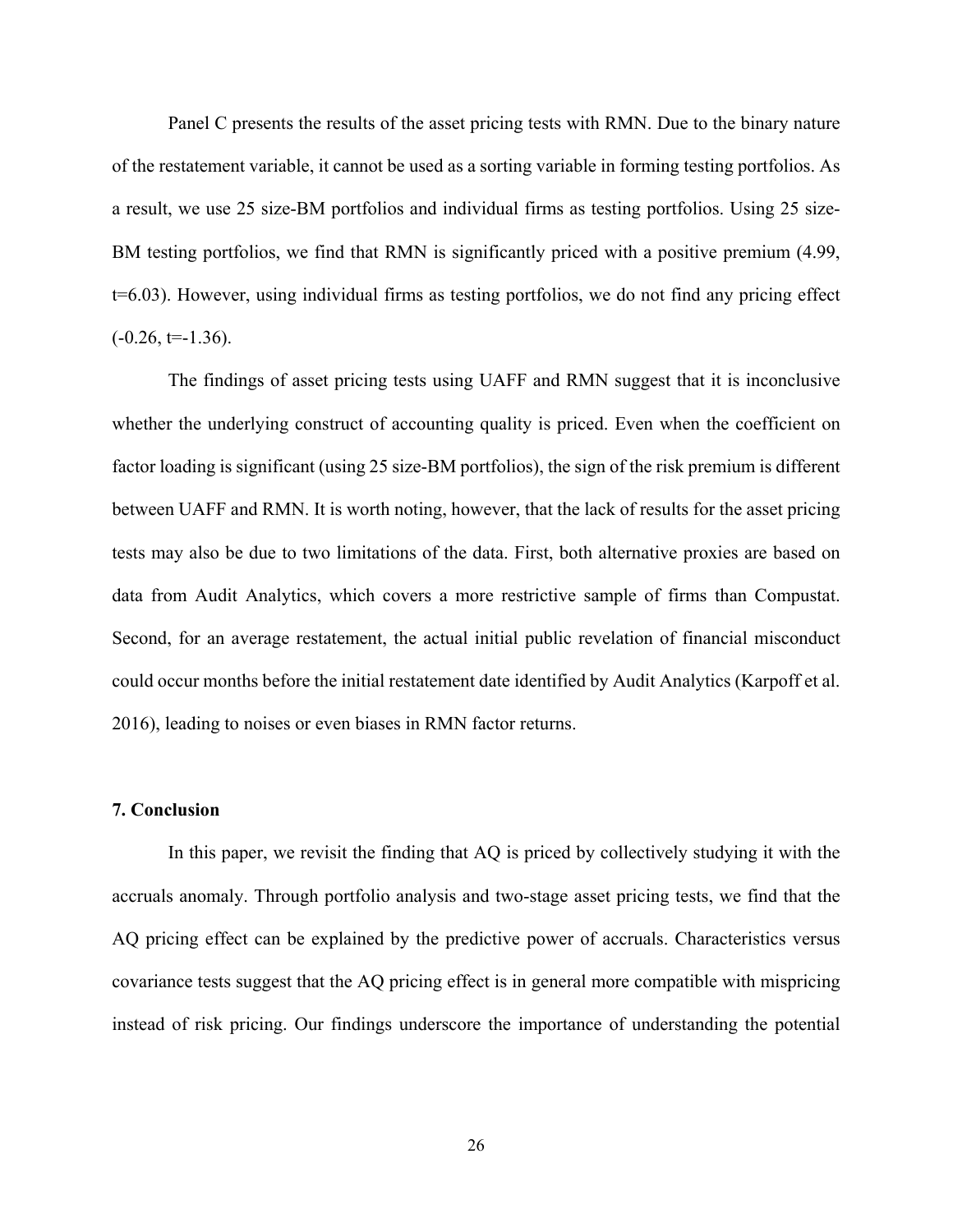Panel C presents the results of the asset pricing tests with RMN. Due to the binary nature of the restatement variable, it cannot be used as a sorting variable in forming testing portfolios. As a result, we use 25 size-BM portfolios and individual firms as testing portfolios. Using 25 size-BM testing portfolios, we find that RMN is significantly priced with a positive premium (4.99, t=6.03). However, using individual firms as testing portfolios, we do not find any pricing effect (-0.26, t=-1.36).

The findings of asset pricing tests using UAFF and RMN suggest that it is inconclusive whether the underlying construct of accounting quality is priced. Even when the coefficient on factor loading is significant (using 25 size-BM portfolios), the sign of the risk premium is different between UAFF and RMN. It is worth noting, however, that the lack of results for the asset pricing tests may also be due to two limitations of the data. First, both alternative proxies are based on data from Audit Analytics, which covers a more restrictive sample of firms than Compustat. Second, for an average restatement, the actual initial public revelation of financial misconduct could occur months before the initial restatement date identified by Audit Analytics (Karpoff et al. 2016), leading to noises or even biases in RMN factor returns.

## 7. Conclusion

In this paper, we revisit the finding that AQ is priced by collectively studying it with the accruals anomaly. Through portfolio analysis and two-stage asset pricing tests, we find that the AQ pricing effect can be explained by the predictive power of accruals. Characteristics versus covariance tests suggest that the AQ pricing effect is in general more compatible with mispricing instead of risk pricing. Our findings underscore the importance of understanding the potential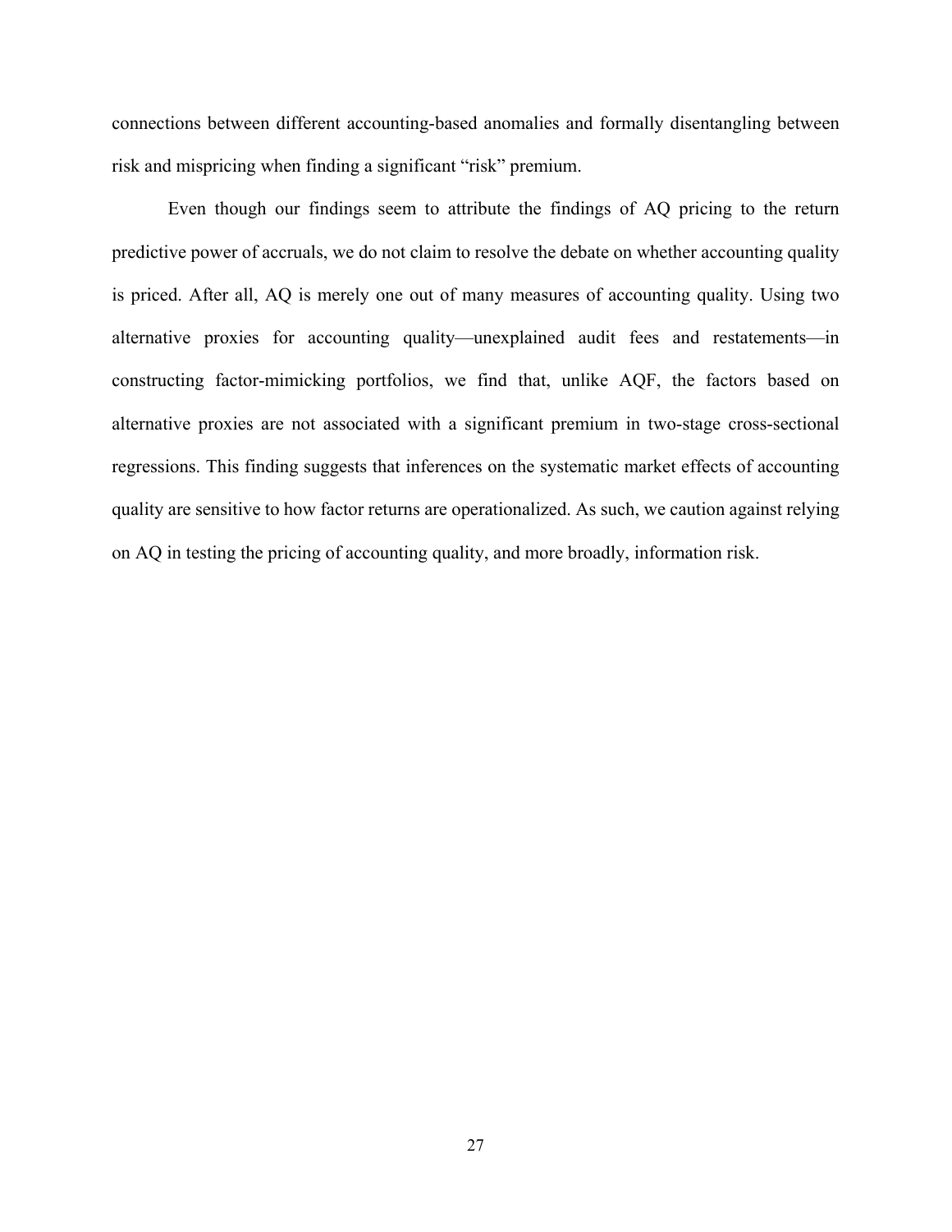connections between different accounting-based anomalies and formally disentangling between risk and mispricing when finding a significant "risk" premium.

Even though our findings seem to attribute the findings of AQ pricing to the return predictive power of accruals, we do not claim to resolve the debate on whether accounting quality is priced. After all, AQ is merely one out of many measures of accounting quality. Using two alternative proxies for accounting quality—unexplained audit fees and restatements—in constructing factor-mimicking portfolios, we find that, unlike AQF, the factors based on alternative proxies are not associated with a significant premium in two-stage cross-sectional regressions. This finding suggests that inferences on the systematic market effects of accounting quality are sensitive to how factor returns are operationalized. As such, we caution against relying on AQ in testing the pricing of accounting quality, and more broadly, information risk.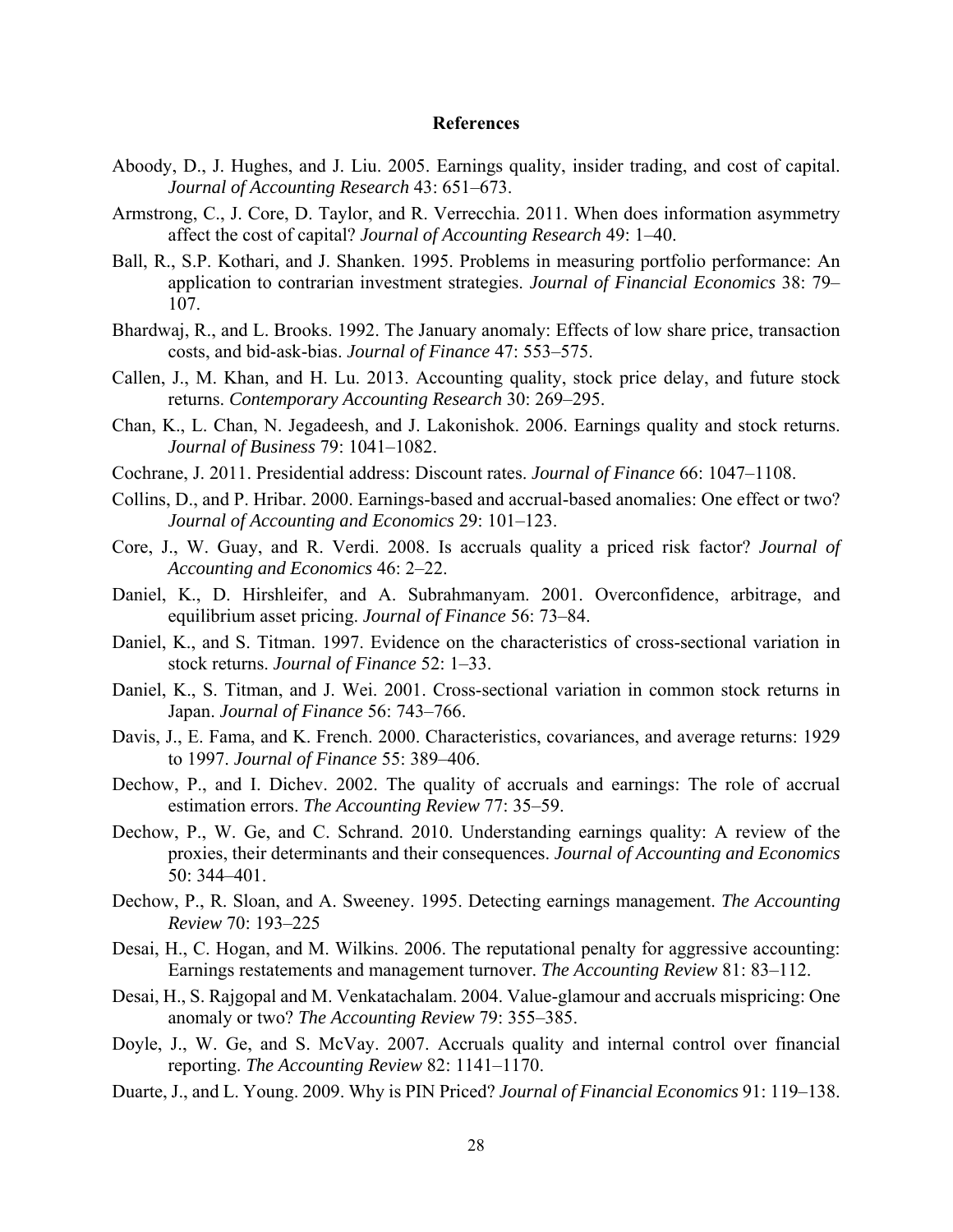## References

Aboody, D., J. Hughes, and J. Liu. 2005. Earnings quality, insider trading, and cost of capital. *Journal of Accounting Research* 43: 651–673.

Armstrong, C., J. Core, D. Taylor, and R. Verrecchia. 2011. When does information asymmetry affect the cost of capital? *Journal of Accounting Research* 49: 1–40.

Ball, R., S.P. Kothari, and J. Shanken. 1995. Problems in measuring portfolio performance: An application to contrarian investment strategies. *Journal of Financial Economics* 38: 79–107.

Bhardwaj, R., and L. Brooks. 1992. The January anomaly: Effects of low share price, transaction costs, and bid-ask-bias. *Journal of Finance* 47: 553–575.

Callen, J., M. Khan, and H. Lu. 2013. Accounting quality, stock price delay, and future stock returns. *Contemporary Accounting Research* 30: 269–295.

Chan, K., L. Chan, N. Jegadeesh, and J. Lakonishok. 2006. Earnings quality and stock returns. *Journal of Business* 79: 1041–1082.

Cochrane, J. 2011. Presidential address: Discount rates. *Journal of Finance* 66: 1047–1108.

Collins, D., and P. Hribar. 2000. Earnings-based and accrual-based anomalies: One effect or two? *Journal of Accounting and Economics* 29: 101–123.

Core, J., W. Guay, and R. Verdi. 2008. Is accruals quality a priced risk factor? *Journal of Accounting and Economics* 46: 2–22.

Daniel, K., D. Hirshleifer, and A. Subrahmanyam. 2001. Overconfidence, arbitrage, and equilibrium asset pricing. *Journal of Finance* 56: 73–84.

Daniel, K., and S. Titman. 1997. Evidence on the characteristics of cross-sectional variation in stock returns. *Journal of Finance* 52: 1–33.

Daniel, K., S. Titman, and J. Wei. 2001. Cross-sectional variation in common stock returns in Japan. *Journal of Finance* 56: 743–766.

Davis, J., E. Fama, and K. French. 2000. Characteristics, covariances, and average returns: 1929 to 1997. *Journal of Finance* 55: 389–406.

Dechow, P., and I. Dichev. 2002. The quality of accruals and earnings: The role of accrual estimation errors. *The Accounting Review* 77: 35–59.

Dechow, P., W. Ge, and C. Schrand. 2010. Understanding earnings quality: A review of the proxies, their determinants and their consequences. *Journal of Accounting and Economics* 50: 344–401.

Dechow, P., R. Sloan, and A. Sweeney. 1995. Detecting earnings management. *The Accounting Review* 70: 193–225

Desai, H., C. Hogan, and M. Wilkins. 2006. The reputational penalty for aggressive accounting: Earnings restatements and management turnover. *The Accounting Review* 81: 83–112.

Desai, H., S. Rajgopal and M. Venkatachalam. 2004. Value-glamour and accruals mispricing: One anomaly or two? *The Accounting Review* 79: 355–385.

Doyle, J., W. Ge, and S. McVay. 2007. Accruals quality and internal control over financial reporting. *The Accounting Review* 82: 1141–1170.

Duarte, J., and L. Young. 2009. Why is PIN Priced? *Journal of Financial Economics* 91: 119–138.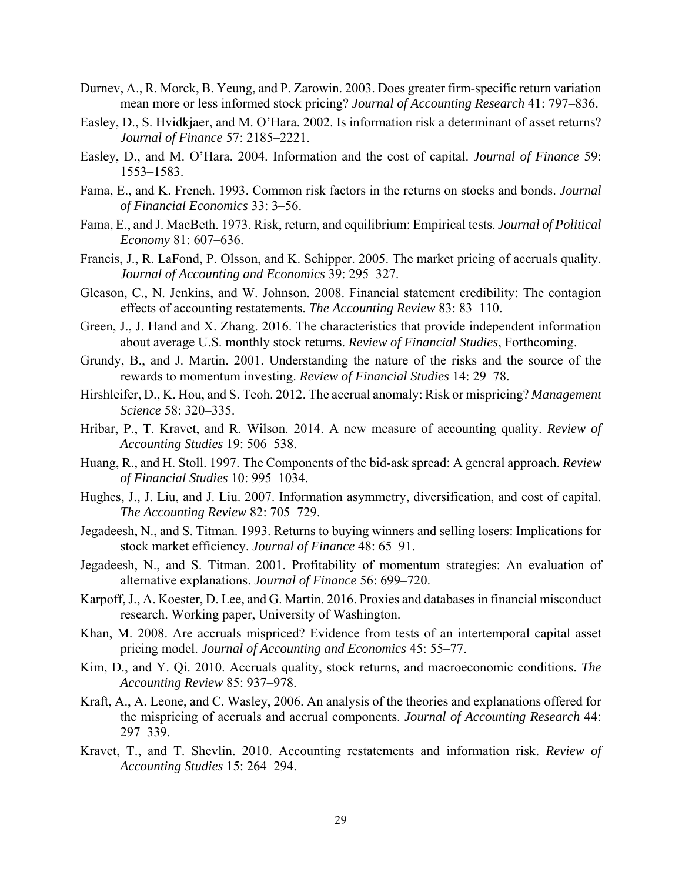Durnev, A., R. Morck, B. Yeung, and P. Zarowin. 2003. Does greater firm-specific return variation mean more or less informed stock pricing? *Journal of Accounting Research* 41: 797–836.

Easley, D., S. Hvidkjaer, and M. O'Hara. 2002. Is information risk a determinant of asset returns? *Journal of Finance* 57: 2185–2221.

Easley, D., and M. O'Hara. 2004. Information and the cost of capital. *Journal of Finance* 59: 1553–1583.

Fama, E., and K. French. 1993. Common risk factors in the returns on stocks and bonds. *Journal of Financial Economics* 33: 3–56.

Fama, E., and J. MacBeth. 1973. Risk, return, and equilibrium: Empirical tests. *Journal of Political Economy* 81: 607–636.

Francis, J., R. LaFond, P. Olsson, and K. Schipper. 2005. The market pricing of accruals quality. *Journal of Accounting and Economics* 39: 295–327.

Gleason, C., N. Jenkins, and W. Johnson. 2008. Financial statement credibility: The contagion effects of accounting restatements. *The Accounting Review* 83: 83–110.

Green, J., J. Hand and X. Zhang. 2016. The characteristics that provide independent information about average U.S. monthly stock returns. *Review of Financial Studies*, Forthcoming.

Grundy, B., and J. Martin. 2001. Understanding the nature of the risks and the source of the rewards to momentum investing. *Review of Financial Studies* 14: 29–78.

Hirshleifer, D., K. Hou, and S. Teoh. 2012. The accrual anomaly: Risk or mispricing? *Management Science* 58: 320–335.

Hribar, P., T. Kravet, and R. Wilson. 2014. A new measure of accounting quality. *Review of Accounting Studies* 19: 506–538.

Huang, R., and H. Stoll. 1997. The Components of the bid-ask spread: A general approach. *Review of Financial Studies* 10: 995–1034.

Hughes, J., J. Liu, and J. Liu. 2007. Information asymmetry, diversification, and cost of capital. *The Accounting Review* 82: 705–729.

Jegadeesh, N., and S. Titman. 1993. Returns to buying winners and selling losers: Implications for stock market efficiency. *Journal of Finance* 48: 65–91.

Jegadeesh, N., and S. Titman. 2001. Profitability of momentum strategies: An evaluation of alternative explanations. *Journal of Finance* 56: 699–720.

Karpoff, J., A. Koester, D. Lee, and G. Martin. 2016. Proxies and databases in financial misconduct research. Working paper, University of Washington.

Khan, M. 2008. Are accruals mispriced? Evidence from tests of an intertemporal capital asset pricing model. *Journal of Accounting and Economics* 45: 55–77.

Kim, D., and Y. Qi. 2010. Accruals quality, stock returns, and macroeconomic conditions. *The Accounting Review* 85: 937–978.

Kraft, A., A. Leone, and C. Wasley, 2006. An analysis of the theories and explanations offered for the mispricing of accruals and accrual components. *Journal of Accounting Research* 44: 297–339.

Kravet, T., and T. Shevlin. 2010. Accounting restatements and information risk. *Review of Accounting Studies* 15: 264–294.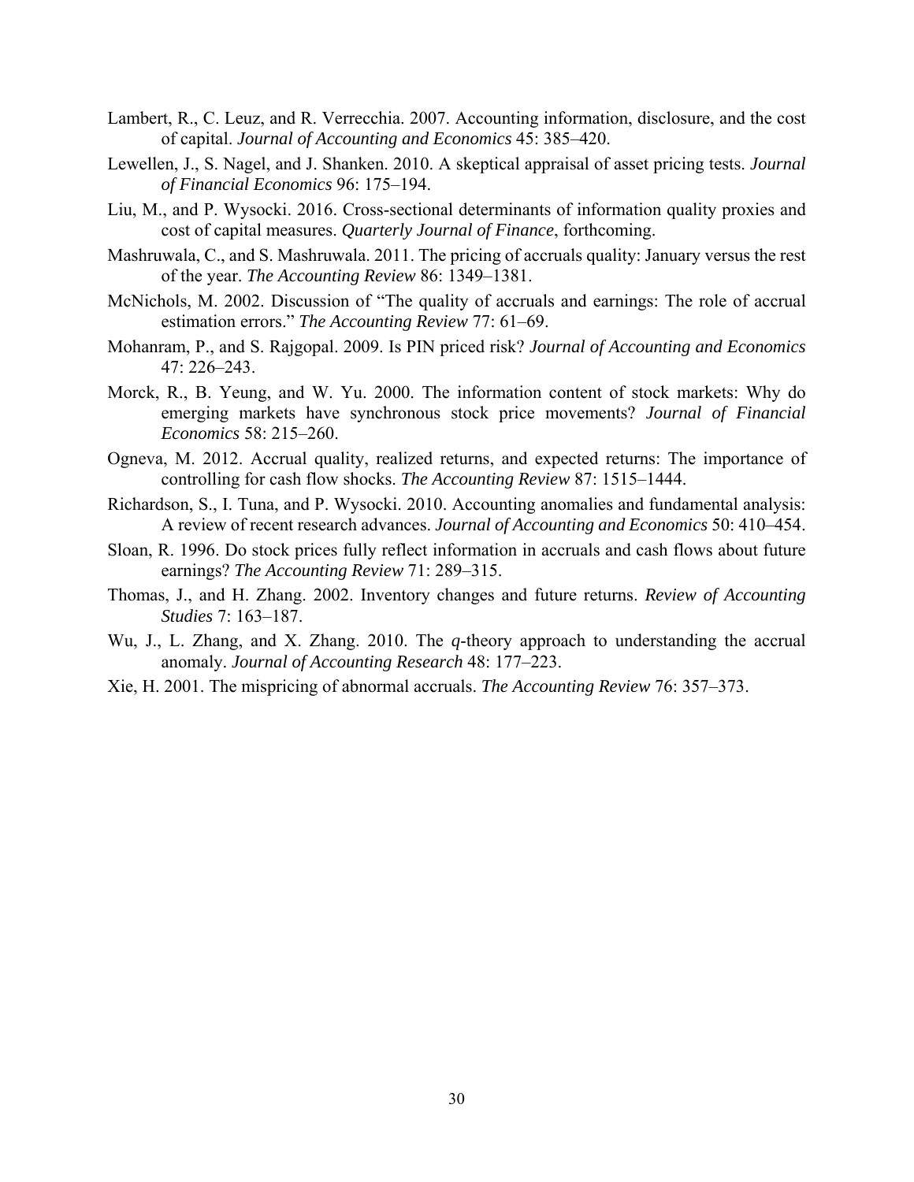Lambert, R., C. Leuz, and R. Verrecchia. 2007. Accounting information, disclosure, and the cost of capital. *Journal of Accounting and Economics* 45: 385–420.

Lewellen, J., S. Nagel, and J. Shanken. 2010. A skeptical appraisal of asset pricing tests. *Journal of Financial Economics* 96: 175–194.

Liu, M., and P. Wysocki. 2016. Cross-sectional determinants of information quality proxies and cost of capital measures. *Quarterly Journal of Finance*, forthcoming.

Mashruwala, C., and S. Mashruwala. 2011. The pricing of accruals quality: January versus the rest of the year. *The Accounting Review* 86: 1349–1381.

McNichols, M. 2002. Discussion of "The quality of accruals and earnings: The role of accrual estimation errors." *The Accounting Review* 77: 61–69.

Mohanram, P., and S. Rajgopal. 2009. Is PIN priced risk? *Journal of Accounting and Economics* 47: 226–243.

Morck, R., B. Yeung, and W. Yu. 2000. The information content of stock markets: Why do emerging markets have synchronous stock price movements? *Journal of Financial Economics* 58: 215–260.

Ogneva, M. 2012. Accrual quality, realized returns, and expected returns: The importance of controlling for cash flow shocks. *The Accounting Review* 87: 1515–1444.

Richardson, S., I. Tuna, and P. Wysocki. 2010. Accounting anomalies and fundamental analysis: A review of recent research advances. *Journal of Accounting and Economics* 50: 410–454.

Sloan, R. 1996. Do stock prices fully reflect information in accruals and cash flows about future earnings? *The Accounting Review* 71: 289–315.

Thomas, J., and H. Zhang. 2002. Inventory changes and future returns. *Review of Accounting Studies* 7: 163–187.

Wu, J., L. Zhang, and X. Zhang. 2010. The *q*-theory approach to understanding the accrual anomaly. *Journal of Accounting Research* 48: 177–223.

Xie, H. 2001. The mispricing of abnormal accruals. *The Accounting Review* 76: 357–373.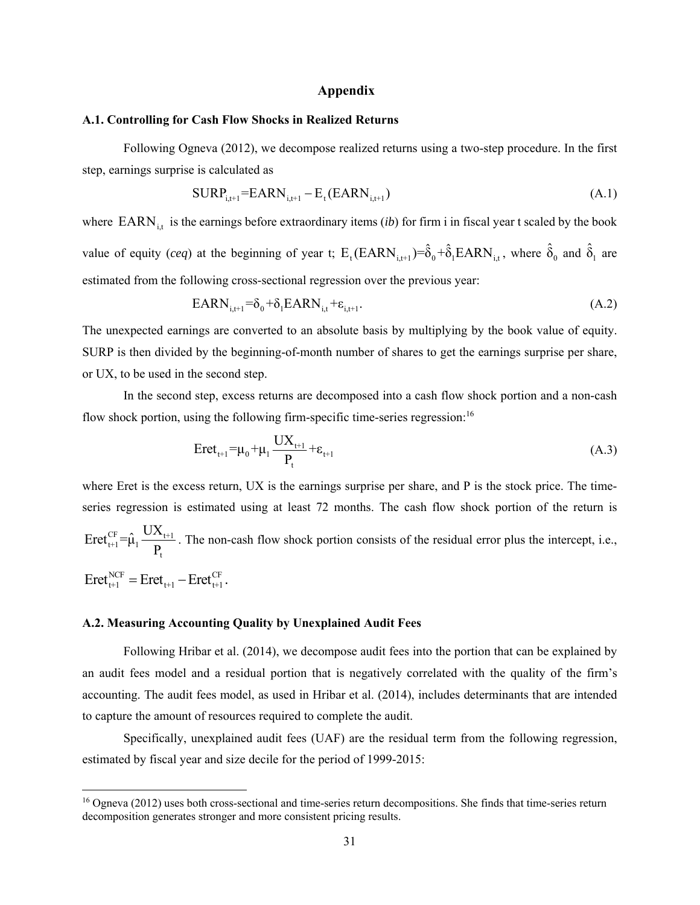# Appendix

## A.1. Controlling for Cash Flow Shocks in Realized Returns

Following Ogneva (2012), we decompose realized returns using a two-step procedure. In the first step, earnings surprise is calculated as

$$\text{SURP}_{i,t+1}=\text{EARN}_{i,t+1}-\text{E}_t(\text{EARN}_{i,t+1}) \tag{A.1}$$

where $\text{EARN}_{i,t}$ is the earnings before extraordinary items (*ib*) for firm i in fiscal year t scaled by the book value of equity (*ceq*) at the beginning of year t; $\text{E}_t(\text{EARN}_{i,t+1})=\hat{\delta}_0+\hat{\delta}_1\text{EARN}_{i,t}$, where $\hat{\delta}_0$ and $\hat{\delta}_1$ are estimated from the following cross-sectional regression over the previous year:

$$\text{EARN}_{i,t+1}=\delta_0+\delta_1\text{EARN}_{i,t}+\varepsilon_{i,t+1}. \tag{A.2}$$

The unexpected earnings are converted to an absolute basis by multiplying by the book value of equity. SURP is then divided by the beginning-of-month number of shares to get the earnings surprise per share, or UX, to be used in the second step.

In the second step, excess returns are decomposed into a cash flow shock portion and a non-cash flow shock portion, using the following firm-specific time-series regression:[16]

$$\text{Eret}_{t+1}=\mu_0+\mu_1\frac{\text{UX}_{t+1}}{\text{P}_t}+\varepsilon_{t+1} \tag{A.3}$$

where Eret is the excess return, UX is the earnings surprise per share, and P is the stock price. The time-series regression is estimated using at least 72 months. The cash flow shock portion of the return is $\text{Eret}_{t+1}^{CF}=\hat{\mu}_1\frac{\text{UX}_{t+1}}{\text{P}_t}$. The non-cash flow shock portion consists of the residual error plus the intercept, i.e., $\text{Eret}_{t+1}^{NCF}=\text{Eret}_{t+1}-\text{Eret}_{t+1}^{CF}$.

## A.2. Measuring Accounting Quality by Unexplained Audit Fees

Following Hribar et al. (2014), we decompose audit fees into the portion that can be explained by an audit fees model and a residual portion that is negatively correlated with the quality of the firm's accounting. The audit fees model, as used in Hribar et al. (2014), includes determinants that are intended to capture the amount of resources required to complete the audit.

Specifically, unexplained audit fees (UAF) are the residual term from the following regression, estimated by fiscal year and size decile for the period of 1999-2015:

[16] Ogneva (2012) uses both cross-sectional and time-series return decompositions. She finds that time-series return decomposition generates stronger and more consistent pricing results.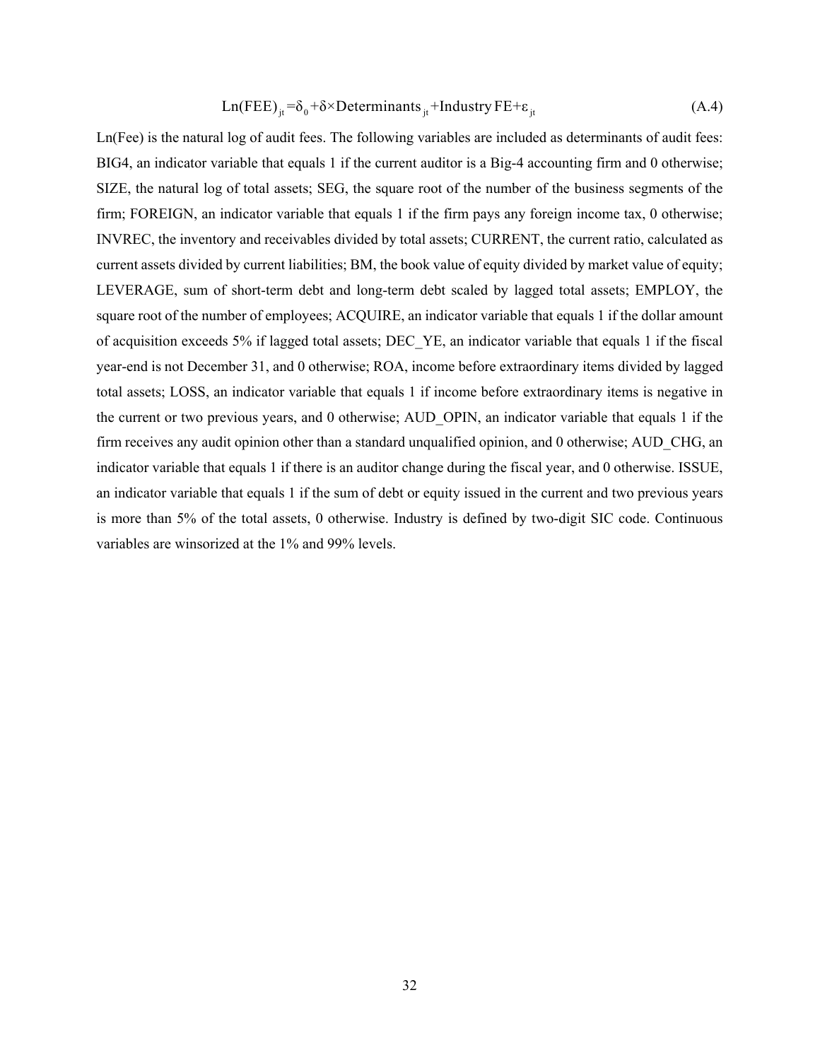$$\text{Ln(FEE)}_{jt} = \delta_0 + \delta \times \text{Determinants}_{jt} + \text{Industry FE} + \varepsilon_{jt} \tag{A.4}$$

Ln(Fee) is the natural log of audit fees. The following variables are included as determinants of audit fees: BIG4, an indicator variable that equals 1 if the current auditor is a Big-4 accounting firm and 0 otherwise; SIZE, the natural log of total assets; SEG, the square root of the number of the business segments of the firm; FOREIGN, an indicator variable that equals 1 if the firm pays any foreign income tax, 0 otherwise; INVREC, the inventory and receivables divided by total assets; CURRENT, the current ratio, calculated as current assets divided by current liabilities; BM, the book value of equity divided by market value of equity; LEVERAGE, sum of short-term debt and long-term debt scaled by lagged total assets; EMPLOY, the square root of the number of employees; ACQUIRE, an indicator variable that equals 1 if the dollar amount of acquisition exceeds 5% if lagged total assets; DEC_YE, an indicator variable that equals 1 if the fiscal year-end is not December 31, and 0 otherwise; ROA, income before extraordinary items divided by lagged total assets; LOSS, an indicator variable that equals 1 if income before extraordinary items is negative in the current or two previous years, and 0 otherwise; AUD_OPIN, an indicator variable that equals 1 if the firm receives any audit opinion other than a standard unqualified opinion, and 0 otherwise; AUD_CHG, an indicator variable that equals 1 if there is an auditor change during the fiscal year, and 0 otherwise. ISSUE, an indicator variable that equals 1 if the sum of debt or equity issued in the current and two previous years is more than 5% of the total assets, 0 otherwise. Industry is defined by two-digit SIC code. Continuous variables are winsorized at the 1% and 99% levels.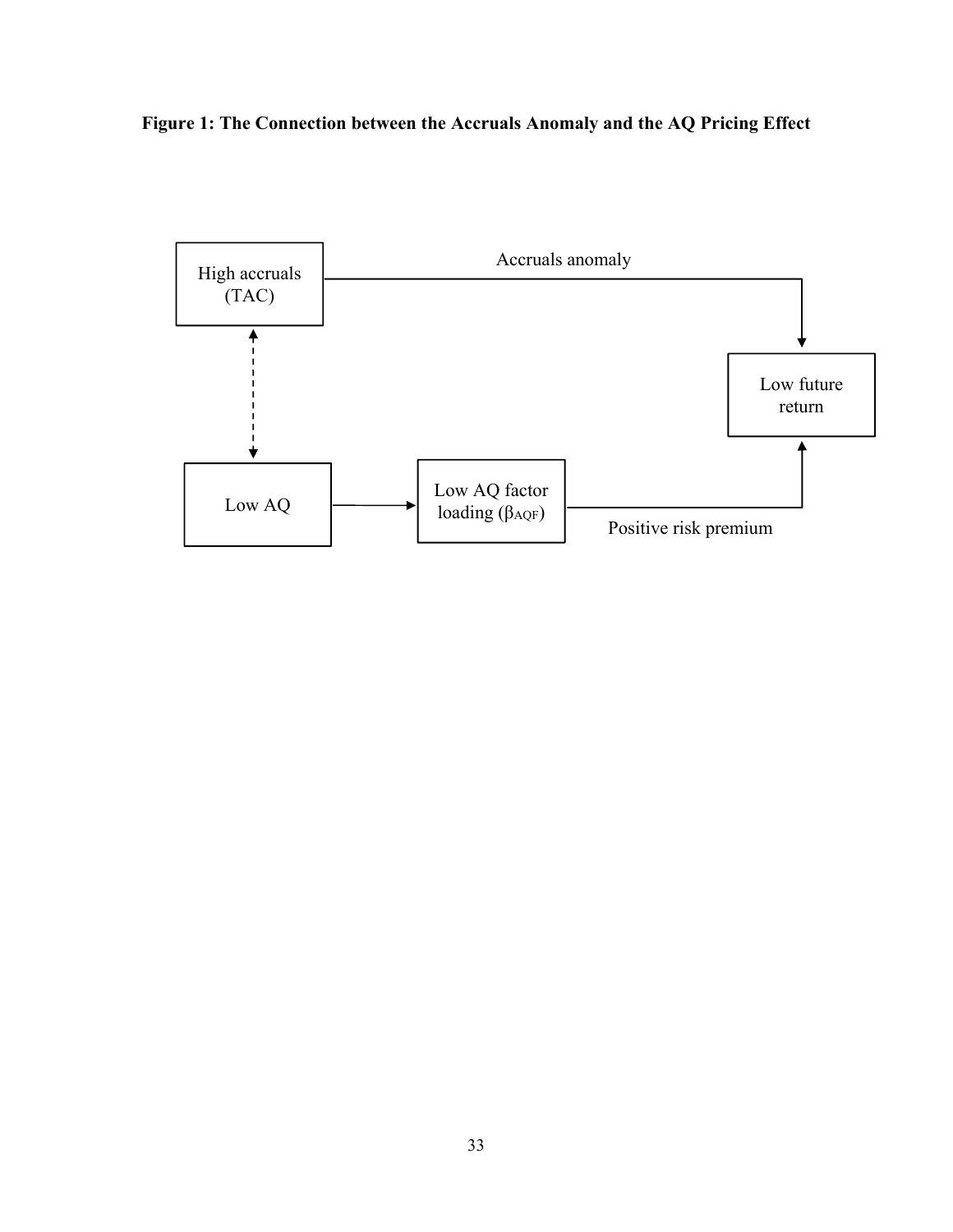**Figure 1: The Connection between the Accruals Anomaly and the AQ Pricing Effect**

High accruals (TAC)

Accruals anomaly

Low future return

Low AQ

Low AQ factor loading ($\beta_{AQF}$)

Positive risk premium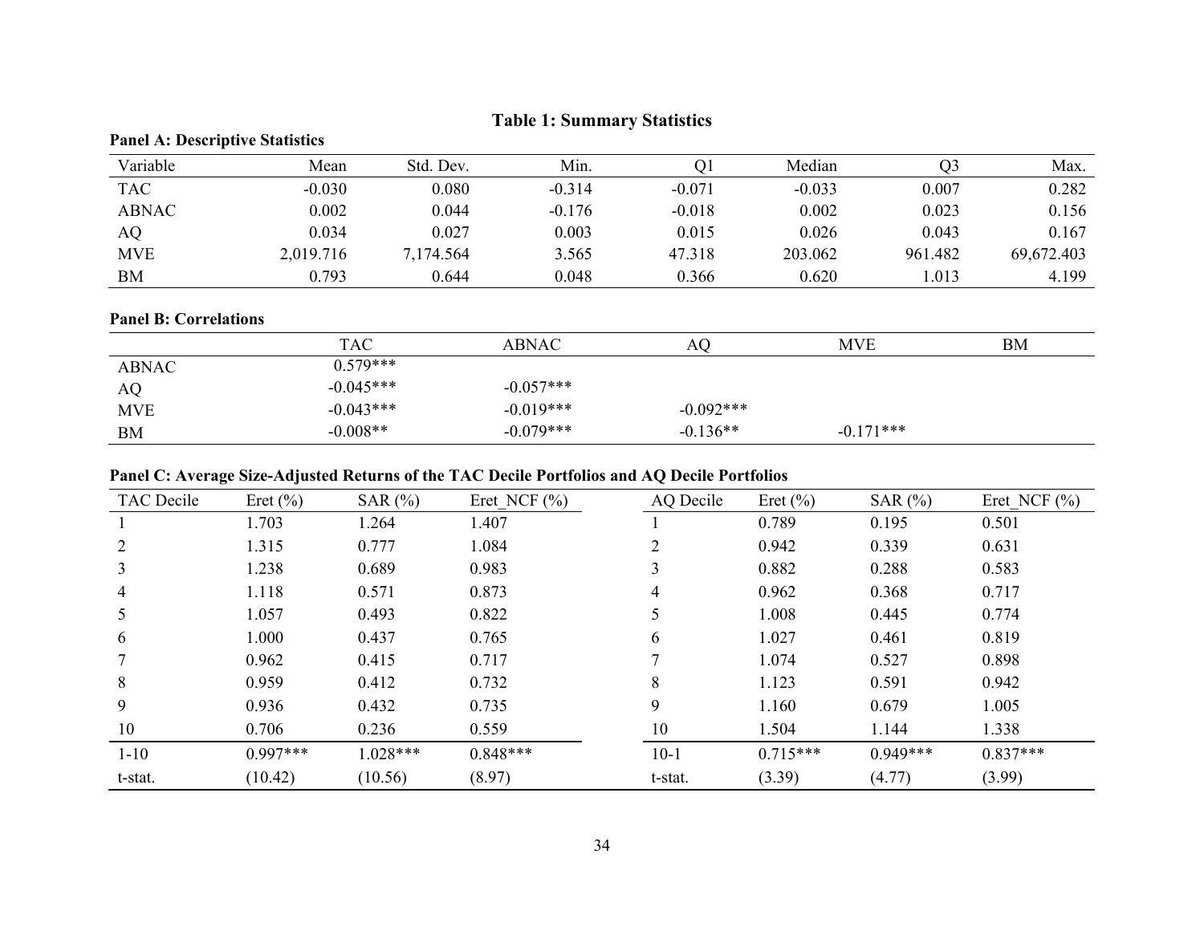## Table 1: Summary Statistics

**Panel A: Descriptive Statistics**

| Variable | Mean | Std. Dev. | Min. | Q1 | Median | Q3 | Max. |
|---|---|---|---|---|---|---|---|
| TAC | -0.030 | 0.080 | -0.314 | -0.071 | -0.033 | 0.007 | 0.282 |
| ABNAC | 0.002 | 0.044 | -0.176 | -0.018 | 0.002 | 0.023 | 0.156 |
| AQ | 0.034 | 0.027 | 0.003 | 0.015 | 0.026 | 0.043 | 0.167 |
| MVE | 2,019.716 | 7,174.564 | 3.565 | 47.318 | 203.062 | 961.482 | 69,672.403 |
| BM | 0.793 | 0.644 | 0.048 | 0.366 | 0.620 | 1.013 | 4.199 |

**Panel B: Correlations**

| | TAC | ABNAC | AQ | MVE | BM |
|---|---|---|---|---|---|
| ABNAC | 0.579*** | | | | |
| AQ | -0.045*** | -0.057*** | | | |
| MVE | -0.043*** | -0.019*** | -0.092*** | | |
| BM | -0.008** | -0.079*** | -0.136** | -0.171*** | |

**Panel C: Average Size-Adjusted Returns of the TAC Decile Portfolios and AQ Decile Portfolios**

| TAC Decile | Eret (%) | SAR (%) | Eret_NCF (%) | AQ Decile | Eret (%) | SAR (%) | Eret_NCF (%) |
|---|---|---|---|---|---|---|---|
| 1 | 1.703 | 1.264 | 1.407 | 1 | 0.789 | 0.195 | 0.501 |
| 2 | 1.315 | 0.777 | 1.084 | 2 | 0.942 | 0.339 | 0.631 |
| 3 | 1.238 | 0.689 | 0.983 | 3 | 0.882 | 0.288 | 0.583 |
| 4 | 1.118 | 0.571 | 0.873 | 4 | 0.962 | 0.368 | 0.717 |
| 5 | 1.057 | 0.493 | 0.822 | 5 | 1.008 | 0.445 | 0.774 |
| 6 | 1.000 | 0.437 | 0.765 | 6 | 1.027 | 0.461 | 0.819 |
| 7 | 0.962 | 0.415 | 0.717 | 7 | 1.074 | 0.527 | 0.898 |
| 8 | 0.959 | 0.412 | 0.732 | 8 | 1.123 | 0.591 | 0.942 |
| 9 | 0.936 | 0.432 | 0.735 | 9 | 1.160 | 0.679 | 1.005 |
| 10 | 0.706 | 0.236 | 0.559 | 10 | 1.504 | 1.144 | 1.338 |
| 1-10 | 0.997*** | 1.028*** | 0.848*** | 10-1 | 0.715*** | 0.949*** | 0.837*** |
| t-stat. | (10.42) | (10.56) | (8.97) | t-stat. | (3.39) | (4.77) | (3.99) |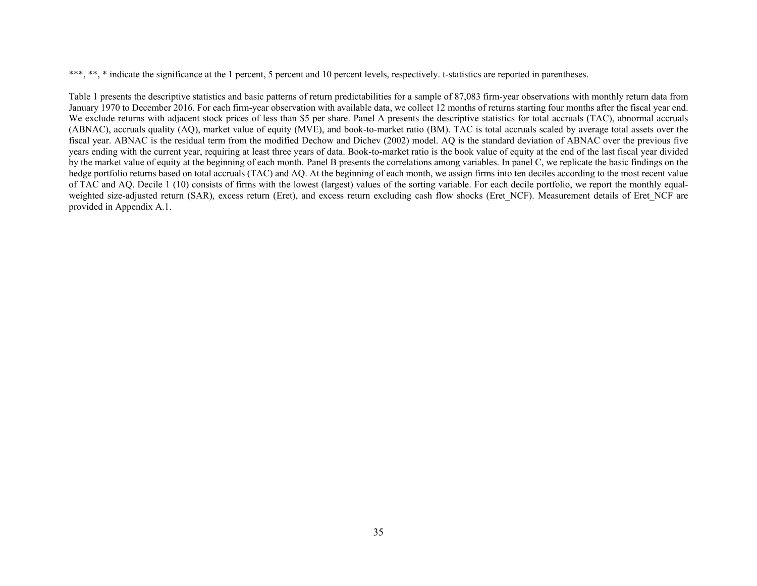***, **, * indicate the significance at the 1 percent, 5 percent and 10 percent levels, respectively. t-statistics are reported in parentheses.

Table 1 presents the descriptive statistics and basic patterns of return predictabilities for a sample of 87,083 firm-year observations with monthly return data from January 1970 to December 2016. For each firm-year observation with available data, we collect 12 months of returns starting four months after the fiscal year end. We exclude returns with adjacent stock prices of less than $5 per share. Panel A presents the descriptive statistics for total accruals (TAC), abnormal accruals (ABNAC), accruals quality (AQ), market value of equity (MVE), and book-to-market ratio (BM). TAC is total accruals scaled by average total assets over the fiscal year. ABNAC is the residual term from the modified Dechow and Dichev (2002) model. AQ is the standard deviation of ABNAC over the previous five years ending with the current year, requiring at least three years of data. Book-to-market ratio is the book value of equity at the end of the last fiscal year divided by the market value of equity at the beginning of each month. Panel B presents the correlations among variables. In panel C, we replicate the basic findings on the hedge portfolio returns based on total accruals (TAC) and AQ. At the beginning of each month, we assign firms into ten deciles according to the most recent value of TAC and AQ. Decile 1 (10) consists of firms with the lowest (largest) values of the sorting variable. For each decile portfolio, we report the monthly equal-weighted size-adjusted return (SAR), excess return (Eret), and excess return excluding cash flow shocks (Eret_NCF). Measurement details of Eret_NCF are provided in Appendix A.1.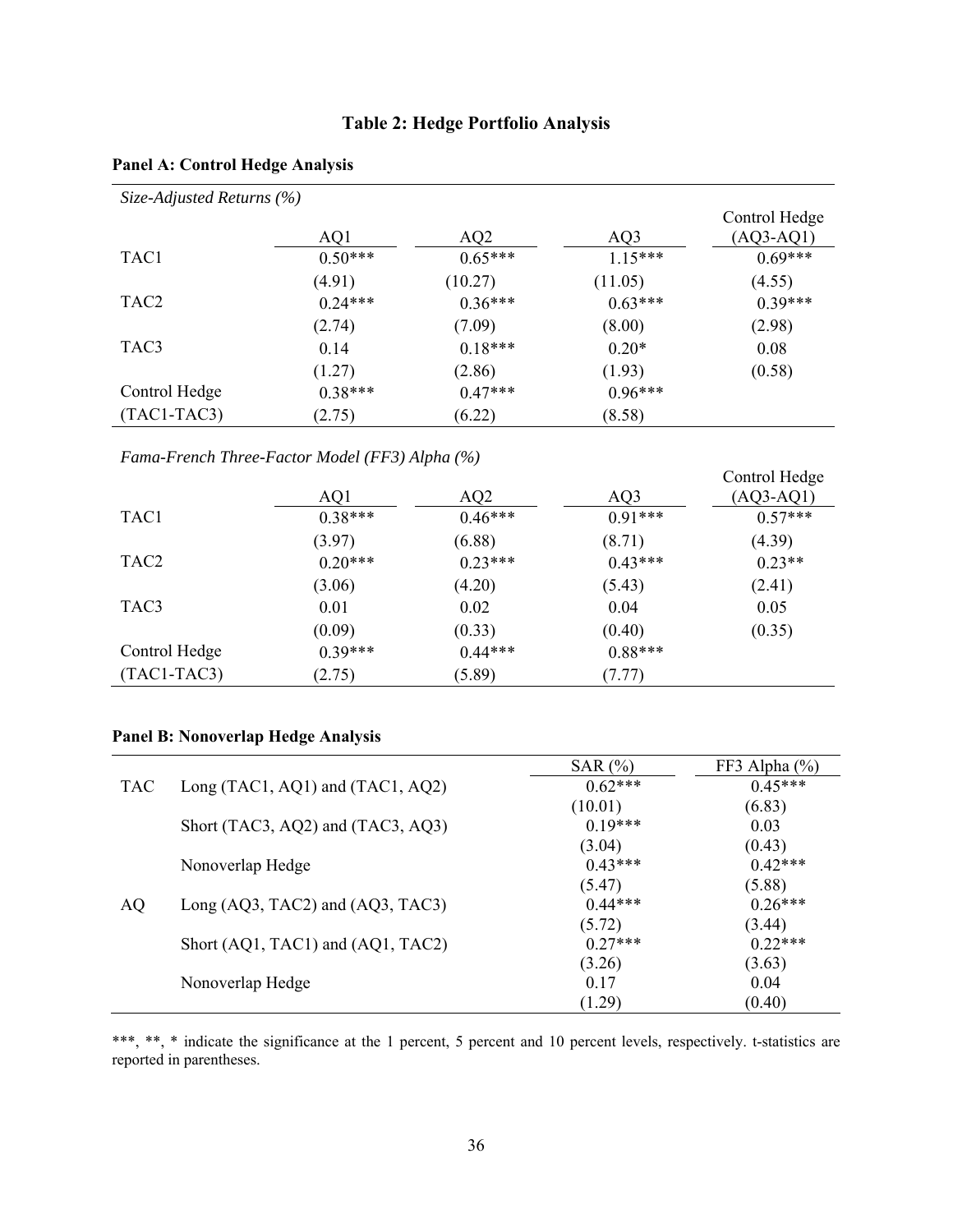## Table 2: Hedge Portfolio Analysis

### Panel A: Control Hedge Analysis

*Size-Adjusted Returns (%)*

| | AQ1 | AQ2 | AQ3 | Control Hedge (AQ3-AQ1) |
|---|---|---|---|---|
| TAC1 | 0.50*** | 0.65*** | 1.15*** | 0.69*** |
| | (4.91) | (10.27) | (11.05) | (4.55) |
| TAC2 | 0.24*** | 0.36*** | 0.63*** | 0.39*** |
| | (2.74) | (7.09) | (8.00) | (2.98) |
| TAC3 | 0.14 | 0.18*** | 0.20* | 0.08 |
| | (1.27) | (2.86) | (1.93) | (0.58) |
| Control Hedge | 0.38*** | 0.47*** | 0.96*** | |
| (TAC1-TAC3) | (2.75) | (6.22) | (8.58) | |

*Fama-French Three-Factor Model (FF3) Alpha (%)*

| | AQ1 | AQ2 | AQ3 | Control Hedge (AQ3-AQ1) |
|---|---|---|---|---|
| TAC1 | 0.38*** | 0.46*** | 0.91*** | 0.57*** |
| | (3.97) | (6.88) | (8.71) | (4.39) |
| TAC2 | 0.20*** | 0.23*** | 0.43*** | 0.23** |
| | (3.06) | (4.20) | (5.43) | (2.41) |
| TAC3 | 0.01 | 0.02 | 0.04 | 0.05 |
| | (0.09) | (0.33) | (0.40) | (0.35) |
| Control Hedge | 0.39*** | 0.44*** | 0.88*** | |
| (TAC1-TAC3) | (2.75) | (5.89) | (7.77) | |

### Panel B: Nonoverlap Hedge Analysis

| | | SAR (%) | FF3 Alpha (%) |
|---|---|---|---|
| TAC | Long (TAC1, AQ1) and (TAC1, AQ2) | 0.62*** | 0.45*** |
| | | (10.01) | (6.83) |
| | Short (TAC3, AQ2) and (TAC3, AQ3) | 0.19*** | 0.03 |
| | | (3.04) | (0.43) |
| | Nonoverlap Hedge | 0.43*** | 0.42*** |
| | | (5.47) | (5.88) |
| AQ | Long (AQ3, TAC2) and (AQ3, TAC3) | 0.44*** | 0.26*** |
| | | (5.72) | (3.44) |
| | Short (AQ1, TAC1) and (AQ1, TAC2) | 0.27*** | 0.22*** |
| | | (3.26) | (3.63) |
| | Nonoverlap Hedge | 0.17 | 0.04 |
| | | (1.29) | (0.40) |

***, **, * indicate the significance at the 1 percent, 5 percent and 10 percent levels, respectively. t-statistics are reported in parentheses.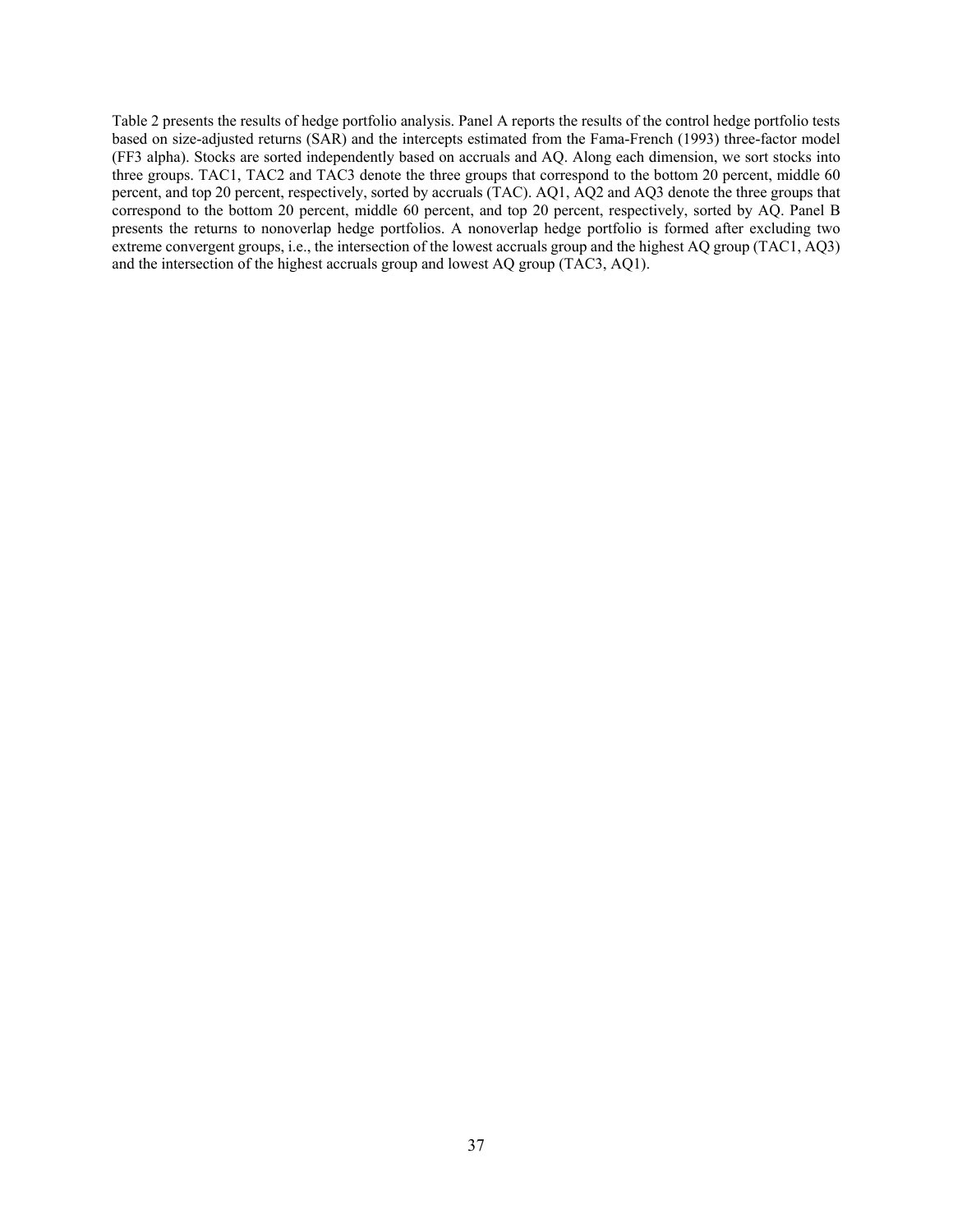Table 2 presents the results of hedge portfolio analysis. Panel A reports the results of the control hedge portfolio tests based on size-adjusted returns (SAR) and the intercepts estimated from the Fama-French (1993) three-factor model (FF3 alpha). Stocks are sorted independently based on accruals and AQ. Along each dimension, we sort stocks into three groups. TAC1, TAC2 and TAC3 denote the three groups that correspond to the bottom 20 percent, middle 60 percent, and top 20 percent, respectively, sorted by accruals (TAC). AQ1, AQ2 and AQ3 denote the three groups that correspond to the bottom 20 percent, middle 60 percent, and top 20 percent, respectively, sorted by AQ. Panel B presents the returns to nonoverlap hedge portfolios. A nonoverlap hedge portfolio is formed after excluding two extreme convergent groups, i.e., the intersection of the lowest accruals group and the highest AQ group (TAC1, AQ3) and the intersection of the highest accruals group and lowest AQ group (TAC3, AQ1).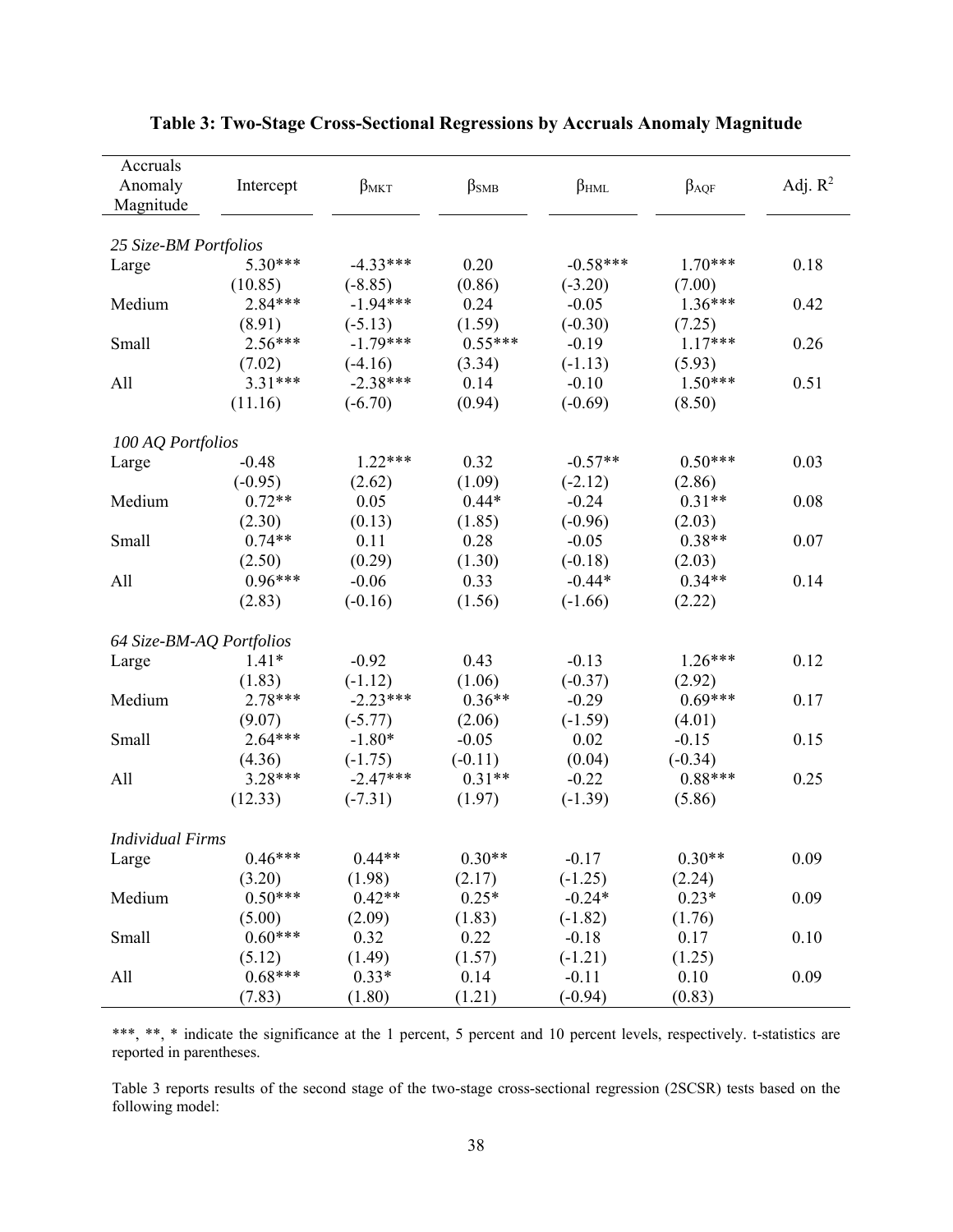**Table 3: Two-Stage Cross-Sectional Regressions by Accruals Anomaly Magnitude**

| Accruals Anomaly Magnitude | Intercept | $\beta_{MKT}$ | $\beta_{SMB}$ | $\beta_{HML}$ | $\beta_{AQF}$ | Adj. $R^2$ |
|---|---|---|---|---|---|---|
| *25 Size-BM Portfolios* | | | | | | |
| Large | 5.30*** | -4.33*** | 0.20 | -0.58*** | 1.70*** | 0.18 |
| | (10.85) | (-8.85) | (0.86) | (-3.20) | (7.00) | |
| Medium | 2.84*** | -1.94*** | 0.24 | -0.05 | 1.36*** | 0.42 |
| | (8.91) | (-5.13) | (1.59) | (-0.30) | (7.25) | |
| Small | 2.56*** | -1.79*** | 0.55*** | -0.19 | 1.17*** | 0.26 |
| | (7.02) | (-4.16) | (3.34) | (-1.13) | (5.93) | |
| All | 3.31*** | -2.38*** | 0.14 | -0.10 | 1.50*** | 0.51 |
| | (11.16) | (-6.70) | (0.94) | (-0.69) | (8.50) | |
| *100 AQ Portfolios* | | | | | | |
| Large | -0.48 | 1.22*** | 0.32 | -0.57** | 0.50*** | 0.03 |
| | (-0.95) | (2.62) | (1.09) | (-2.12) | (2.86) | |
| Medium | 0.72** | 0.05 | 0.44* | -0.24 | 0.31** | 0.08 |
| | (2.30) | (0.13) | (1.85) | (-0.96) | (2.03) | |
| Small | 0.74** | 0.11 | 0.28 | -0.05 | 0.38** | 0.07 |
| | (2.50) | (0.29) | (1.30) | (-0.18) | (2.03) | |
| All | 0.96*** | -0.06 | 0.33 | -0.44* | 0.34** | 0.14 |
| | (2.83) | (-0.16) | (1.56) | (-1.66) | (2.22) | |
| *64 Size-BM-AQ Portfolios* | | | | | | |
| Large | 1.41* | -0.92 | 0.43 | -0.13 | 1.26*** | 0.12 |
| | (1.83) | (-1.12) | (1.06) | (-0.37) | (2.92) | |
| Medium | 2.78*** | -2.23*** | 0.36** | -0.29 | 0.69*** | 0.17 |
| | (9.07) | (-5.77) | (2.06) | (-1.59) | (4.01) | |
| Small | 2.64*** | -1.80* | -0.05 | 0.02 | -0.15 | 0.15 |
| | (4.36) | (-1.75) | (-0.11) | (0.04) | (-0.34) | |
| All | 3.28*** | -2.47*** | 0.31** | -0.22 | 0.88*** | 0.25 |
| | (12.33) | (-7.31) | (1.97) | (-1.39) | (5.86) | |
| *Individual Firms* | | | | | | |
| Large | 0.46*** | 0.44** | 0.30** | -0.17 | 0.30** | 0.09 |
| | (3.20) | (1.98) | (2.17) | (-1.25) | (2.24) | |
| Medium | 0.50*** | 0.42** | 0.25* | -0.24* | 0.23* | 0.09 |
| | (5.00) | (2.09) | (1.83) | (-1.82) | (1.76) | |
| Small | 0.60*** | 0.32 | 0.22 | -0.18 | 0.17 | 0.10 |
| | (5.12) | (1.49) | (1.57) | (-1.21) | (1.25) | |
| All | 0.68*** | 0.33* | 0.14 | -0.11 | 0.10 | 0.09 |
| | (7.83) | (1.80) | (1.21) | (-0.94) | (0.83) | |

***, **, * indicate the significance at the 1 percent, 5 percent and 10 percent levels, respectively. t-statistics are reported in parentheses.

Table 3 reports results of the second stage of the two-stage cross-sectional regression (2SCSR) tests based on the following model: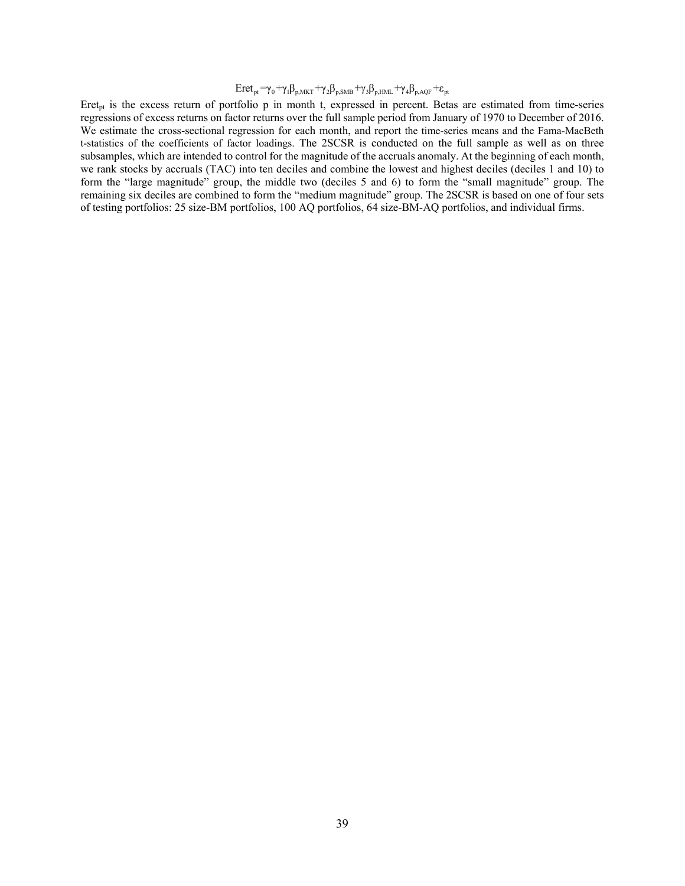$$Eret_{pt} = \gamma_0 + \gamma_1 \beta_{p,MKT} + \gamma_2 \beta_{p,SMB} + \gamma_3 \beta_{p,HML} + \gamma_4 \beta_{p,AQF} + \varepsilon_{pt}$$

$Eret_{pt}$ is the excess return of portfolio p in month t, expressed in percent. Betas are estimated from time-series regressions of excess returns on factor returns over the full sample period from January of 1970 to December of 2016. We estimate the cross-sectional regression for each month, and report the time-series means and the Fama-MacBeth t-statistics of the coefficients of factor loadings. The 2SCSR is conducted on the full sample as well as on three subsamples, which are intended to control for the magnitude of the accruals anomaly. At the beginning of each month, we rank stocks by accruals (TAC) into ten deciles and combine the lowest and highest deciles (deciles 1 and 10) to form the "large magnitude" group, the middle two (deciles 5 and 6) to form the "small magnitude" group. The remaining six deciles are combined to form the "medium magnitude" group. The 2SCSR is based on one of four sets of testing portfolios: 25 size-BM portfolios, 100 AQ portfolios, 64 size-BM-AQ portfolios, and individual firms.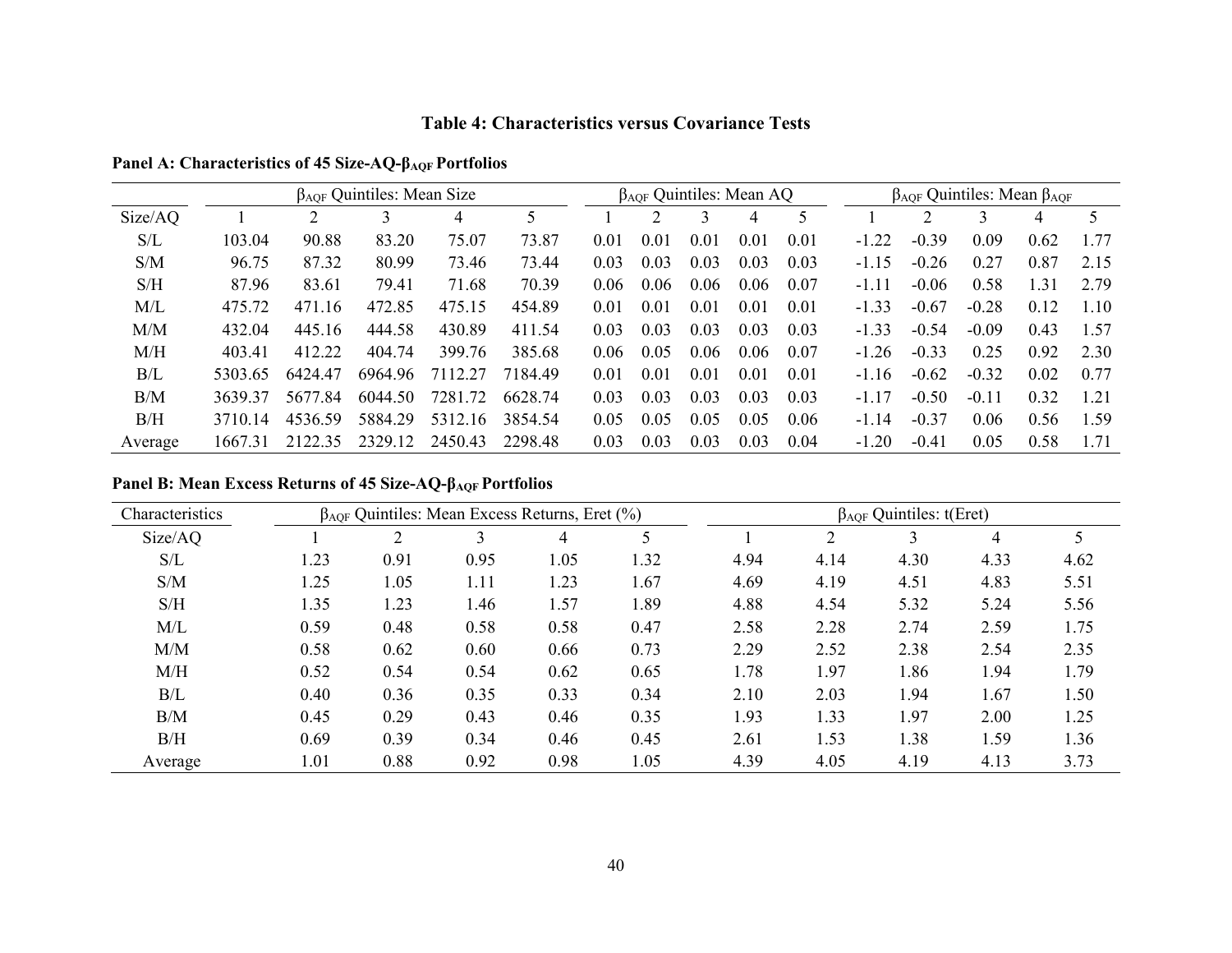**Table 4: Characteristics versus Covariance Tests**

**Panel A: Characteristics of 45 Size-AQ-$\beta_{AQF}$ Portfolios**

| | $\beta_{AQF}$ Quintiles: Mean Size | | | | | $\beta_{AQF}$ Quintiles: Mean AQ | | | | | $\beta_{AQF}$ Quintiles: Mean $\beta_{AQF}$ | | | | |
|---|---|---|---|---|---|---|---|---|---|---|---|---|---|---|---|
| Size/AQ | 1 | 2 | 3 | 4 | 5 | 1 | 2 | 3 | 4 | 5 | 1 | 2 | 3 | 4 | 5 |
| S/L | 103.04 | 90.88 | 83.20 | 75.07 | 73.87 | 0.01 | 0.01 | 0.01 | 0.01 | 0.01 | -1.22 | -0.39 | 0.09 | 0.62 | 1.77 |
| S/M | 96.75 | 87.32 | 80.99 | 73.46 | 73.44 | 0.03 | 0.03 | 0.03 | 0.03 | 0.03 | -1.15 | -0.26 | 0.27 | 0.87 | 2.15 |
| S/H | 87.96 | 83.61 | 79.41 | 71.68 | 70.39 | 0.06 | 0.06 | 0.06 | 0.06 | 0.07 | -1.11 | -0.06 | 0.58 | 1.31 | 2.79 |
| M/L | 475.72 | 471.16 | 472.85 | 475.15 | 454.89 | 0.01 | 0.01 | 0.01 | 0.01 | 0.01 | -1.33 | -0.67 | -0.28 | 0.12 | 1.10 |
| M/M | 432.04 | 445.16 | 444.58 | 430.89 | 411.54 | 0.03 | 0.03 | 0.03 | 0.03 | 0.03 | -1.33 | -0.54 | -0.09 | 0.43 | 1.57 |
| M/H | 403.41 | 412.22 | 404.74 | 399.76 | 385.68 | 0.06 | 0.05 | 0.06 | 0.06 | 0.07 | -1.26 | -0.33 | 0.25 | 0.92 | 2.30 |
| B/L | 5303.65 | 6424.47 | 6964.96 | 7112.27 | 7184.49 | 0.01 | 0.01 | 0.01 | 0.01 | 0.01 | -1.16 | -0.62 | -0.32 | 0.02 | 0.77 |
| B/M | 3639.37 | 5677.84 | 6044.50 | 7281.72 | 6628.74 | 0.03 | 0.03 | 0.03 | 0.03 | 0.03 | -1.17 | -0.50 | -0.11 | 0.32 | 1.21 |
| B/H | 3710.14 | 4536.59 | 5884.29 | 5312.16 | 3854.54 | 0.05 | 0.05 | 0.05 | 0.05 | 0.06 | -1.14 | -0.37 | 0.06 | 0.56 | 1.59 |
| Average | 1667.31 | 2122.35 | 2329.12 | 2450.43 | 2298.48 | 0.03 | 0.03 | 0.03 | 0.03 | 0.04 | -1.20 | -0.41 | 0.05 | 0.58 | 1.71 |

**Panel B: Mean Excess Returns of 45 Size-AQ-$\beta_{AQF}$ Portfolios**

| Characteristics | $\beta_{AQF}$ Quintiles: Mean Excess Returns, Eret (%) | | | | | $\beta_{AQF}$ Quintiles: t(Eret) | | | | |
|---|---|---|---|---|---|---|---|---|---|---|
| Size/AQ | 1 | 2 | 3 | 4 | 5 | 1 | 2 | 3 | 4 | 5 |
| S/L | 1.23 | 0.91 | 0.95 | 1.05 | 1.32 | 4.94 | 4.14 | 4.30 | 4.33 | 4.62 |
| S/M | 1.25 | 1.05 | 1.11 | 1.23 | 1.67 | 4.69 | 4.19 | 4.51 | 4.83 | 5.51 |
| S/H | 1.35 | 1.23 | 1.46 | 1.57 | 1.89 | 4.88 | 4.54 | 5.32 | 5.24 | 5.56 |
| M/L | 0.59 | 0.48 | 0.58 | 0.58 | 0.47 | 2.58 | 2.28 | 2.74 | 2.59 | 1.75 |
| M/M | 0.58 | 0.62 | 0.60 | 0.66 | 0.73 | 2.29 | 2.52 | 2.38 | 2.54 | 2.35 |
| M/H | 0.52 | 0.54 | 0.54 | 0.62 | 0.65 | 1.78 | 1.97 | 1.86 | 1.94 | 1.79 |
| B/L | 0.40 | 0.36 | 0.35 | 0.33 | 0.34 | 2.10 | 2.03 | 1.94 | 1.67 | 1.50 |
| B/M | 0.45 | 0.29 | 0.43 | 0.46 | 0.35 | 1.93 | 1.33 | 1.97 | 2.00 | 1.25 |
| B/H | 0.69 | 0.39 | 0.34 | 0.46 | 0.45 | 2.61 | 1.53 | 1.38 | 1.59 | 1.36 |
| Average | 1.01 | 0.88 | 0.92 | 0.98 | 1.05 | 4.39 | 4.05 | 4.19 | 4.13 | 3.73 |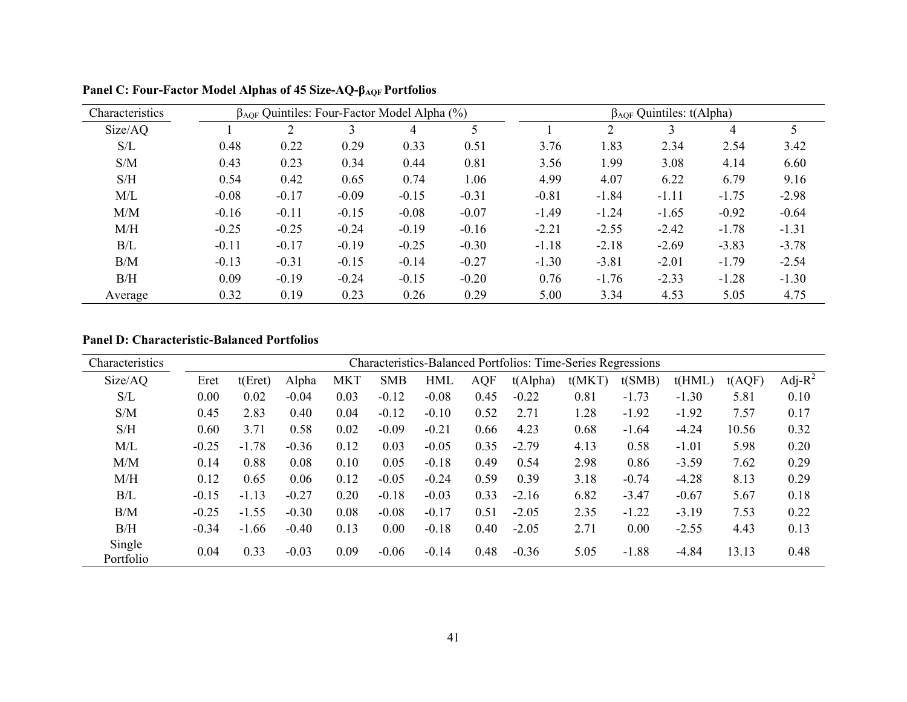**Panel C: Four-Factor Model Alphas of 45 Size-AQ-$\beta_{AQF}$ Portfolios**

| Characteristics | $\beta_{AQF}$ Quintiles: Four-Factor Model Alpha (%) | | | | | $\beta_{AQF}$ Quintiles: t(Alpha) | | | | |
|---|---|---|---|---|---|---|---|---|---|---|
| Size/AQ | 1 | 2 | 3 | 4 | 5 | 1 | 2 | 3 | 4 | 5 |
| S/L | 0.48 | 0.22 | 0.29 | 0.33 | 0.51 | 3.76 | 1.83 | 2.34 | 2.54 | 3.42 |
| S/M | 0.43 | 0.23 | 0.34 | 0.44 | 0.81 | 3.56 | 1.99 | 3.08 | 4.14 | 6.60 |
| S/H | 0.54 | 0.42 | 0.65 | 0.74 | 1.06 | 4.99 | 4.07 | 6.22 | 6.79 | 9.16 |
| M/L | -0.08 | -0.17 | -0.09 | -0.15 | -0.31 | -0.81 | -1.84 | -1.11 | -1.75 | -2.98 |
| M/M | -0.16 | -0.11 | -0.15 | -0.08 | -0.07 | -1.49 | -1.24 | -1.65 | -0.92 | -0.64 |
| M/H | -0.25 | -0.25 | -0.24 | -0.19 | -0.16 | -2.21 | -2.55 | -2.42 | -1.78 | -1.31 |
| B/L | -0.11 | -0.17 | -0.19 | -0.25 | -0.30 | -1.18 | -2.18 | -2.69 | -3.83 | -3.78 |
| B/M | -0.13 | -0.31 | -0.15 | -0.14 | -0.27 | -1.30 | -3.81 | -2.01 | -1.79 | -2.54 |
| B/H | 0.09 | -0.19 | -0.24 | -0.15 | -0.20 | 0.76 | -1.76 | -2.33 | -1.28 | -1.30 |
| Average | 0.32 | 0.19 | 0.23 | 0.26 | 0.29 | 5.00 | 3.34 | 4.53 | 5.05 | 4.75 |

**Panel D: Characteristic-Balanced Portfolios**

| Characteristics | Characteristics-Balanced Portfolios: Time-Series Regressions | | | | | | | | | | | | |
|---|---|---|---|---|---|---|---|---|---|---|---|---|---|
| Size/AQ | Eret | t(Eret) | Alpha | MKT | SMB | HML | AQF | t(Alpha) | t(MKT) | t(SMB) | t(HML) | t(AQF) | Adj-$R^2$ |
| S/L | 0.00 | 0.02 | -0.04 | 0.03 | -0.12 | -0.08 | 0.45 | -0.22 | 0.81 | -1.73 | -1.30 | 5.81 | 0.10 |
| S/M | 0.45 | 2.83 | 0.40 | 0.04 | -0.12 | -0.10 | 0.52 | 2.71 | 1.28 | -1.92 | -1.92 | 7.57 | 0.17 |
| S/H | 0.60 | 3.71 | 0.58 | 0.02 | -0.09 | -0.21 | 0.66 | 4.23 | 0.68 | -1.64 | -4.24 | 10.56 | 0.32 |
| M/L | -0.25 | -1.78 | -0.36 | 0.12 | 0.03 | -0.05 | 0.35 | -2.79 | 4.13 | 0.58 | -1.01 | 5.98 | 0.20 |
| M/M | 0.14 | 0.88 | 0.08 | 0.10 | 0.05 | -0.18 | 0.49 | 0.54 | 2.98 | 0.86 | -3.59 | 7.62 | 0.29 |
| M/H | 0.12 | 0.65 | 0.06 | 0.12 | -0.05 | -0.24 | 0.59 | 0.39 | 3.18 | -0.74 | -4.28 | 8.13 | 0.29 |
| B/L | -0.15 | -1.13 | -0.27 | 0.20 | -0.18 | -0.03 | 0.33 | -2.16 | 6.82 | -3.47 | -0.67 | 5.67 | 0.18 |
| B/M | -0.25 | -1.55 | -0.30 | 0.08 | -0.08 | -0.17 | 0.51 | -2.05 | 2.35 | -1.22 | -3.19 | 7.53 | 0.22 |
| B/H | -0.34 | -1.66 | -0.40 | 0.13 | 0.00 | -0.18 | 0.40 | -2.05 | 2.71 | 0.00 | -2.55 | 4.43 | 0.13 |
| Single Portfolio | 0.04 | 0.33 | -0.03 | 0.09 | -0.06 | -0.14 | 0.48 | -0.36 | 5.05 | -1.88 | -4.84 | 13.13 | 0.48 |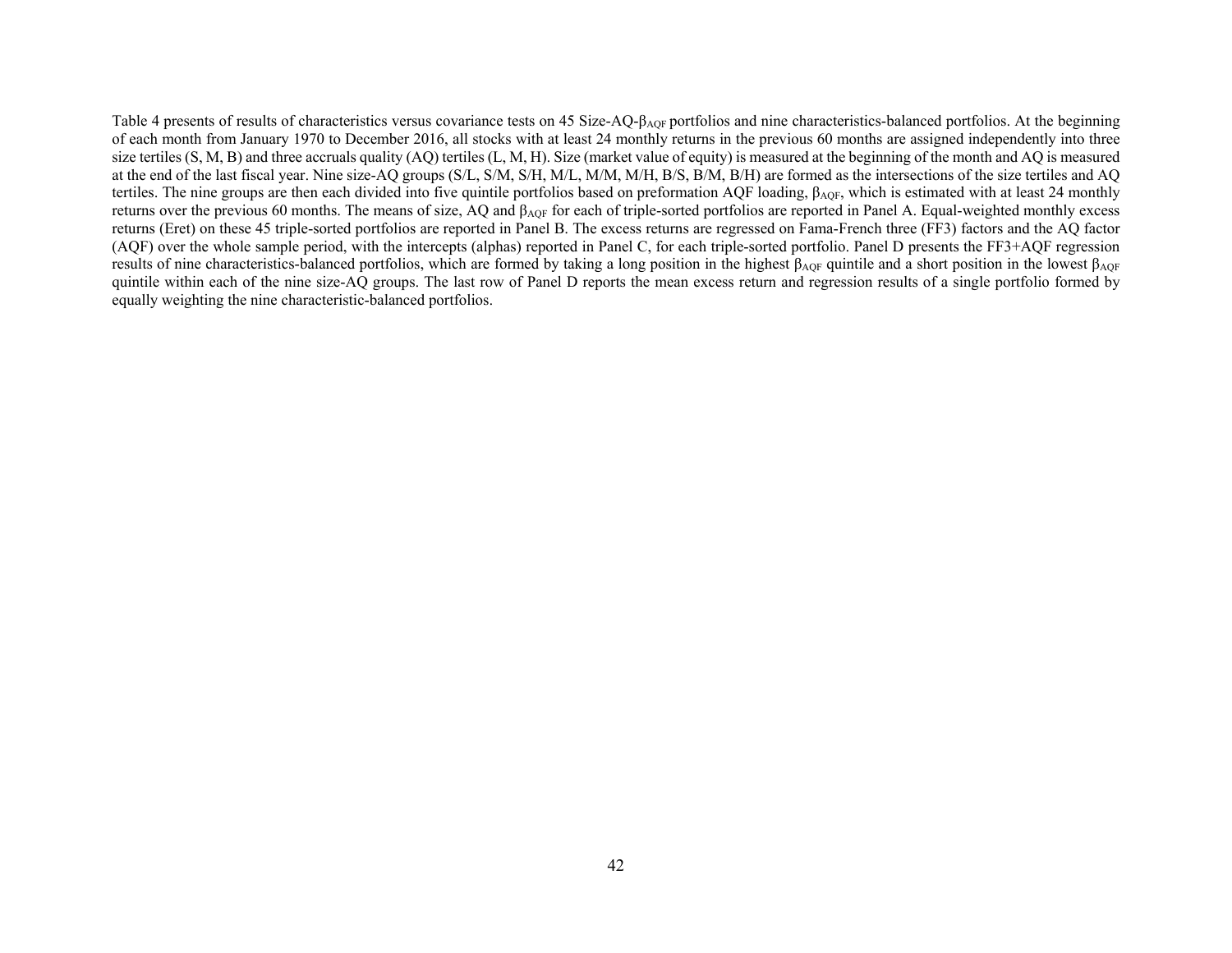Table 4 presents of results of characteristics versus covariance tests on 45 Size-AQ-$\beta_{AQF}$ portfolios and nine characteristics-balanced portfolios. At the beginning of each month from January 1970 to December 2016, all stocks with at least 24 monthly returns in the previous 60 months are assigned independently into three size tertiles (S, M, B) and three accruals quality (AQ) tertiles (L, M, H). Size (market value of equity) is measured at the beginning of the month and AQ is measured at the end of the last fiscal year. Nine size-AQ groups (S/L, S/M, S/H, M/L, M/M, M/H, B/S, B/M, B/H) are formed as the intersections of the size tertiles and AQ tertiles. The nine groups are then each divided into five quintile portfolios based on preformation AQF loading, $\beta_{AQF}$, which is estimated with at least 24 monthly returns over the previous 60 months. The means of size, AQ and $\beta_{AQF}$ for each of triple-sorted portfolios are reported in Panel A. Equal-weighted monthly excess returns (Eret) on these 45 triple-sorted portfolios are reported in Panel B. The excess returns are regressed on Fama-French three (FF3) factors and the AQ factor (AQF) over the whole sample period, with the intercepts (alphas) reported in Panel C, for each triple-sorted portfolio. Panel D presents the FF3+AQF regression results of nine characteristics-balanced portfolios, which are formed by taking a long position in the highest $\beta_{AQF}$ quintile and a short position in the lowest $\beta_{AQF}$ quintile within each of the nine size-AQ groups. The last row of Panel D reports the mean excess return and regression results of a single portfolio formed by equally weighting the nine characteristic-balanced portfolios.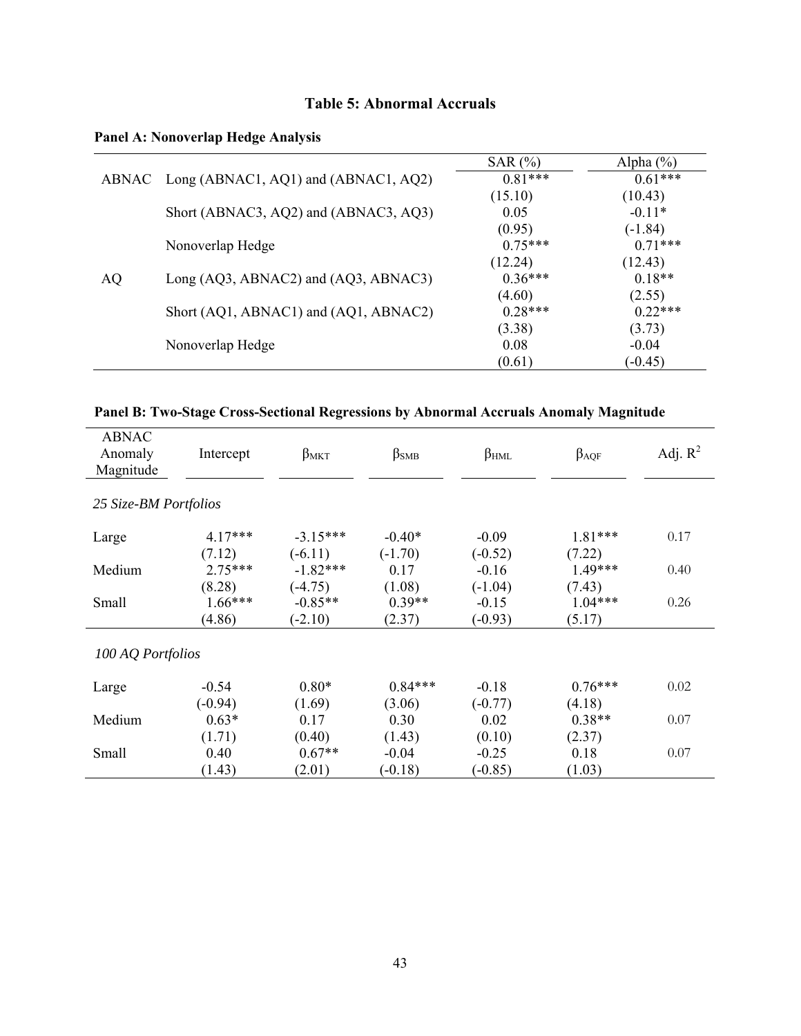# Table 5: Abnormal Accruals

**Panel A: Nonoverlap Hedge Analysis**

| | | SAR (%) | Alpha (%) |
|---|---|---|---|
| ABNAC | Long (ABNAC1, AQ1) and (ABNAC1, AQ2) | 0.81*** | 0.61*** |
| | | (15.10) | (10.43) |
| | Short (ABNAC3, AQ2) and (ABNAC3, AQ3) | 0.05 | -0.11* |
| | | (0.95) | (-1.84) |
| | Nonoverlap Hedge | 0.75*** | 0.71*** |
| | | (12.24) | (12.43) |
| AQ | Long (AQ3, ABNAC2) and (AQ3, ABNAC3) | 0.36*** | 0.18** |
| | | (4.60) | (2.55) |
| | Short (AQ1, ABNAC1) and (AQ1, ABNAC2) | 0.28*** | 0.22*** |
| | | (3.38) | (3.73) |
| | Nonoverlap Hedge | 0.08 | -0.04 |
| | | (0.61) | (-0.45) |

**Panel B: Two-Stage Cross-Sectional Regressions by Abnormal Accruals Anomaly Magnitude**

| ABNAC Anomaly Magnitude | Intercept | $\beta_{MKT}$ | $\beta_{SMB}$ | $\beta_{HML}$ | $\beta_{AQF}$ | Adj. $R^2$ |
|---|---|---|---|---|---|---|
| *25 Size-BM Portfolios* | | | | | | |
| Large | 4.17*** | -3.15*** | -0.40* | -0.09 | 1.81*** | 0.17 |
| | (7.12) | (-6.11) | (-1.70) | (-0.52) | (7.22) | |
| Medium | 2.75*** | -1.82*** | 0.17 | -0.16 | 1.49*** | 0.40 |
| | (8.28) | (-4.75) | (1.08) | (-1.04) | (7.43) | |
| Small | 1.66*** | -0.85** | 0.39** | -0.15 | 1.04*** | 0.26 |
| | (4.86) | (-2.10) | (2.37) | (-0.93) | (5.17) | |
| *100 AQ Portfolios* | | | | | | |
| Large | -0.54 | 0.80* | 0.84*** | -0.18 | 0.76*** | 0.02 |
| | (-0.94) | (1.69) | (3.06) | (-0.77) | (4.18) | |
| Medium | 0.63* | 0.17 | 0.30 | 0.02 | 0.38** | 0.07 |
| | (1.71) | (0.40) | (1.43) | (0.10) | (2.37) | |
| Small | 0.40 | 0.67** | -0.04 | -0.25 | 0.18 | 0.07 |
| | (1.43) | (2.01) | (-0.18) | (-0.85) | (1.03) | |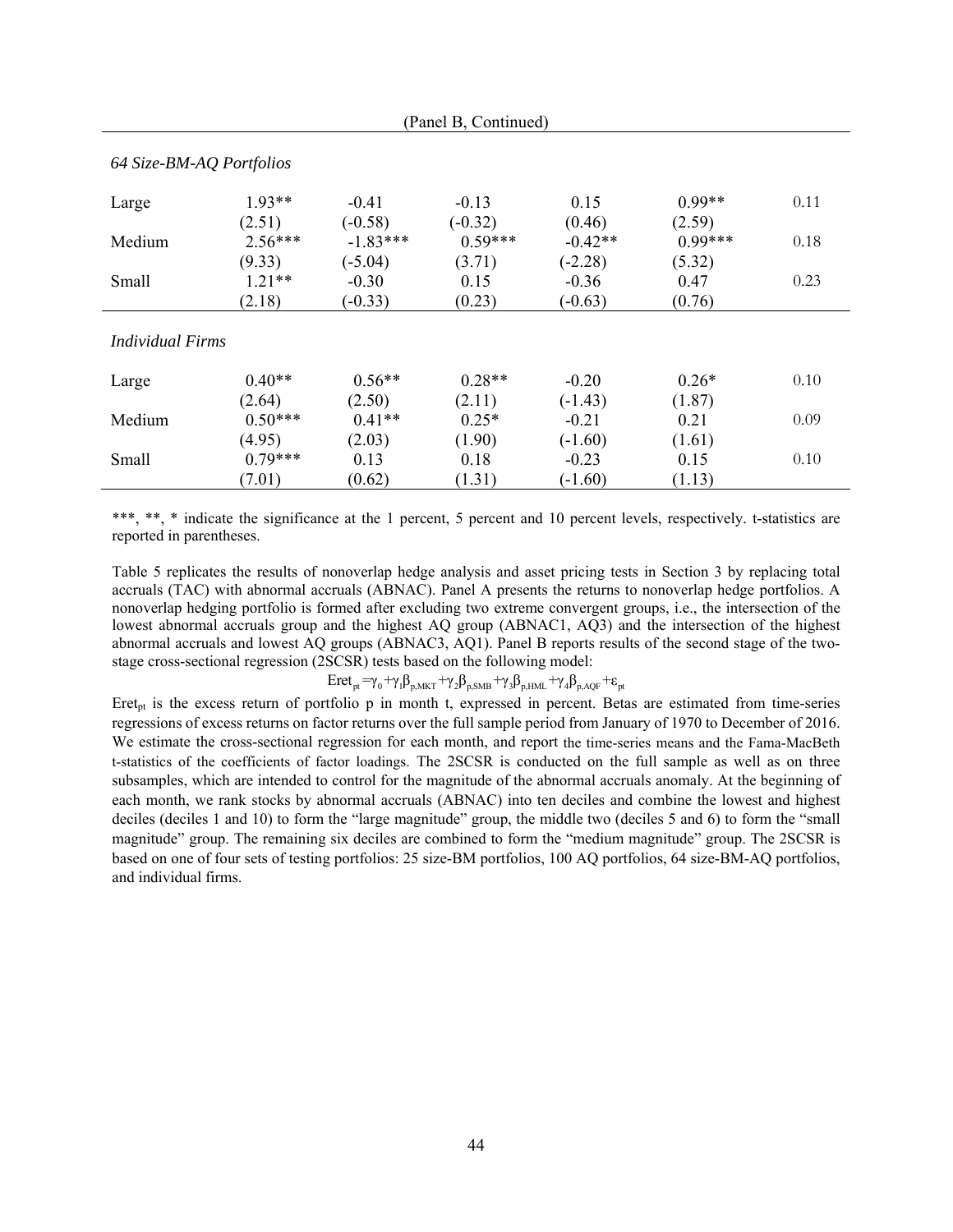(Panel B, Continued)

| | | | | | | |
|---|---|---|---|---|---|---|
| *64 Size-BM-AQ Portfolios* | | | | | | |
| Large | 1.93** | -0.41 | -0.13 | 0.15 | 0.99** | 0.11 |
| | (2.51) | (-0.58) | (-0.32) | (0.46) | (2.59) | |
| Medium | 2.56*** | -1.83*** | 0.59*** | -0.42** | 0.99*** | 0.18 |
| | (9.33) | (-5.04) | (3.71) | (-2.28) | (5.32) | |
| Small | 1.21** | -0.30 | 0.15 | -0.36 | 0.47 | 0.23 |
| | (2.18) | (-0.33) | (0.23) | (-0.63) | (0.76) | |
| *Individual Firms* | | | | | | |
| Large | 0.40** | 0.56** | 0.28** | -0.20 | 0.26* | 0.10 |
| | (2.64) | (2.50) | (2.11) | (-1.43) | (1.87) | |
| Medium | 0.50*** | 0.41** | 0.25* | -0.21 | 0.21 | 0.09 |
| | (4.95) | (2.03) | (1.90) | (-1.60) | (1.61) | |
| Small | 0.79*** | 0.13 | 0.18 | -0.23 | 0.15 | 0.10 |
| | (7.01) | (0.62) | (1.31) | (-1.60) | (1.13) | |

***, **, * indicate the significance at the 1 percent, 5 percent and 10 percent levels, respectively. t-statistics are reported in parentheses.

Table 5 replicates the results of nonoverlap hedge analysis and asset pricing tests in Section 3 by replacing total accruals (TAC) with abnormal accruals (ABNAC). Panel A presents the returns to nonoverlap hedge portfolios. A nonoverlap hedging portfolio is formed after excluding two extreme convergent groups, i.e., the intersection of the lowest abnormal accruals group and the highest AQ group (ABNAC1, AQ3) and the intersection of the highest abnormal accruals and lowest AQ groups (ABNAC3, AQ1). Panel B reports results of the second stage of the two-stage cross-sectional regression (2SCSR) tests based on the following model:

$$Eret_{pt} = \gamma_0 + \gamma_1\beta_{p,MKT} + \gamma_2\beta_{p,SMB} + \gamma_3\beta_{p,HML} + \gamma_4\beta_{p,AQF} + \varepsilon_{pt}$$

$Eret_{pt}$ is the excess return of portfolio p in month t, expressed in percent. Betas are estimated from time-series regressions of excess returns on factor returns over the full sample period from January of 1970 to December of 2016. We estimate the cross-sectional regression for each month, and report the time-series means and the Fama-MacBeth t-statistics of the coefficients of factor loadings. The 2SCSR is conducted on the full sample as well as on three subsamples, which are intended to control for the magnitude of the abnormal accruals anomaly. At the beginning of each month, we rank stocks by abnormal accruals (ABNAC) into ten deciles and combine the lowest and highest deciles (deciles 1 and 10) to form the "large magnitude" group, the middle two (deciles 5 and 6) to form the "small magnitude" group. The remaining six deciles are combined to form the "medium magnitude" group. The 2SCSR is based on one of four sets of testing portfolios: 25 size-BM portfolios, 100 AQ portfolios, 64 size-BM-AQ portfolios, and individual firms.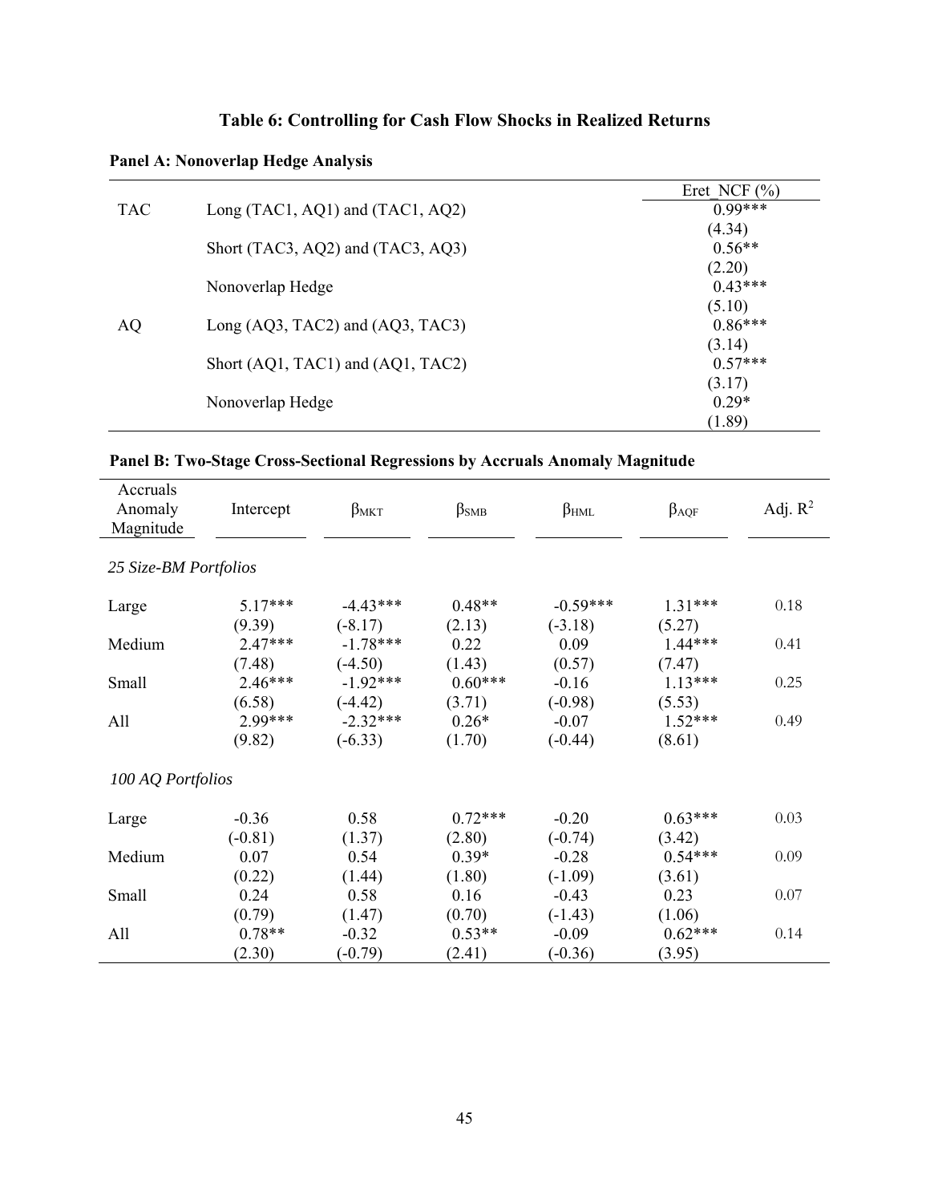# Table 6: Controlling for Cash Flow Shocks in Realized Returns

**Panel A: Nonoverlap Hedge Analysis**

| | | Eret_NCF (%) |
|---|---|---|
| TAC | Long (TAC1, AQ1) and (TAC1, AQ2) | 0.99*** |
| | | (4.34) |
| | Short (TAC3, AQ2) and (TAC3, AQ3) | 0.56** |
| | | (2.20) |
| | Nonoverlap Hedge | 0.43*** |
| | | (5.10) |
| AQ | Long (AQ3, TAC2) and (AQ3, TAC3) | 0.86*** |
| | | (3.14) |
| | Short (AQ1, TAC1) and (AQ1, TAC2) | 0.57*** |
| | | (3.17) |
| | Nonoverlap Hedge | 0.29* |
| | | (1.89) |

**Panel B: Two-Stage Cross-Sectional Regressions by Accruals Anomaly Magnitude**

| Accruals Anomaly Magnitude | Intercept | $\beta_{MKT}$ | $\beta_{SMB}$ | $\beta_{HML}$ | $\beta_{AQF}$ | Adj. $R^2$ |
|---|---|---|---|---|---|---|
| *25 Size-BM Portfolios* | | | | | | |
| Large | 5.17*** | -4.43*** | 0.48** | -0.59*** | 1.31*** | 0.18 |
| | (9.39) | (-8.17) | (2.13) | (-3.18) | (5.27) | |
| Medium | 2.47*** | -1.78*** | 0.22 | 0.09 | 1.44*** | 0.41 |
| | (7.48) | (-4.50) | (1.43) | (0.57) | (7.47) | |
| Small | 2.46*** | -1.92*** | 0.60*** | -0.16 | 1.13*** | 0.25 |
| | (6.58) | (-4.42) | (3.71) | (-0.98) | (5.53) | |
| All | 2.99*** | -2.32*** | 0.26* | -0.07 | 1.52*** | 0.49 |
| | (9.82) | (-6.33) | (1.70) | (-0.44) | (8.61) | |
| *100 AQ Portfolios* | | | | | | |
| Large | -0.36 | 0.58 | 0.72*** | -0.20 | 0.63*** | 0.03 |
| | (-0.81) | (1.37) | (2.80) | (-0.74) | (3.42) | |
| Medium | 0.07 | 0.54 | 0.39* | -0.28 | 0.54*** | 0.09 |
| | (0.22) | (1.44) | (1.80) | (-1.09) | (3.61) | |
| Small | 0.24 | 0.58 | 0.16 | -0.43 | 0.23 | 0.07 |
| | (0.79) | (1.47) | (0.70) | (-1.43) | (1.06) | |
| All | 0.78** | -0.32 | 0.53** | -0.09 | 0.62*** | 0.14 |
| | (2.30) | (-0.79) | (2.41) | (-0.36) | (3.95) | |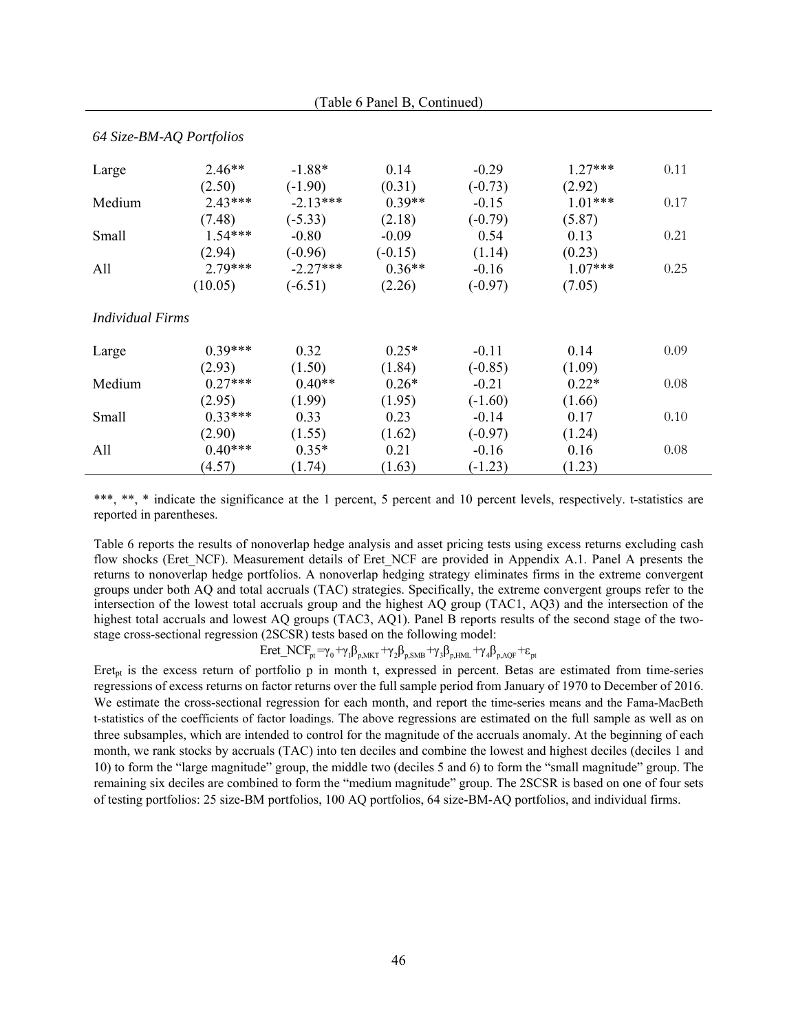(Table 6 Panel B, Continued)

| | | | | | | |
|---|---|---|---|---|---|---|
| *64 Size-BM-AQ Portfolios* | | | | | | |
| Large | 2.46** | -1.88* | 0.14 | -0.29 | 1.27*** | 0.11 |
| | (2.50) | (-1.90) | (0.31) | (-0.73) | (2.92) | |
| Medium | 2.43*** | -2.13*** | 0.39** | -0.15 | 1.01*** | 0.17 |
| | (7.48) | (-5.33) | (2.18) | (-0.79) | (5.87) | |
| Small | 1.54*** | -0.80 | -0.09 | 0.54 | 0.13 | 0.21 |
| | (2.94) | (-0.96) | (-0.15) | (1.14) | (0.23) | |
| All | 2.79*** | -2.27*** | 0.36** | -0.16 | 1.07*** | 0.25 |
| | (10.05) | (-6.51) | (2.26) | (-0.97) | (7.05) | |
| *Individual Firms* | | | | | | |
| Large | 0.39*** | 0.32 | 0.25* | -0.11 | 0.14 | 0.09 |
| | (2.93) | (1.50) | (1.84) | (-0.85) | (1.09) | |
| Medium | 0.27*** | 0.40** | 0.26* | -0.21 | 0.22* | 0.08 |
| | (2.95) | (1.99) | (1.95) | (-1.60) | (1.66) | |
| Small | 0.33*** | 0.33 | 0.23 | -0.14 | 0.17 | 0.10 |
| | (2.90) | (1.55) | (1.62) | (-0.97) | (1.24) | |
| All | 0.40*** | 0.35* | 0.21 | -0.16 | 0.16 | 0.08 |
| | (4.57) | (1.74) | (1.63) | (-1.23) | (1.23) | |

***, **, * indicate the significance at the 1 percent, 5 percent and 10 percent levels, respectively. t-statistics are reported in parentheses.

Table 6 reports the results of nonoverlap hedge analysis and asset pricing tests using excess returns excluding cash flow shocks (Eret_NCF). Measurement details of Eret_NCF are provided in Appendix A.1. Panel A presents the returns to nonoverlap hedge portfolios. A nonoverlap hedging strategy eliminates firms in the extreme convergent groups under both AQ and total accruals (TAC) strategies. Specifically, the extreme convergent groups refer to the intersection of the lowest total accruals group and the highest AQ group (TAC1, AQ3) and the intersection of the highest total accruals and lowest AQ groups (TAC3, AQ1). Panel B reports results of the second stage of the two-stage cross-sectional regression (2SCSR) tests based on the following model:

$$\text{Eret\_NCF}_{pt} = \gamma_0 + \gamma_1\beta_{p,MKT} + \gamma_2\beta_{p,SMB} + \gamma_3\beta_{p,HML} + \gamma_4\beta_{p,AQF} + \varepsilon_{pt}$$

$Eret_{pt}$ is the excess return of portfolio p in month t, expressed in percent. Betas are estimated from time-series regressions of excess returns on factor returns over the full sample period from January of 1970 to December of 2016. We estimate the cross-sectional regression for each month, and report the time-series means and the Fama-MacBeth t-statistics of the coefficients of factor loadings. The above regressions are estimated on the full sample as well as on three subsamples, which are intended to control for the magnitude of the accruals anomaly. At the beginning of each month, we rank stocks by accruals (TAC) into ten deciles and combine the lowest and highest deciles (deciles 1 and 10) to form the "large magnitude" group, the middle two (deciles 5 and 6) to form the "small magnitude" group. The remaining six deciles are combined to form the "medium magnitude" group. The 2SCSR is based on one of four sets of testing portfolios: 25 size-BM portfolios, 100 AQ portfolios, 64 size-BM-AQ portfolios, and individual firms.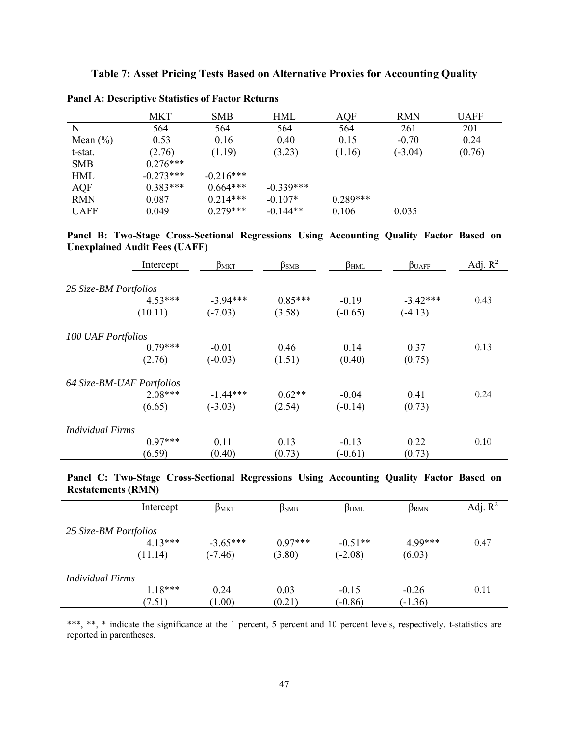**Table 7: Asset Pricing Tests Based on Alternative Proxies for Accounting Quality**

**Panel A: Descriptive Statistics of Factor Returns**

| | MKT | SMB | HML | AQF | RMN | UAFF |
|---|---|---|---|---|---|---|
| N | 564 | 564 | 564 | 564 | 261 | 201 |
| Mean (%) | 0.53 | 0.16 | 0.40 | 0.15 | -0.70 | 0.24 |
| t-stat. | (2.76) | (1.19) | (3.23) | (1.16) | (-3.04) | (0.76) |
| SMB | 0.276*** | | | | | |
| HML | -0.273*** | -0.216*** | | | | |
| AQF | 0.383*** | 0.664*** | -0.339*** | | | |
| RMN | 0.087 | 0.214*** | -0.107* | 0.289*** | | |
| UAFF | 0.049 | 0.279*** | -0.144** | 0.106 | 0.035 | |

**Panel B: Two-Stage Cross-Sectional Regressions Using Accounting Quality Factor Based on Unexplained Audit Fees (UAFF)**

| | Intercept | $\beta_{MKT}$ | $\beta_{SMB}$ | $\beta_{HML}$ | $\beta_{UAFF}$ | Adj. $R^2$ |
|---|---|---|---|---|---|---|
| *25 Size-BM Portfolios* | | | | | | |
| | 4.53*** | -3.94*** | 0.85*** | -0.19 | -3.42*** | 0.43 |
| | (10.11) | (-7.03) | (3.58) | (-0.65) | (-4.13) | |
| *100 UAF Portfolios* | | | | | | |
| | 0.79*** | -0.01 | 0.46 | 0.14 | 0.37 | 0.13 |
| | (2.76) | (-0.03) | (1.51) | (0.40) | (0.75) | |
| *64 Size-BM-UAF Portfolios* | | | | | | |
| | 2.08*** | -1.44*** | 0.62** | -0.04 | 0.41 | 0.24 |
| | (6.65) | (-3.03) | (2.54) | (-0.14) | (0.73) | |
| *Individual Firms* | | | | | | |
| | 0.97*** | 0.11 | 0.13 | -0.13 | 0.22 | 0.10 |
| | (6.59) | (0.40) | (0.73) | (-0.61) | (0.73) | |

**Panel C: Two-Stage Cross-Sectional Regressions Using Accounting Quality Factor Based on Restatements (RMN)**

| | Intercept | $\beta_{MKT}$ | $\beta_{SMB}$ | $\beta_{HML}$ | $\beta_{RMN}$ | Adj. $R^2$ |
|---|---|---|---|---|---|---|
| *25 Size-BM Portfolios* | | | | | | |
| | 4.13*** | -3.65*** | 0.97*** | -0.51** | 4.99*** | 0.47 |
| | (11.14) | (-7.46) | (3.80) | (-2.08) | (6.03) | |
| *Individual Firms* | | | | | | |
| | 1.18*** | 0.24 | 0.03 | -0.15 | -0.26 | 0.11 |
| | (7.51) | (1.00) | (0.21) | (-0.86) | (-1.36) | |

***, **, * indicate the significance at the 1 percent, 5 percent and 10 percent levels, respectively. t-statistics are reported in parentheses.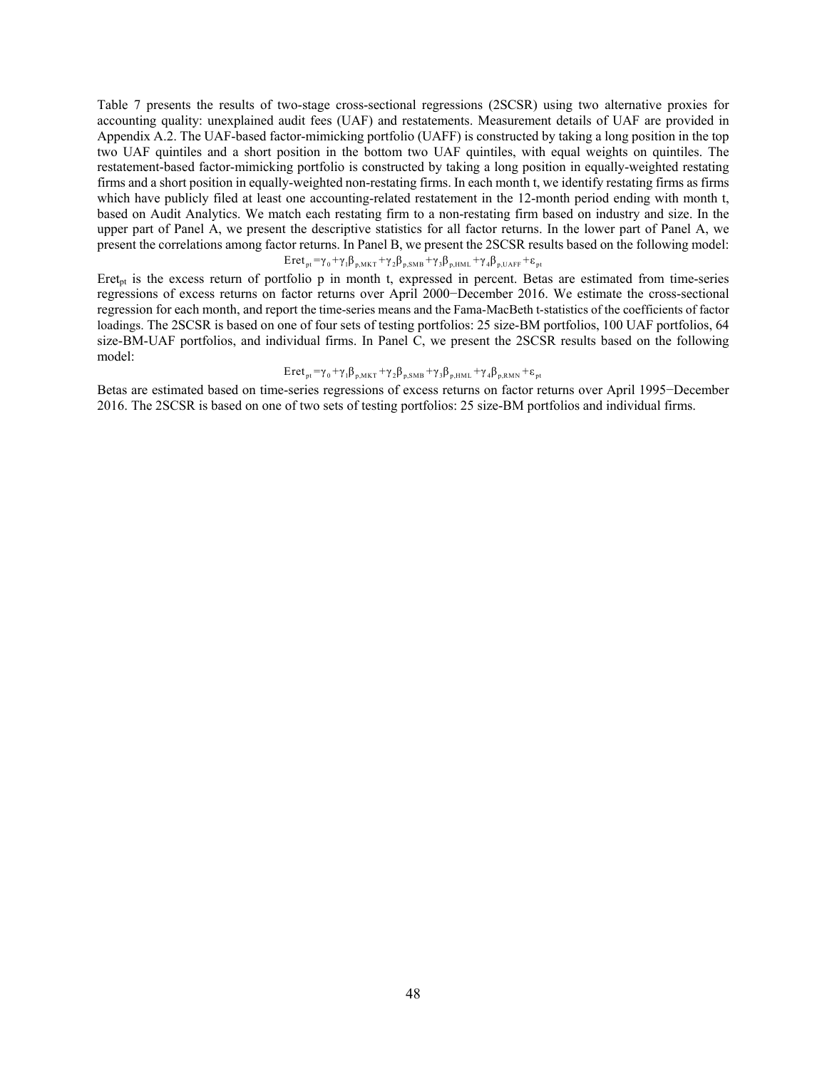Table 7 presents the results of two-stage cross-sectional regressions (2SCSR) using two alternative proxies for accounting quality: unexplained audit fees (UAF) and restatements. Measurement details of UAF are provided in Appendix A.2. The UAF-based factor-mimicking portfolio (UAFF) is constructed by taking a long position in the top two UAF quintiles and a short position in the bottom two UAF quintiles, with equal weights on quintiles. The restatement-based factor-mimicking portfolio is constructed by taking a long position in equally-weighted restating firms and a short position in equally-weighted non-restating firms. In each month t, we identify restating firms as firms which have publicly filed at least one accounting-related restatement in the 12-month period ending with month t, based on Audit Analytics. We match each restating firm to a non-restating firm based on industry and size. In the upper part of Panel A, we present the descriptive statistics for all factor returns. In the lower part of Panel A, we present the correlations among factor returns. In Panel B, we present the 2SCSR results based on the following model:

$$Eret_{pt} = \gamma_0 + \gamma_1 \beta_{p,MKT} + \gamma_2 \beta_{p,SMB} + \gamma_3 \beta_{p,HML} + \gamma_4 \beta_{p,UAFF} + \varepsilon_{pt}$$

$Eret_{pt}$ is the excess return of portfolio p in month t, expressed in percent. Betas are estimated from time-series regressions of excess returns on factor returns over April 2000−December 2016. We estimate the cross-sectional regression for each month, and report the time-series means and the Fama-MacBeth t-statistics of the coefficients of factor loadings. The 2SCSR is based on one of four sets of testing portfolios: 25 size-BM portfolios, 100 UAF portfolios, 64 size-BM-UAF portfolios, and individual firms. In Panel C, we present the 2SCSR results based on the following model:

$$Eret_{pt} = \gamma_0 + \gamma_1 \beta_{p,MKT} + \gamma_2 \beta_{p,SMB} + \gamma_3 \beta_{p,HML} + \gamma_4 \beta_{p,RMN} + \varepsilon_{pt}$$

Betas are estimated based on time-series regressions of excess returns on factor returns over April 1995−December 2016. The 2SCSR is based on one of two sets of testing portfolios: 25 size-BM portfolios and individual firms.